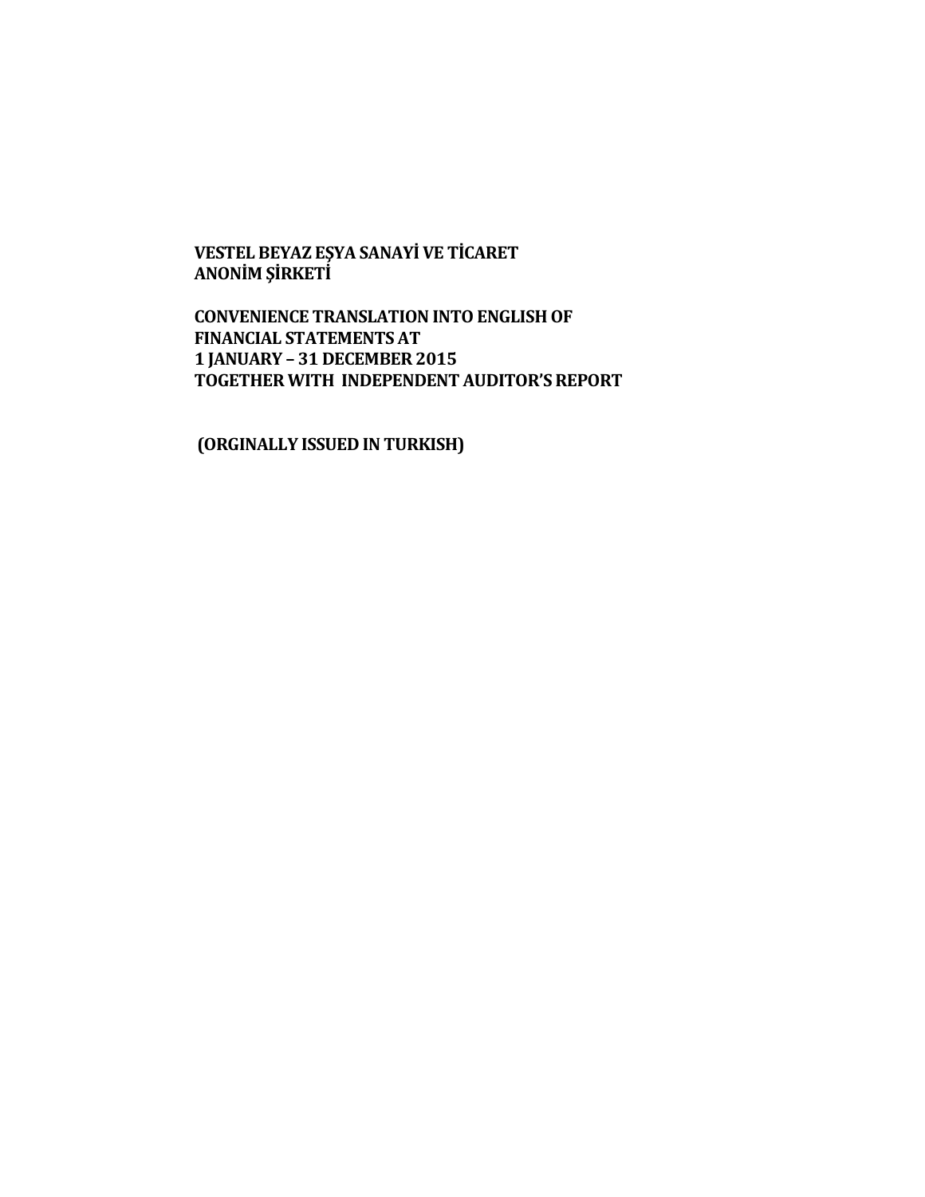**VESTEL BEYAZ EŞYA SANAYİ VE TİCARET ANONİM ŞİRKETİ**

**CONVENIENCE TRANSLATION INTO ENGLISH OF FINANCIAL STATEMENTS AT 1 JANUARY – 31 DECEMBER 2015 TOGETHER WITH INDEPENDENT AUDITOR'S REPORT**

**(ORGINALLY ISSUED IN TURKISH)**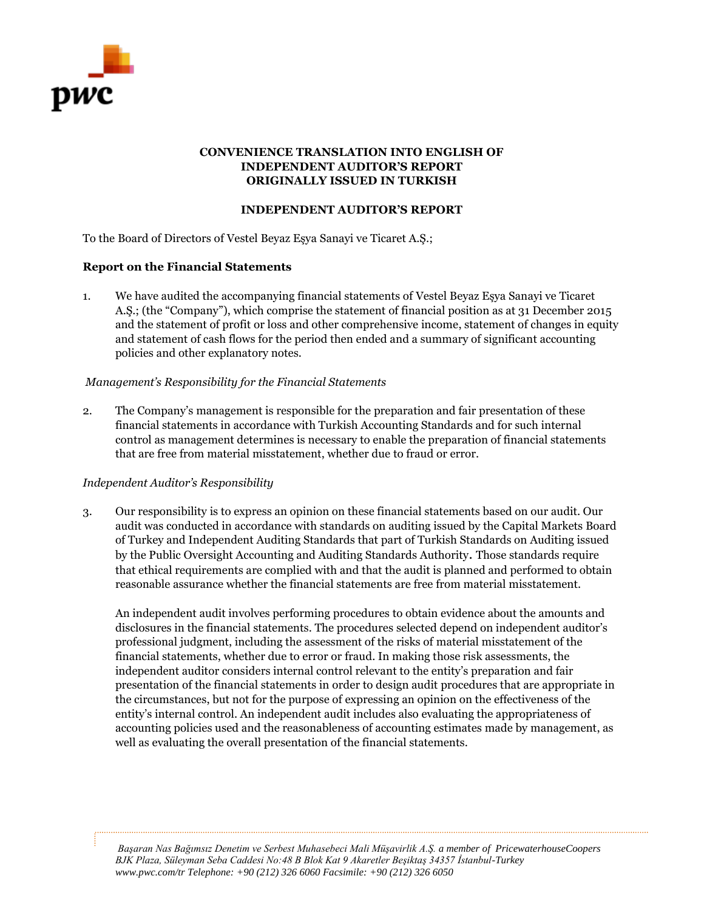**CONVENIENCE TRANSLATION INTO ENGLISH OF INDEPENDENT AUDITOR'S REPORT ORIGINALLY ISSUED IN TURKISH**

**INDEPENDENT AUDITOR'S REPORT**

To the Board of Directors of Vestel Beyaz Eşya Sanayi ve Ticaret A.Ş.;

**Report on the Financial Statements**

1. We have audited the accompanying financial statements of Vestel Beyaz Eşya Sanayi ve Ticaret A.Ş.; (the "Company"), which comprise the statement of financial position as at 31 December 2015 and the statement of profit or loss and other comprehensive income, statement of changes in equity and statement of cash flows for the period then ended and a summary of significant accounting policies and other explanatory notes.

*Management's Responsibility for the Financial Statements*

2. The Company's management is responsible for the preparation and fair presentation of these financial statements in accordance with Turkish Accounting Standards and for such internal control as management determines is necessary to enable the preparation of financial statements that are free from material misstatement, whether due to fraud or error.

*Independent Auditor's Responsibility*

3. Our responsibility is to express an opinion on these financial statements based on our audit. Our audit was conducted in accordance with standards on auditing issued by the Capital Markets Board of Turkey and Independent Auditing Standards that part of Turkish Standards on Auditing issued by the Public Oversight Accounting and Auditing Standards Authority. Those standards require that ethical requirements are complied with and that the audit is planned and performed to obtain reasonable assurance whether the financial statements are free from material misstatement.

   An independent audit involves performing procedures to obtain evidence about the amounts and disclosures in the financial statements. The procedures selected depend on independent auditor's professional judgment, including the assessment of the risks of material misstatement of the financial statements, whether due to error or fraud. In making those risk assessments, the independent auditor considers internal control relevant to the entity's preparation and fair presentation of the financial statements in order to design audit procedures that are appropriate in the circumstances, but not for the purpose of expressing an opinion on the effectiveness of the entity's internal control. An independent audit includes also evaluating the appropriateness of accounting policies used and the reasonableness of accounting estimates made by management, as well as evaluating the overall presentation of the financial statements.

*Başaran Nas Bağımsız Denetim ve Serbest Muhasebeci Mali Müşavirlik A.Ş. a member of PricewaterhouseCoopers*
*BJK Plaza, Süleyman Seba Caddesi No:48 B Blok Kat 9 Akaretler Beşiktaş 34357 İstanbul-Turkey*
*www.pwc.com/tr Telephone: +90 (212) 326 6060 Facsimile: +90 (212) 326 6050*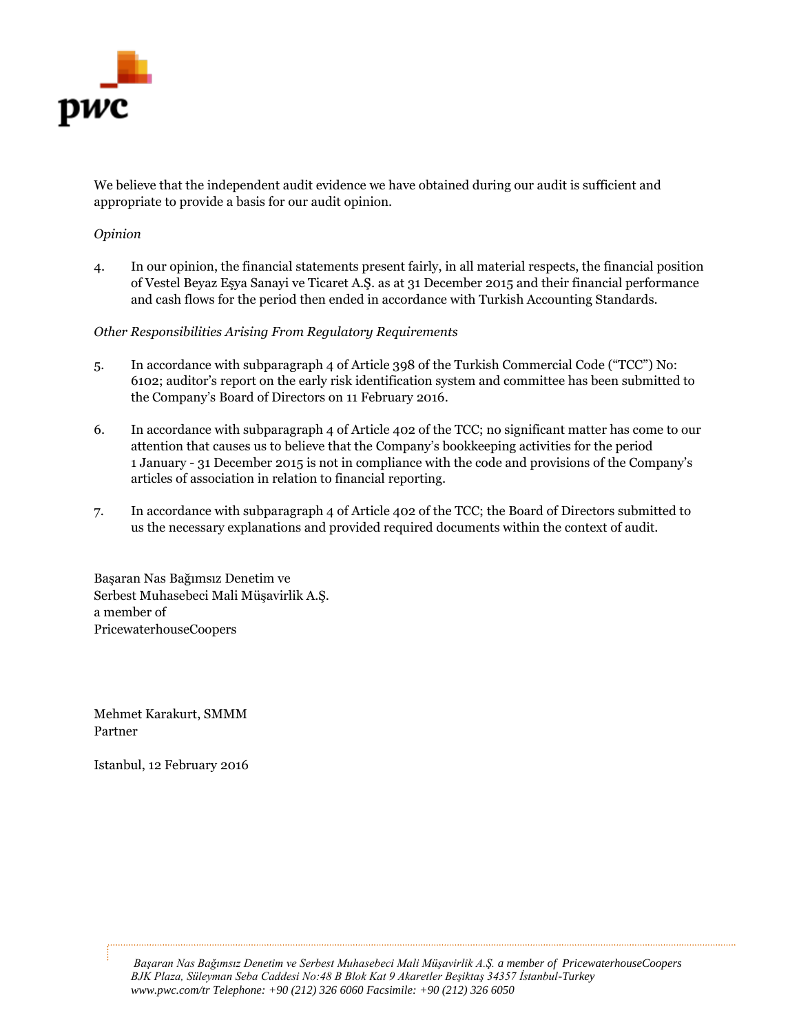We believe that the independent audit evidence we have obtained during our audit is sufficient and appropriate to provide a basis for our audit opinion.

*Opinion*

4. In our opinion, the financial statements present fairly, in all material respects, the financial position of Vestel Beyaz Eşya Sanayi ve Ticaret A.Ş. as at 31 December 2015 and their financial performance and cash flows for the period then ended in accordance with Turkish Accounting Standards.

*Other Responsibilities Arising From Regulatory Requirements*

5. In accordance with subparagraph 4 of Article 398 of the Turkish Commercial Code ("TCC") No: 6102; auditor's report on the early risk identification system and committee has been submitted to the Company's Board of Directors on 11 February 2016.

6. In accordance with subparagraph 4 of Article 402 of the TCC; no significant matter has come to our attention that causes us to believe that the Company's bookkeeping activities for the period 1 January - 31 December 2015 is not in compliance with the code and provisions of the Company's articles of association in relation to financial reporting.

7. In accordance with subparagraph 4 of Article 402 of the TCC; the Board of Directors submitted to us the necessary explanations and provided required documents within the context of audit.

Başaran Nas Bağımsız Denetim ve
Serbest Muhasebeci Mali Müşavirlik A.Ş.
a member of
PricewaterhouseCoopers

Mehmet Karakurt, SMMM
Partner

Istanbul, 12 February 2016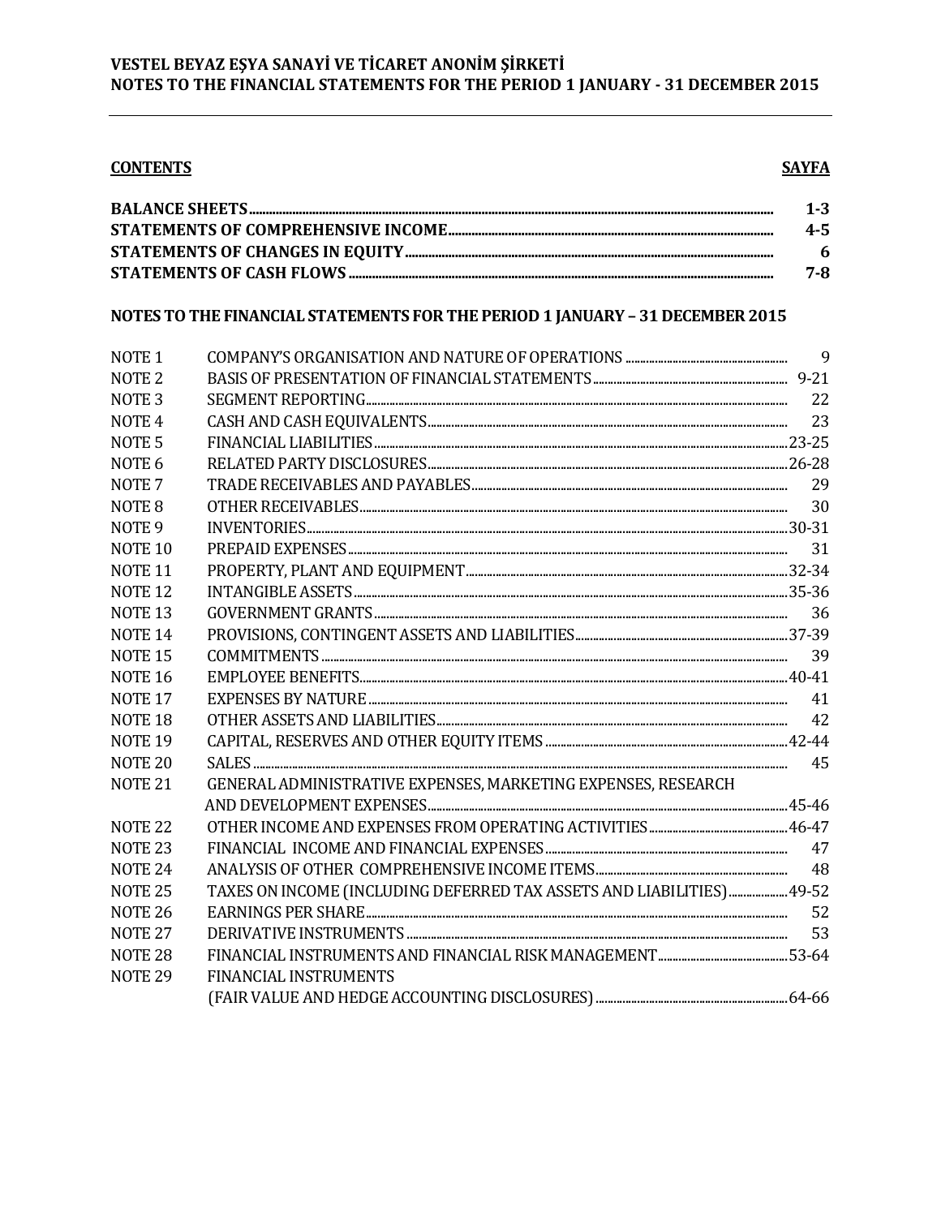**CONTENTS** | **SAYFA**

| | |
|---|---|
| **BALANCE SHEETS** | **1-3** |
| **STATEMENTS OF COMPREHENSIVE INCOME** | **4-5** |
| **STATEMENTS OF CHANGES IN EQUITY** | **6** |
| **STATEMENTS OF CASH FLOWS** | **7-8** |

**NOTES TO THE FINANCIAL STATEMENTS FOR THE PERIOD 1 JANUARY – 31 DECEMBER 2015**

| | | |
|---|---|---|
| NOTE 1 | COMPANY'S ORGANISATION AND NATURE OF OPERATIONS | 9 |
| NOTE 2 | BASIS OF PRESENTATION OF FINANCIAL STATEMENTS | 9-21 |
| NOTE 3 | SEGMENT REPORTING | 22 |
| NOTE 4 | CASH AND CASH EQUIVALENTS | 23 |
| NOTE 5 | FINANCIAL LIABILITIES | 23-25 |
| NOTE 6 | RELATED PARTY DISCLOSURES | 26-28 |
| NOTE 7 | TRADE RECEIVABLES AND PAYABLES | 29 |
| NOTE 8 | OTHER RECEIVABLES | 30 |
| NOTE 9 | INVENTORIES | 30-31 |
| NOTE 10 | PREPAID EXPENSES | 31 |
| NOTE 11 | PROPERTY, PLANT AND EQUIPMENT | 32-34 |
| NOTE 12 | INTANGIBLE ASSETS | 35-36 |
| NOTE 13 | GOVERNMENT GRANTS | 36 |
| NOTE 14 | PROVISIONS, CONTINGENT ASSETS AND LIABILITIES | 37-39 |
| NOTE 15 | COMMITMENTS | 39 |
| NOTE 16 | EMPLOYEE BENEFITS | 40-41 |
| NOTE 17 | EXPENSES BY NATURE | 41 |
| NOTE 18 | OTHER ASSETS AND LIABILITIES | 42 |
| NOTE 19 | CAPITAL, RESERVES AND OTHER EQUITY ITEMS | 42-44 |
| NOTE 20 | SALES | 45 |
| NOTE 21 | GENERAL ADMINISTRATIVE EXPENSES, MARKETING EXPENSES, RESEARCH AND DEVELOPMENT EXPENSES | 45-46 |
| NOTE 22 | OTHER INCOME AND EXPENSES FROM OPERATING ACTIVITIES | 46-47 |
| NOTE 23 | FINANCIAL INCOME AND FINANCIAL EXPENSES | 47 |
| NOTE 24 | ANALYSIS OF OTHER COMPREHENSIVE INCOME ITEMS | 48 |
| NOTE 25 | TAXES ON INCOME (INCLUDING DEFERRED TAX ASSETS AND LIABILITIES) | 49-52 |
| NOTE 26 | EARNINGS PER SHARE | 52 |
| NOTE 27 | DERIVATIVE INSTRUMENTS | 53 |
| NOTE 28 | FINANCIAL INSTRUMENTS AND FINANCIAL RISK MANAGEMENT | 53-64 |
| NOTE 29 | FINANCIAL INSTRUMENTS (FAIR VALUE AND HEDGE ACCOUNTING DISCLOSURES) | 64-66 |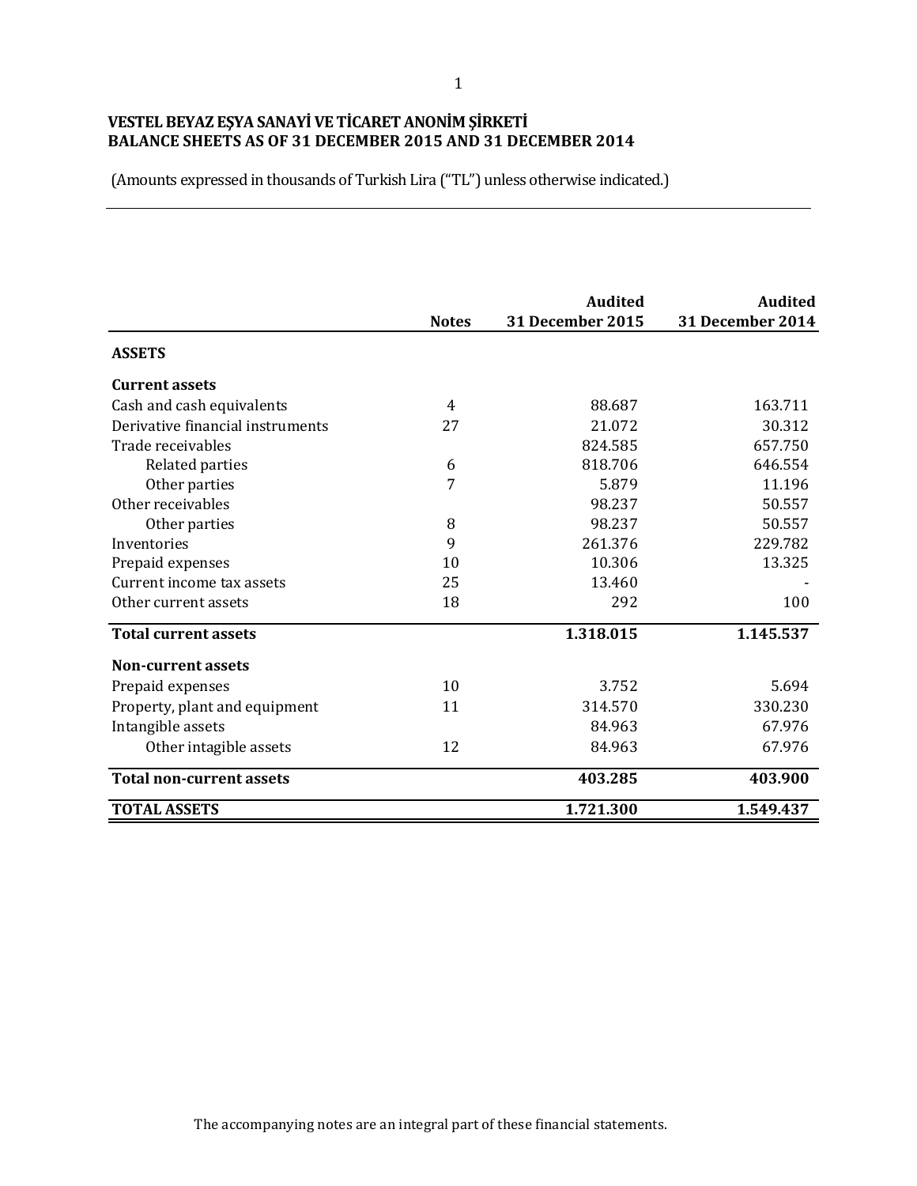**VESTEL BEYAZ EŞYA SANAYİ VE TİCARET ANONİM ŞİRKETİ**
**BALANCE SHEETS AS OF 31 DECEMBER 2015 AND 31 DECEMBER 2014**

(Amounts expressed in thousands of Turkish Lira ("TL") unless otherwise indicated.)

| | Notes | Audited 31 December 2015 | Audited 31 December 2014 |
|---|---|---|---|
| **ASSETS** | | | |
| **Current assets** | | | |
| Cash and cash equivalents | 4 | 88.687 | 163.711 |
| Derivative financial instruments | 27 | 21.072 | 30.312 |
| Trade receivables | | 824.585 | 657.750 |
| Related parties | 6 | 818.706 | 646.554 |
| Other parties | 7 | 5.879 | 11.196 |
| Other receivables | | 98.237 | 50.557 |
| Other parties | 8 | 98.237 | 50.557 |
| Inventories | 9 | 261.376 | 229.782 |
| Prepaid expenses | 10 | 10.306 | 13.325 |
| Current income tax assets | 25 | 13.460 | - |
| Other current assets | 18 | 292 | 100 |
| **Total current assets** | | **1.318.015** | **1.145.537** |
| **Non-current assets** | | | |
| Prepaid expenses | 10 | 3.752 | 5.694 |
| Property, plant and equipment | 11 | 314.570 | 330.230 |
| Intangible assets | | 84.963 | 67.976 |
| Other intagible assets | 12 | 84.963 | 67.976 |
| **Total non-current assets** | | **403.285** | **403.900** |
| **TOTAL ASSETS** | | **1.721.300** | **1.549.437** |

The accompanying notes are an integral part of these financial statements.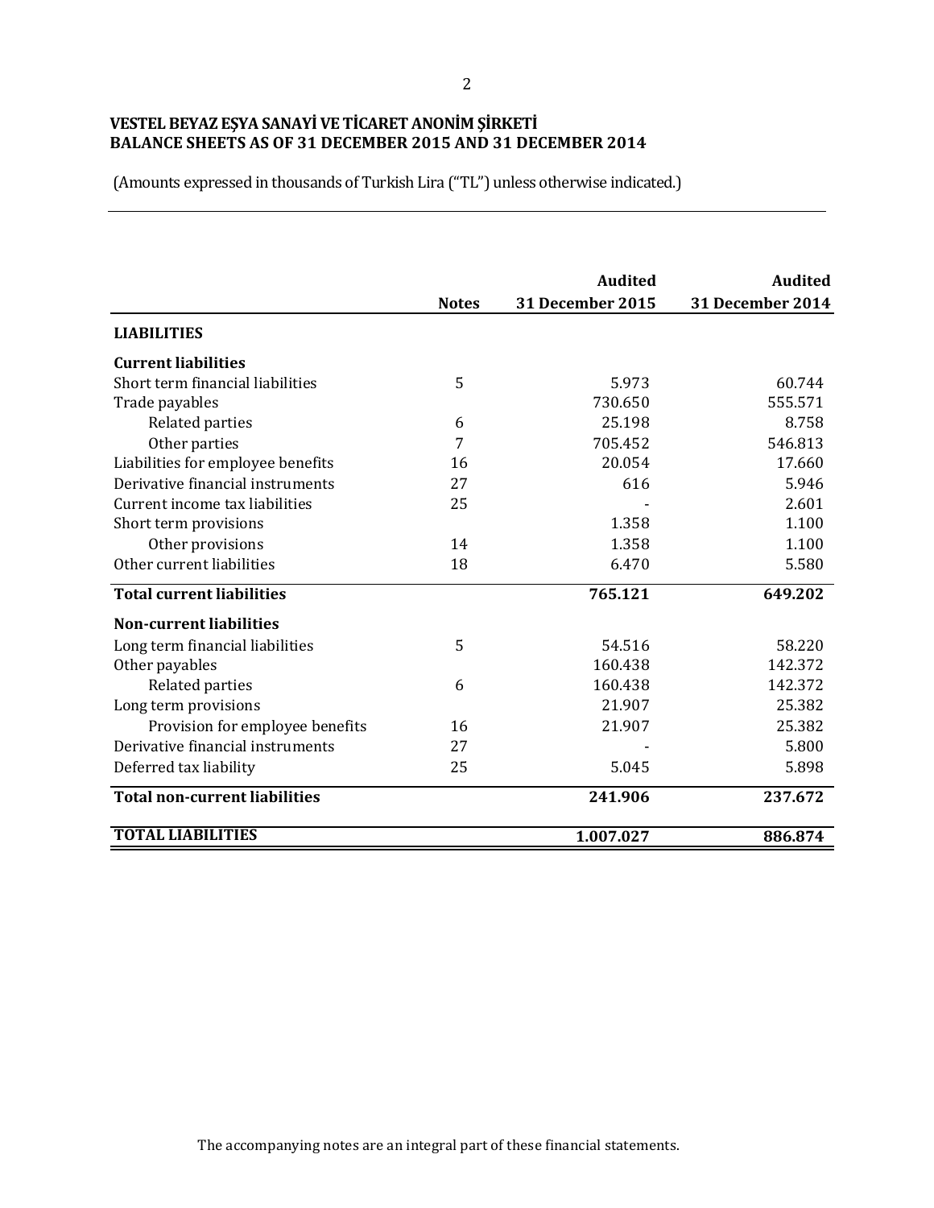**VESTEL BEYAZ EŞYA SANAYİ VE TİCARET ANONİM ŞİRKETİ**
**BALANCE SHEETS AS OF 31 DECEMBER 2015 AND 31 DECEMBER 2014**

(Amounts expressed in thousands of Turkish Lira ("TL") unless otherwise indicated.)

| | Notes | Audited 31 December 2015 | Audited 31 December 2014 |
|---|---|---|---|
| **LIABILITIES** | | | |
| **Current liabilities** | | | |
| Short term financial liabilities | 5 | 5.973 | 60.744 |
| Trade payables | | 730.650 | 555.571 |
| Related parties | 6 | 25.198 | 8.758 |
| Other parties | 7 | 705.452 | 546.813 |
| Liabilities for employee benefits | 16 | 20.054 | 17.660 |
| Derivative financial instruments | 27 | 616 | 5.946 |
| Current income tax liabilities | 25 | - | 2.601 |
| Short term provisions | | 1.358 | 1.100 |
| Other provisions | 14 | 1.358 | 1.100 |
| Other current liabilities | 18 | 6.470 | 5.580 |
| **Total current liabilities** | | **765.121** | **649.202** |
| **Non-current liabilities** | | | |
| Long term financial liabilities | 5 | 54.516 | 58.220 |
| Other payables | | 160.438 | 142.372 |
| Related parties | 6 | 160.438 | 142.372 |
| Long term provisions | | 21.907 | 25.382 |
| Provision for employee benefits | 16 | 21.907 | 25.382 |
| Derivative financial instruments | 27 | - | 5.800 |
| Deferred tax liability | 25 | 5.045 | 5.898 |
| **Total non-current liabilities** | | **241.906** | **237.672** |
| **TOTAL LIABILITIES** | | **1.007.027** | **886.874** |

The accompanying notes are an integral part of these financial statements.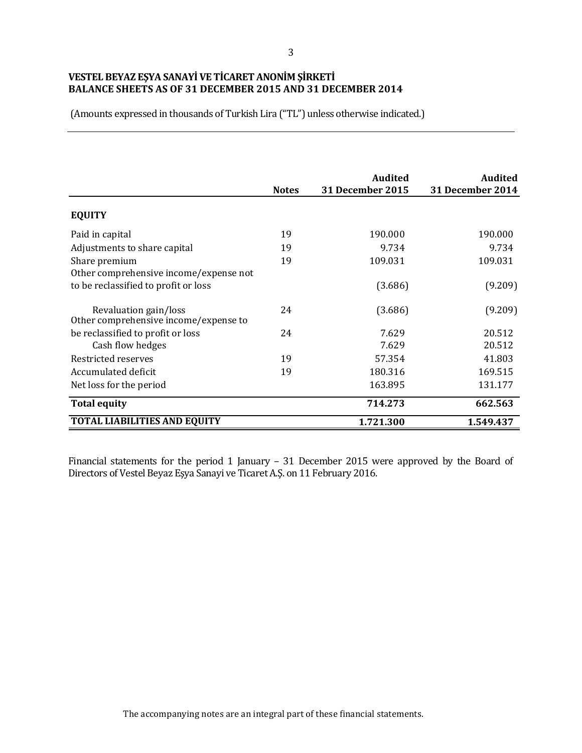**VESTEL BEYAZ EŞYA SANAYİ VE TİCARET ANONİM ŞİRKETİ**
**BALANCE SHEETS AS OF 31 DECEMBER 2015 AND 31 DECEMBER 2014**

(Amounts expressed in thousands of Turkish Lira ("TL") unless otherwise indicated.)

| | Notes | Audited 31 December 2015 | Audited 31 December 2014 |
|---|---|---|---|
| **EQUITY** | | | |
| Paid in capital | 19 | 190.000 | 190.000 |
| Adjustments to share capital | 19 | 9.734 | 9.734 |
| Share premium | 19 | 109.031 | 109.031 |
| Other comprehensive income/expense not to be reclassified to profit or loss | | (3.686) | (9.209) |
| Revaluation gain/loss | 24 | (3.686) | (9.209) |
| Other comprehensive income/expense to be reclassified to profit or loss | 24 | 7.629 | 20.512 |
| Cash flow hedges | | 7.629 | 20.512 |
| Restricted reserves | 19 | 57.354 | 41.803 |
| Accumulated deficit | 19 | 180.316 | 169.515 |
| Net loss for the period | | 163.895 | 131.177 |
| **Total equity** | | **714.273** | **662.563** |
| **TOTAL LIABILITIES AND EQUITY** | | **1.721.300** | **1.549.437** |

Financial statements for the period 1 January – 31 December 2015 were approved by the Board of Directors of Vestel Beyaz Eşya Sanayi ve Ticaret A.Ş. on 11 February 2016.

The accompanying notes are an integral part of these financial statements.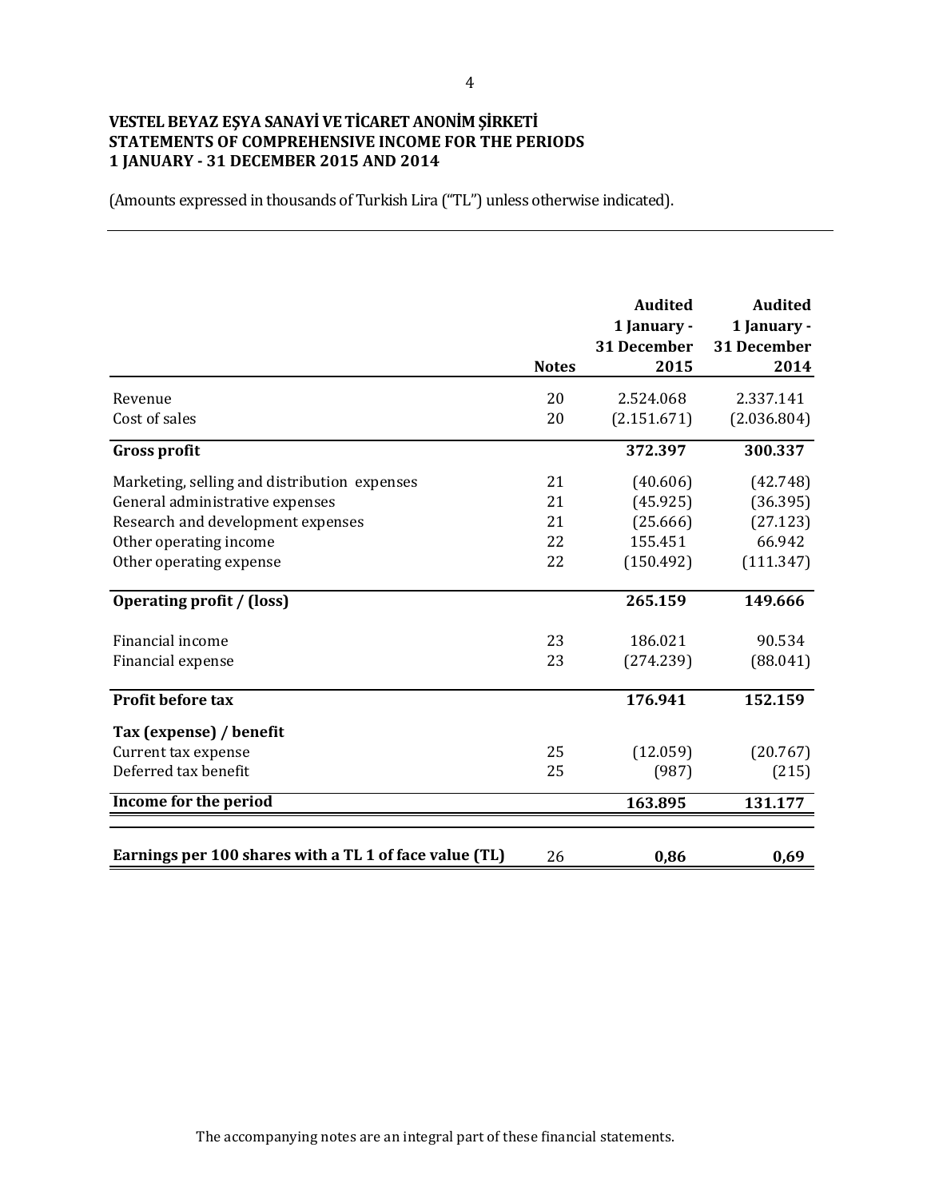**VESTEL BEYAZ EŞYA SANAYİ VE TİCARET ANONİM ŞİRKETİ**
**STATEMENTS OF COMPREHENSIVE INCOME FOR THE PERIODS**
**1 JANUARY - 31 DECEMBER 2015 AND 2014**

(Amounts expressed in thousands of Turkish Lira ("TL") unless otherwise indicated).

| | Notes | Audited 1 January - 31 December 2015 | Audited 1 January - 31 December 2014 |
|---|---|---|---|
| Revenue | 20 | 2.524.068 | 2.337.141 |
| Cost of sales | 20 | (2.151.671) | (2.036.804) |
| **Gross profit** | | **372.397** | **300.337** |
| Marketing, selling and distribution expenses | 21 | (40.606) | (42.748) |
| General administrative expenses | 21 | (45.925) | (36.395) |
| Research and development expenses | 21 | (25.666) | (27.123) |
| Other operating income | 22 | 155.451 | 66.942 |
| Other operating expense | 22 | (150.492) | (111.347) |
| **Operating profit / (loss)** | | **265.159** | **149.666** |
| Financial income | 23 | 186.021 | 90.534 |
| Financial expense | 23 | (274.239) | (88.041) |
| **Profit before tax** | | **176.941** | **152.159** |
| **Tax (expense) / benefit** | | | |
| Current tax expense | 25 | (12.059) | (20.767) |
| Deferred tax benefit | 25 | (987) | (215) |
| **Income for the period** | | **163.895** | **131.177** |
| **Earnings per 100 shares with a TL 1 of face value (TL)** | 26 | **0,86** | **0,69** |

The accompanying notes are an integral part of these financial statements.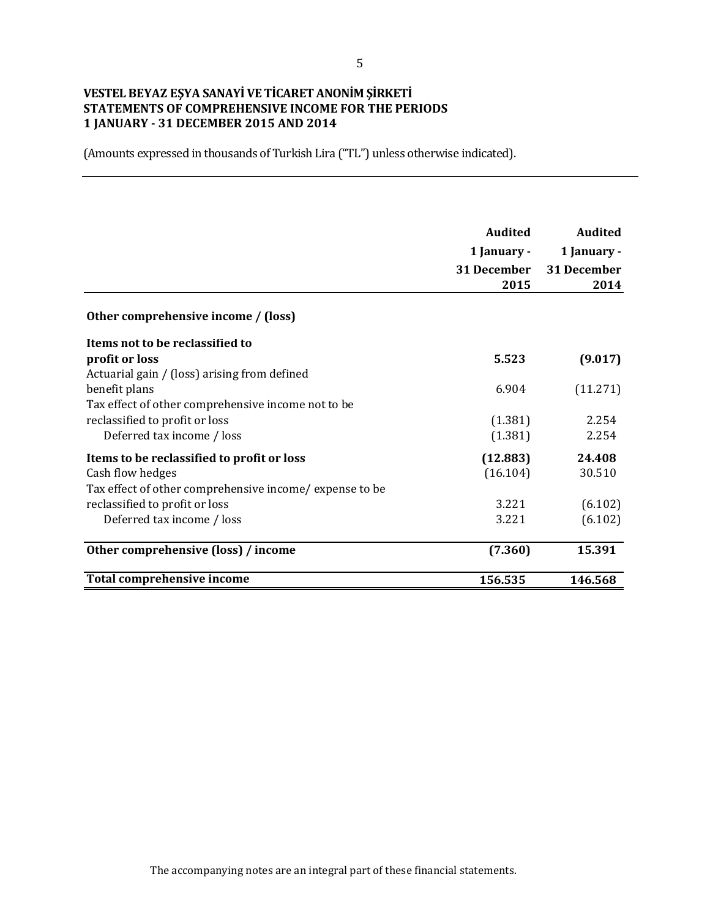**VESTEL BEYAZ EŞYA SANAYİ VE TİCARET ANONİM ŞİRKETİ**
**STATEMENTS OF COMPREHENSIVE INCOME FOR THE PERIODS**
**1 JANUARY - 31 DECEMBER 2015 AND 2014**

(Amounts expressed in thousands of Turkish Lira ("TL") unless otherwise indicated).

| | **Audited 1 January - 31 December 2015** | **Audited 1 January - 31 December 2014** |
|---|---|---|
| **Other comprehensive income / (loss)** | | |
| **Items not to be reclassified to profit or loss** | **5.523** | **(9.017)** |
| Actuarial gain / (loss) arising from defined benefit plans | 6.904 | (11.271) |
| Tax effect of other comprehensive income not to be reclassified to profit or loss | (1.381) | 2.254 |
| Deferred tax income / loss | (1.381) | 2.254 |
| **Items to be reclassified to profit or loss** | **(12.883)** | **24.408** |
| Cash flow hedges | (16.104) | 30.510 |
| Tax effect of other comprehensive income/ expense to be reclassified to profit or loss | 3.221 | (6.102) |
| Deferred tax income / loss | 3.221 | (6.102) |
| **Other comprehensive (loss) / income** | **(7.360)** | **15.391** |
| **Total comprehensive income** | **156.535** | **146.568** |

The accompanying notes are an integral part of these financial statements.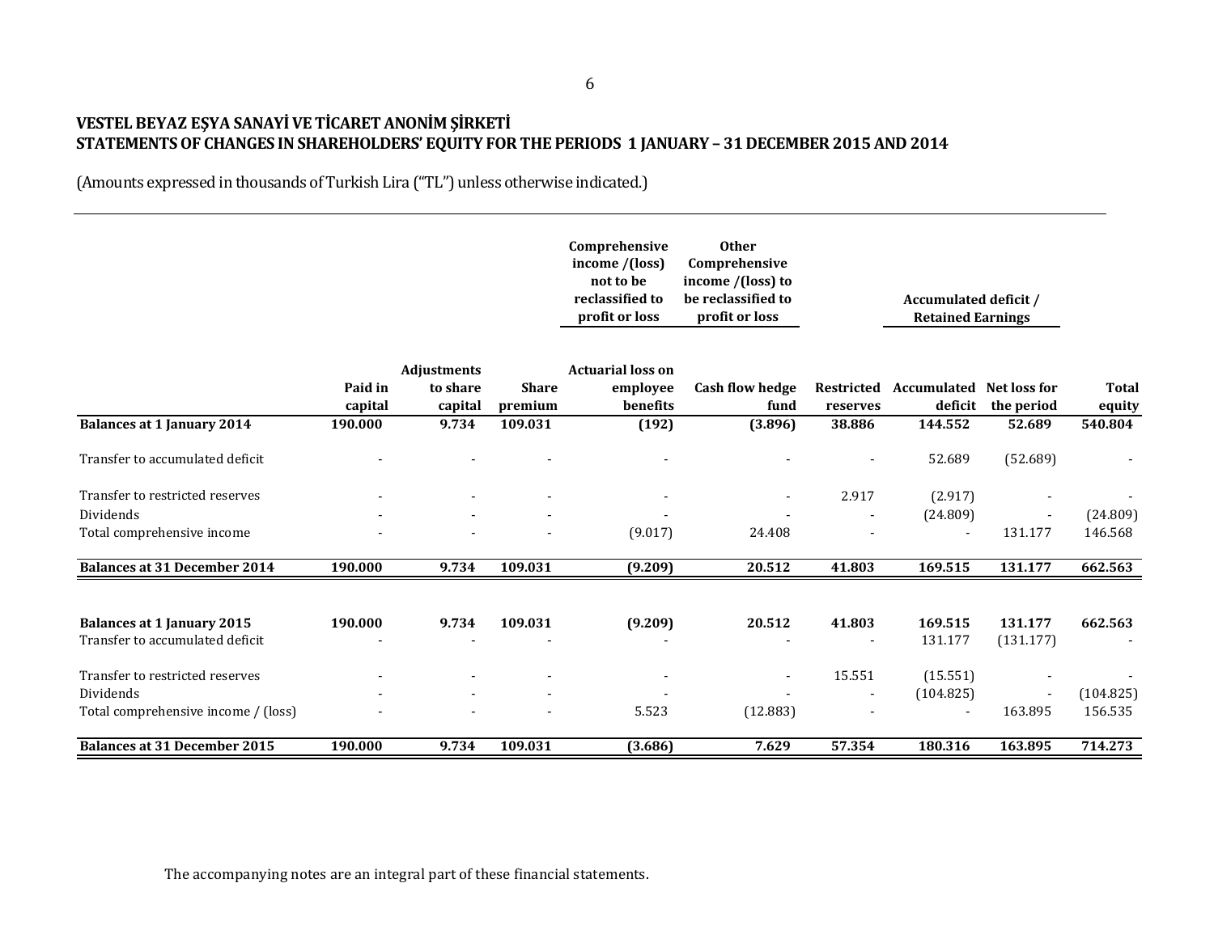**VESTEL BEYAZ EŞYA SANAYİ VE TİCARET ANONİM ŞİRKETİ**
**STATEMENTS OF CHANGES IN SHAREHOLDERS' EQUITY FOR THE PERIODS 1 JANUARY – 31 DECEMBER 2015 AND 2014**

(Amounts expressed in thousands of Turkish Lira ("TL") unless otherwise indicated.)

| | | | | Comprehensive income /(loss) not to be reclassified to profit or loss | Other Comprehensive income /(loss) to be reclassified to profit or loss | | Accumulated deficit / Retained Earnings | | |
|---|---|---|---|---|---|---|---|---|---|
| | Paid in capital | Adjustments to share capital | Share premium | Actuarial loss on employee benefits | Cash flow hedge fund | Restricted reserves | Accumulated deficit | Net loss for the period | Total equity |
| **Balances at 1 January 2014** | **190.000** | **9.734** | **109.031** | **(192)** | **(3.896)** | **38.886** | **144.552** | **52.689** | **540.804** |
| Transfer to accumulated deficit | - | - | - | - | - | - | 52.689 | (52.689) | - |
| Transfer to restricted reserves | - | - | - | - | - | 2.917 | (2.917) | - | - |
| Dividends | - | - | - | - | - | - | (24.809) | - | (24.809) |
| Total comprehensive income | - | - | - | (9.017) | 24.408 | - | - | 131.177 | 146.568 |
| **Balances at 31 December 2014** | **190.000** | **9.734** | **109.031** | **(9.209)** | **20.512** | **41.803** | **169.515** | **131.177** | **662.563** |
| | | | | | | | | | |
| **Balances at 1 January 2015** | **190.000** | **9.734** | **109.031** | **(9.209)** | **20.512** | **41.803** | **169.515** | **131.177** | **662.563** |
| Transfer to accumulated deficit | - | - | - | - | - | - | 131.177 | (131.177) | - |
| Transfer to restricted reserves | - | - | - | - | - | 15.551 | (15.551) | - | - |
| Dividends | - | - | - | - | - | - | (104.825) | - | (104.825) |
| Total comprehensive income / (loss) | - | - | - | 5.523 | (12.883) | - | - | 163.895 | 156.535 |
| **Balances at 31 December 2015** | **190.000** | **9.734** | **109.031** | **(3.686)** | **7.629** | **57.354** | **180.316** | **163.895** | **714.273** |

The accompanying notes are an integral part of these financial statements.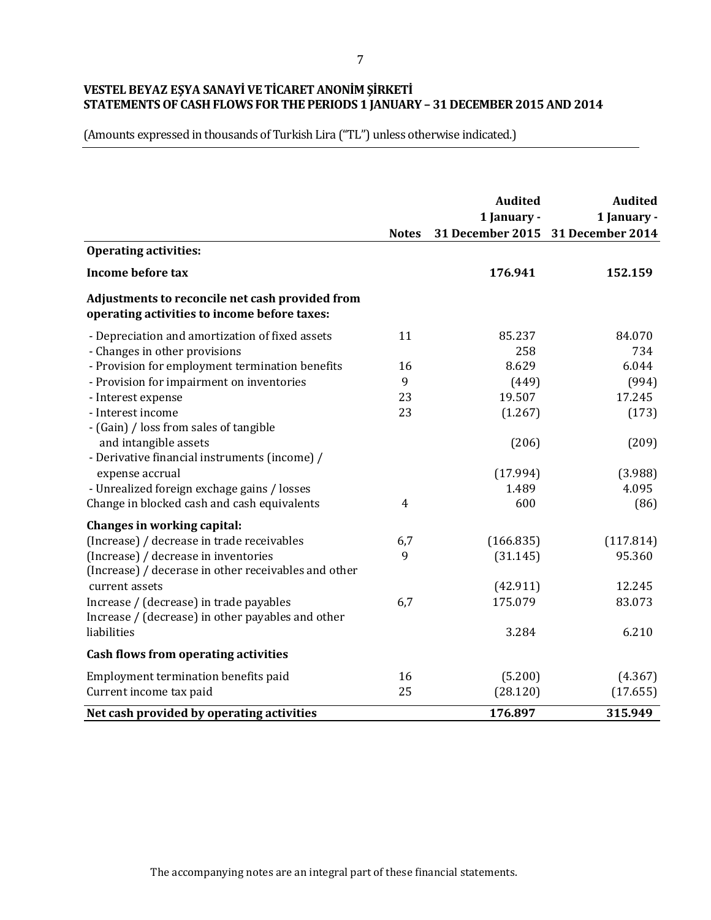**VESTEL BEYAZ EŞYA SANAYİ VE TİCARET ANONİM ŞİRKETİ**
**STATEMENTS OF CASH FLOWS FOR THE PERIODS 1 JANUARY – 31 DECEMBER 2015 AND 2014**

(Amounts expressed in thousands of Turkish Lira ("TL") unless otherwise indicated.)

| | Notes | Audited 1 January - 31 December 2015 | Audited 1 January - 31 December 2014 |
|---|---|---|---|
| **Operating activities:** | | | |
| **Income before tax** | | **176.941** | **152.159** |
| **Adjustments to reconcile net cash provided from operating activities to income before taxes:** | | | |
| - Depreciation and amortization of fixed assets | 11 | 85.237 | 84.070 |
| - Changes in other provisions | | 258 | 734 |
| - Provision for employment termination benefits | 16 | 8.629 | 6.044 |
| - Provision for impairment on inventories | 9 | (449) | (994) |
| - Interest expense | 23 | 19.507 | 17.245 |
| - Interest income | 23 | (1.267) | (173) |
| - (Gain) / loss from sales of tangible and intangible assets | | (206) | (209) |
| - Derivative financial instruments (income) / expense accrual | | (17.994) | (3.988) |
| - Unrealized foreign exchage gains / losses | | 1.489 | 4.095 |
| Change in blocked cash and cash equivalents | 4 | 600 | (86) |
| **Changes in working capital:** | | | |
| (Increase) / decrease in trade receivables | 6,7 | (166.835) | (117.814) |
| (Increase) / decrease in inventories | 9 | (31.145) | 95.360 |
| (Increase) / decerase in other receivables and other current assets | | (42.911) | 12.245 |
| Increase / (decrease) in trade payables | 6,7 | 175.079 | 83.073 |
| Increase / (decrease) in other payables and other liabilities | | 3.284 | 6.210 |
| **Cash flows from operating activities** | | | |
| Employment termination benefits paid | 16 | (5.200) | (4.367) |
| Current income tax paid | 25 | (28.120) | (17.655) |
| **Net cash provided by operating activities** | | **176.897** | **315.949** |

The accompanying notes are an integral part of these financial statements.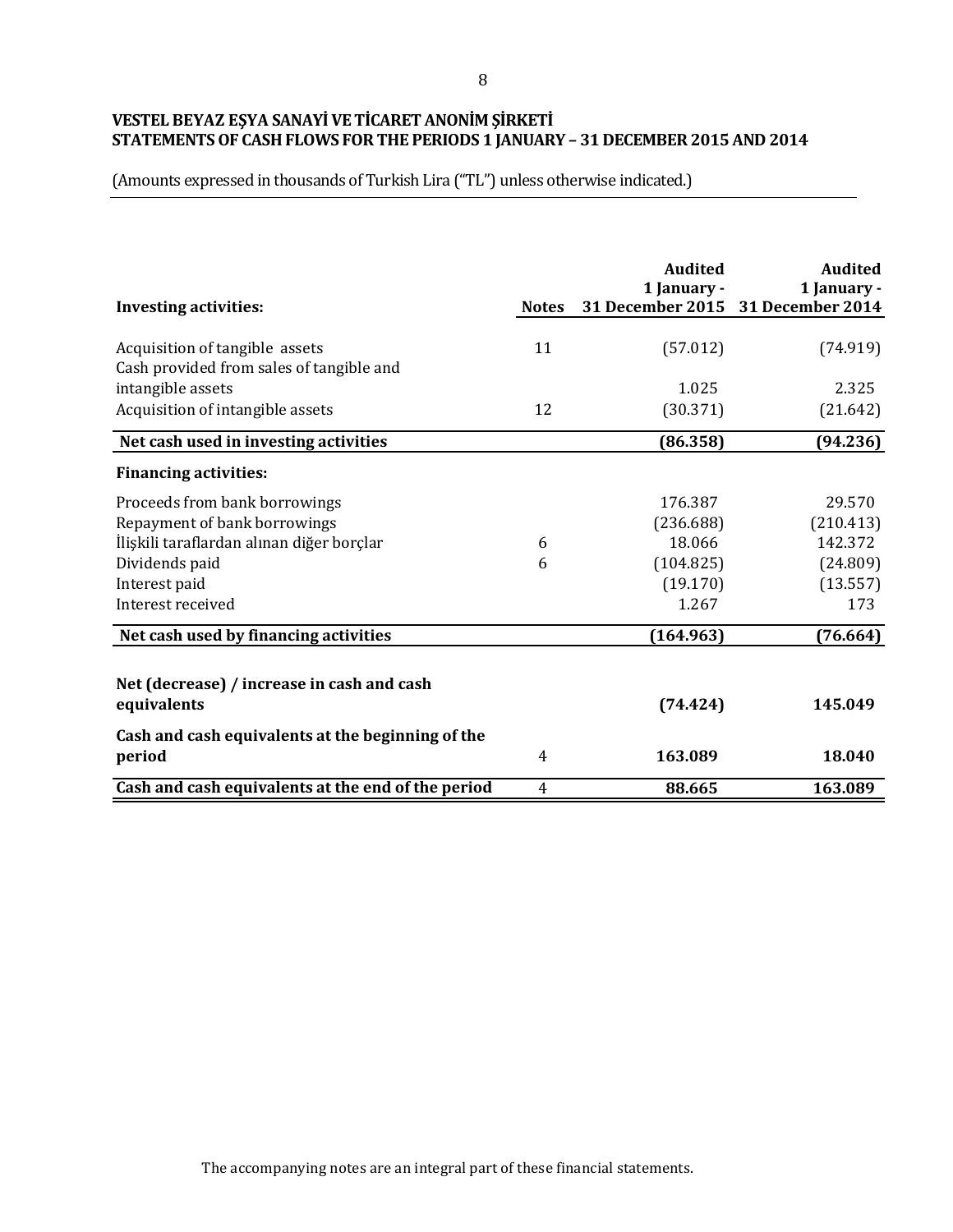**VESTEL BEYAZ EŞYA SANAYİ VE TİCARET ANONİM ŞİRKETİ**
**STATEMENTS OF CASH FLOWS FOR THE PERIODS 1 JANUARY – 31 DECEMBER 2015 AND 2014**

(Amounts expressed in thousands of Turkish Lira ("TL") unless otherwise indicated.)

| Investing activities: | Notes | Audited 1 January - 31 December 2015 | Audited 1 January - 31 December 2014 |
|---|---|---|---|
| Acquisition of tangible assets | 11 | (57.012) | (74.919) |
| Cash provided from sales of tangible and intangible assets | | 1.025 | 2.325 |
| Acquisition of intangible assets | 12 | (30.371) | (21.642) |
| **Net cash used in investing activities** | | **(86.358)** | **(94.236)** |
| **Financing activities:** | | | |
| Proceeds from bank borrowings | | 176.387 | 29.570 |
| Repayment of bank borrowings | | (236.688) | (210.413) |
| İlişkili taraflardan alınan diğer borçlar | 6 | 18.066 | 142.372 |
| Dividends paid | 6 | (104.825) | (24.809) |
| Interest paid | | (19.170) | (13.557) |
| Interest received | | 1.267 | 173 |
| **Net cash used by financing activities** | | **(164.963)** | **(76.664)** |
| **Net (decrease) / increase in cash and cash equivalents** | | **(74.424)** | **145.049** |
| **Cash and cash equivalents at the beginning of the period** | 4 | **163.089** | **18.040** |
| **Cash and cash equivalents at the end of the period** | 4 | **88.665** | **163.089** |

The accompanying notes are an integral part of these financial statements.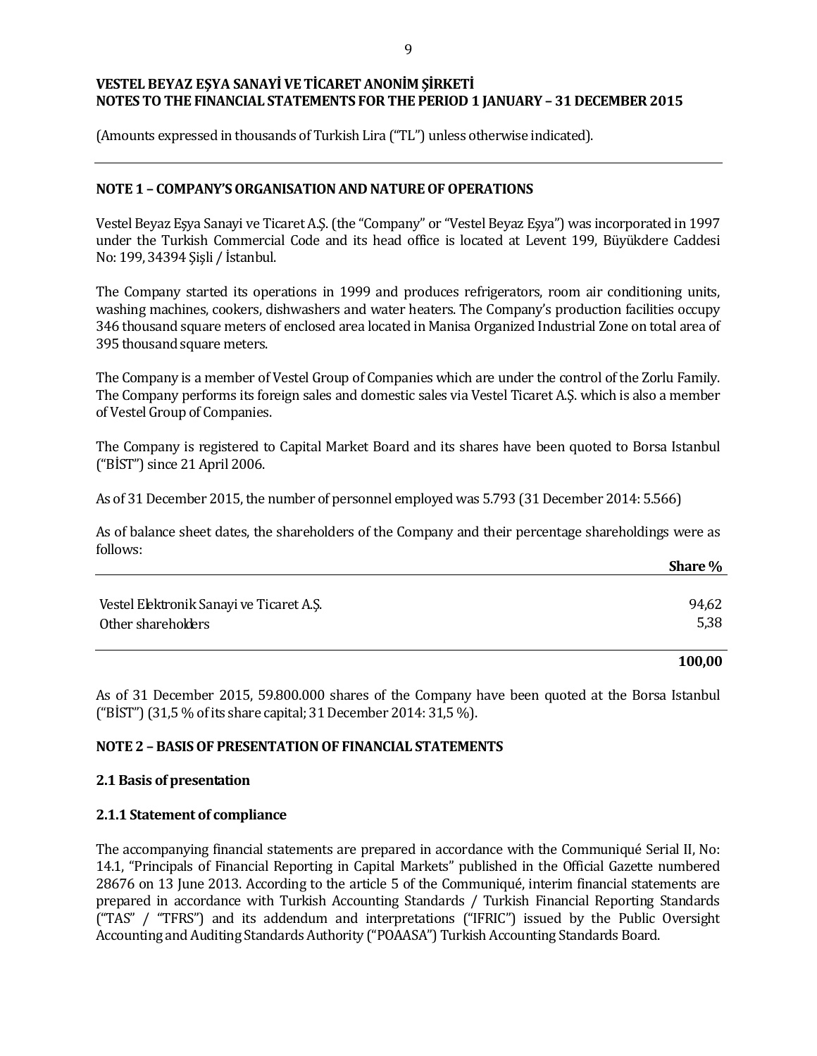VESTEL BEYAZ EŞYA SANAYİ VE TİCARET ANONİM ŞİRKETİ
NOTES TO THE FINANCIAL STATEMENTS FOR THE PERIOD 1 JANUARY – 31 DECEMBER 2015

(Amounts expressed in thousands of Turkish Lira ("TL") unless otherwise indicated).

## NOTE 1 – COMPANY'S ORGANISATION AND NATURE OF OPERATIONS

Vestel Beyaz Eşya Sanayi ve Ticaret A.Ş. (the "Company" or "Vestel Beyaz Eşya") was incorporated in 1997 under the Turkish Commercial Code and its head office is located at Levent 199, Büyükdere Caddesi No: 199, 34394 Şişli / İstanbul.

The Company started its operations in 1999 and produces refrigerators, room air conditioning units, washing machines, cookers, dishwashers and water heaters. The Company's production facilities occupy 346 thousand square meters of enclosed area located in Manisa Organized Industrial Zone on total area of 395 thousand square meters.

The Company is a member of Vestel Group of Companies which are under the control of the Zorlu Family. The Company performs its foreign sales and domestic sales via Vestel Ticaret A.Ş. which is also a member of Vestel Group of Companies.

The Company is registered to Capital Market Board and its shares have been quoted to Borsa Istanbul ("BİST") since 21 April 2006.

As of 31 December 2015, the number of personnel employed was 5.793 (31 December 2014: 5.566)

As of balance sheet dates, the shareholders of the Company and their percentage shareholdings were as follows:

| | Share % |
|---|---|
| Vestel Elektronik Sanayi ve Ticaret A.Ş. | 94,62 |
| Other shareholders | 5,38 |
| | **100,00** |

As of 31 December 2015, 59.800.000 shares of the Company have been quoted at the Borsa Istanbul ("BİST") (31,5 % of its share capital; 31 December 2014: 31,5 %).

## NOTE 2 – BASIS OF PRESENTATION OF FINANCIAL STATEMENTS

### 2.1 Basis of presentation

### 2.1.1 Statement of compliance

The accompanying financial statements are prepared in accordance with the Communiqué Serial II, No: 14.1, "Principals of Financial Reporting in Capital Markets" published in the Official Gazette numbered 28676 on 13 June 2013. According to the article 5 of the Communiqué, interim financial statements are prepared in accordance with Turkish Accounting Standards / Turkish Financial Reporting Standards ("TAS" / "TFRS") and its addendum and interpretations ("IFRIC") issued by the Public Oversight Accounting and Auditing Standards Authority ("POAASA") Turkish Accounting Standards Board.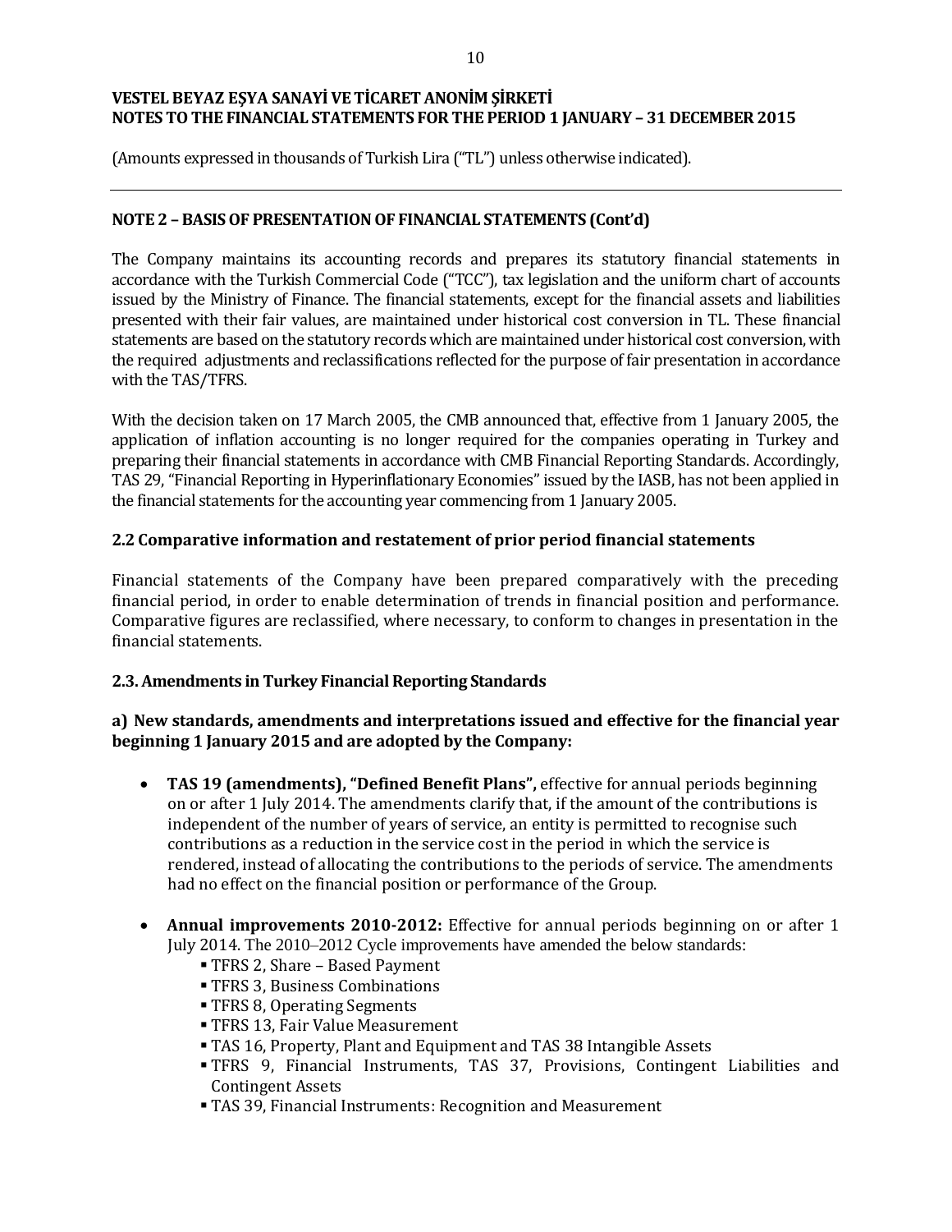(Amounts expressed in thousands of Turkish Lira ("TL") unless otherwise indicated).

## NOTE 2 – BASIS OF PRESENTATION OF FINANCIAL STATEMENTS (Cont'd)

The Company maintains its accounting records and prepares its statutory financial statements in accordance with the Turkish Commercial Code ("TCC"), tax legislation and the uniform chart of accounts issued by the Ministry of Finance. The financial statements, except for the financial assets and liabilities presented with their fair values, are maintained under historical cost conversion in TL. These financial statements are based on the statutory records which are maintained under historical cost conversion, with the required adjustments and reclassifications reflected for the purpose of fair presentation in accordance with the TAS/TFRS.

With the decision taken on 17 March 2005, the CMB announced that, effective from 1 January 2005, the application of inflation accounting is no longer required for the companies operating in Turkey and preparing their financial statements in accordance with CMB Financial Reporting Standards. Accordingly, TAS 29, "Financial Reporting in Hyperinflationary Economies" issued by the IASB, has not been applied in the financial statements for the accounting year commencing from 1 January 2005.

### 2.2 Comparative information and restatement of prior period financial statements

Financial statements of the Company have been prepared comparatively with the preceding financial period, in order to enable determination of trends in financial position and performance. Comparative figures are reclassified, where necessary, to conform to changes in presentation in the financial statements.

### 2.3. Amendments in Turkey Financial Reporting Standards

**a) New standards, amendments and interpretations issued and effective for the financial year beginning 1 January 2015 and are adopted by the Company:**

- **TAS 19 (amendments), "Defined Benefit Plans",** effective for annual periods beginning on or after 1 July 2014. The amendments clarify that, if the amount of the contributions is independent of the number of years of service, an entity is permitted to recognise such contributions as a reduction in the service cost in the period in which the service is rendered, instead of allocating the contributions to the periods of service. The amendments had no effect on the financial position or performance of the Group.

- **Annual improvements 2010-2012:** Effective for annual periods beginning on or after 1 July 2014. The 2010–2012 Cycle improvements have amended the below standards:
  - TFRS 2, Share – Based Payment
  - TFRS 3, Business Combinations
  - TFRS 8, Operating Segments
  - TFRS 13, Fair Value Measurement
  - TAS 16, Property, Plant and Equipment and TAS 38 Intangible Assets
  - TFRS 9, Financial Instruments, TAS 37, Provisions, Contingent Liabilities and Contingent Assets
  - TAS 39, Financial Instruments: Recognition and Measurement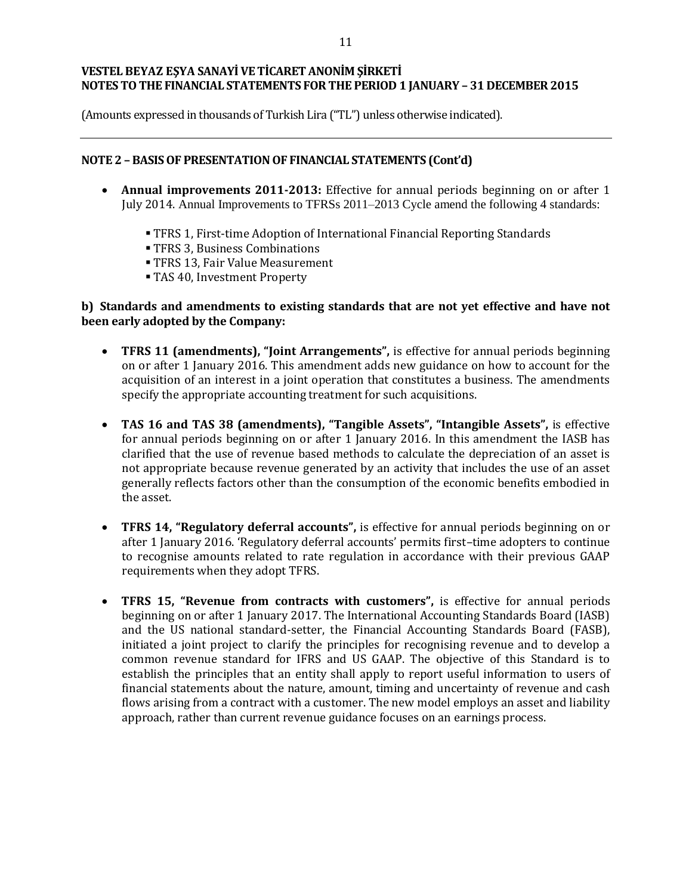## NOTE 2 – BASIS OF PRESENTATION OF FINANCIAL STATEMENTS (Cont'd)

- **Annual improvements 2011-2013:** Effective for annual periods beginning on or after 1 July 2014. Annual Improvements to TFRSs 2011–2013 Cycle amend the following 4 standards:
  - TFRS 1, First-time Adoption of International Financial Reporting Standards
  - TFRS 3, Business Combinations
  - TFRS 13, Fair Value Measurement
  - TAS 40, Investment Property

**b) Standards and amendments to existing standards that are not yet effective and have not been early adopted by the Company:**

- **TFRS 11 (amendments), "Joint Arrangements",** is effective for annual periods beginning on or after 1 January 2016. This amendment adds new guidance on how to account for the acquisition of an interest in a joint operation that constitutes a business. The amendments specify the appropriate accounting treatment for such acquisitions.

- **TAS 16 and TAS 38 (amendments), "Tangible Assets", "Intangible Assets",** is effective for annual periods beginning on or after 1 January 2016. In this amendment the IASB has clarified that the use of revenue based methods to calculate the depreciation of an asset is not appropriate because revenue generated by an activity that includes the use of an asset generally reflects factors other than the consumption of the economic benefits embodied in the asset.

- **TFRS 14, "Regulatory deferral accounts",** is effective for annual periods beginning on or after 1 January 2016. 'Regulatory deferral accounts' permits first–time adopters to continue to recognise amounts related to rate regulation in accordance with their previous GAAP requirements when they adopt TFRS.

- **TFRS 15, "Revenue from contracts with customers",** is effective for annual periods beginning on or after 1 January 2017. The International Accounting Standards Board (IASB) and the US national standard-setter, the Financial Accounting Standards Board (FASB), initiated a joint project to clarify the principles for recognising revenue and to develop a common revenue standard for IFRS and US GAAP. The objective of this Standard is to establish the principles that an entity shall apply to report useful information to users of financial statements about the nature, amount, timing and uncertainty of revenue and cash flows arising from a contract with a customer. The new model employs an asset and liability approach, rather than current revenue guidance focuses on an earnings process.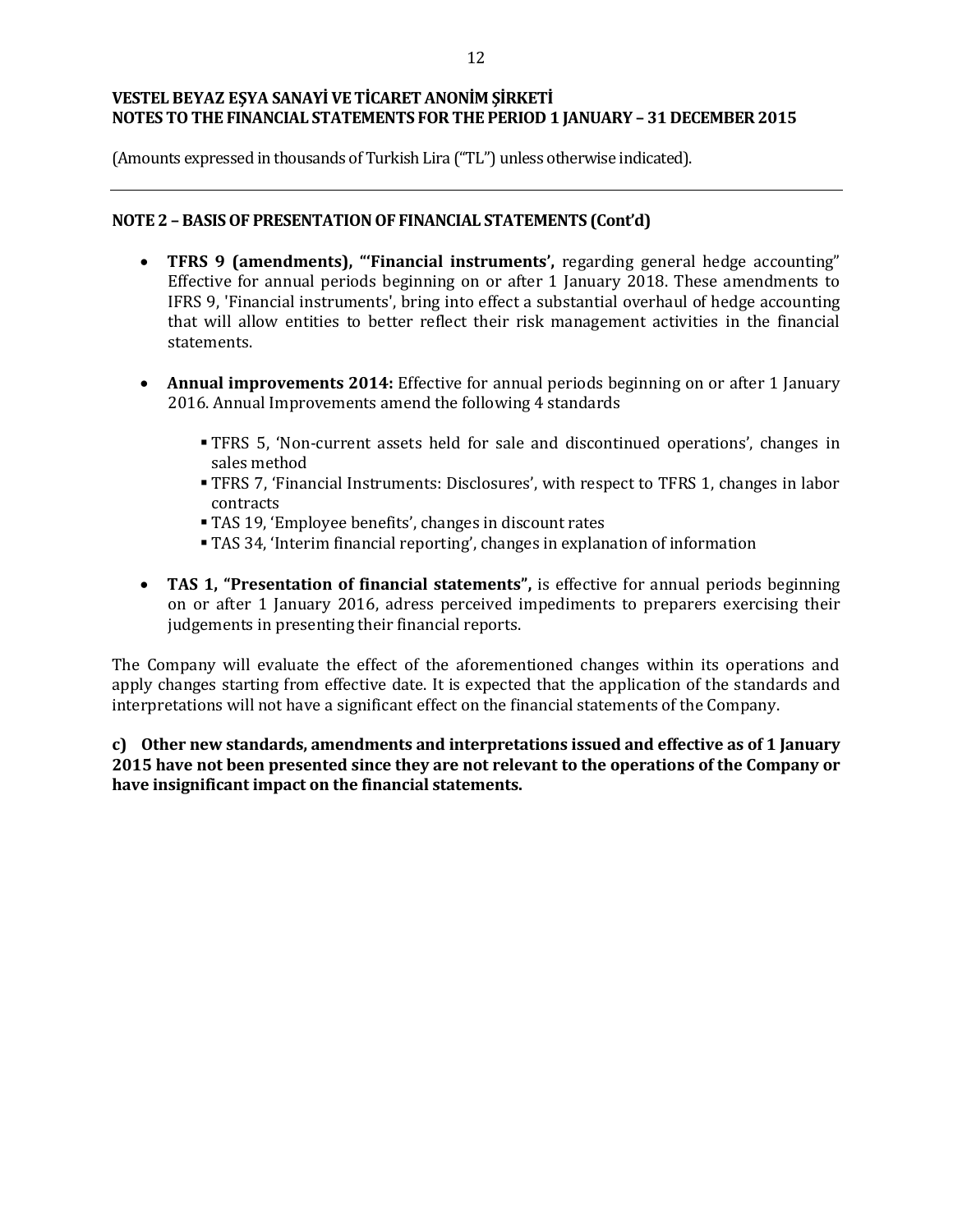VESTEL BEYAZ EŞYA SANAYİ VE TİCARET ANONİM ŞİRKETİ
NOTES TO THE FINANCIAL STATEMENTS FOR THE PERIOD 1 JANUARY – 31 DECEMBER 2015

(Amounts expressed in thousands of Turkish Lira ("TL") unless otherwise indicated).

## NOTE 2 – BASIS OF PRESENTATION OF FINANCIAL STATEMENTS (Cont'd)

- **TFRS 9 (amendments), "'Financial instruments',** regarding general hedge accounting" Effective for annual periods beginning on or after 1 January 2018. These amendments to IFRS 9, 'Financial instruments', bring into effect a substantial overhaul of hedge accounting that will allow entities to better reflect their risk management activities in the financial statements.

- **Annual improvements 2014:** Effective for annual periods beginning on or after 1 January 2016. Annual Improvements amend the following 4 standards

  - TFRS 5, 'Non-current assets held for sale and discontinued operations', changes in sales method
  - TFRS 7, 'Financial Instruments: Disclosures', with respect to TFRS 1, changes in labor contracts
  - TAS 19, 'Employee benefits', changes in discount rates
  - TAS 34, 'Interim financial reporting', changes in explanation of information

- **TAS 1, "Presentation of financial statements",** is effective for annual periods beginning on or after 1 January 2016, adress perceived impediments to preparers exercising their judgements in presenting their financial reports.

The Company will evaluate the effect of the aforementioned changes within its operations and apply changes starting from effective date. It is expected that the application of the standards and interpretations will not have a significant effect on the financial statements of the Company.

**c) Other new standards, amendments and interpretations issued and effective as of 1 January 2015 have not been presented since they are not relevant to the operations of the Company or have insignificant impact on the financial statements.**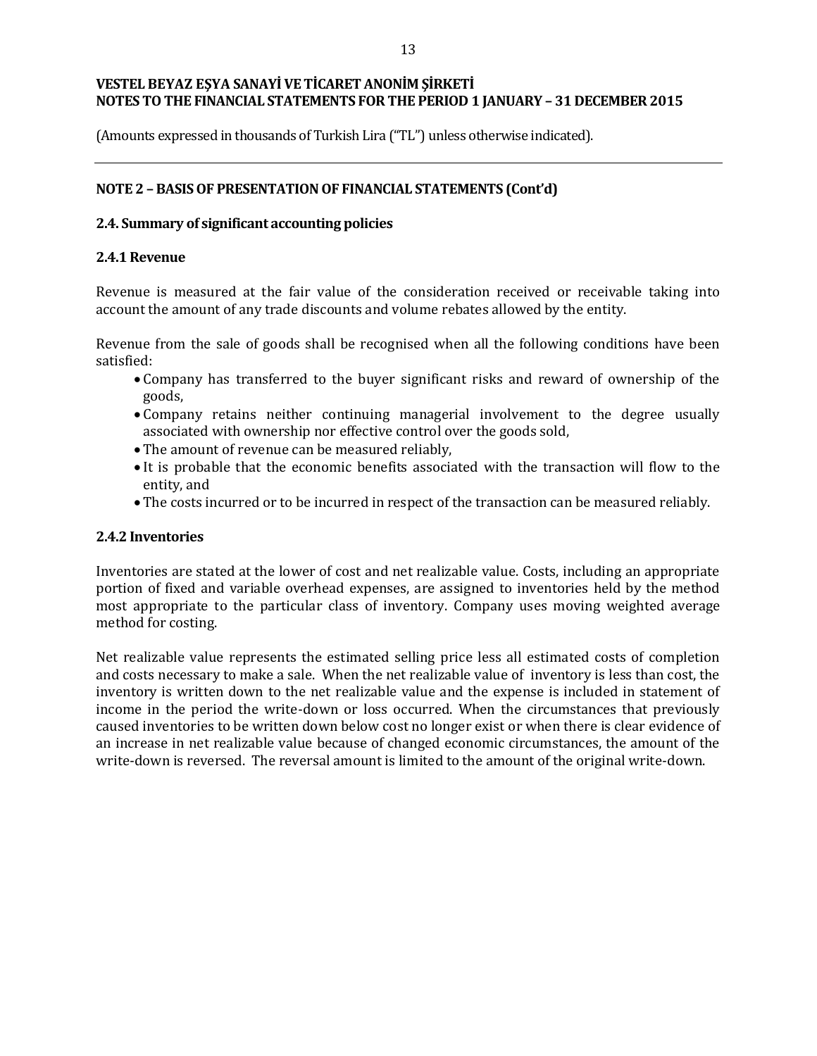## NOTE 2 – BASIS OF PRESENTATION OF FINANCIAL STATEMENTS (Cont'd)

### 2.4. Summary of significant accounting policies

#### 2.4.1 Revenue

Revenue is measured at the fair value of the consideration received or receivable taking into account the amount of any trade discounts and volume rebates allowed by the entity.

Revenue from the sale of goods shall be recognised when all the following conditions have been satisfied:

- Company has transferred to the buyer significant risks and reward of ownership of the goods,
- Company retains neither continuing managerial involvement to the degree usually associated with ownership nor effective control over the goods sold,
- The amount of revenue can be measured reliably,
- It is probable that the economic benefits associated with the transaction will flow to the entity, and
- The costs incurred or to be incurred in respect of the transaction can be measured reliably.

#### 2.4.2 Inventories

Inventories are stated at the lower of cost and net realizable value. Costs, including an appropriate portion of fixed and variable overhead expenses, are assigned to inventories held by the method most appropriate to the particular class of inventory. Company uses moving weighted average method for costing.

Net realizable value represents the estimated selling price less all estimated costs of completion and costs necessary to make a sale. When the net realizable value of inventory is less than cost, the inventory is written down to the net realizable value and the expense is included in statement of income in the period the write-down or loss occurred. When the circumstances that previously caused inventories to be written down below cost no longer exist or when there is clear evidence of an increase in net realizable value because of changed economic circumstances, the amount of the write-down is reversed. The reversal amount is limited to the amount of the original write-down.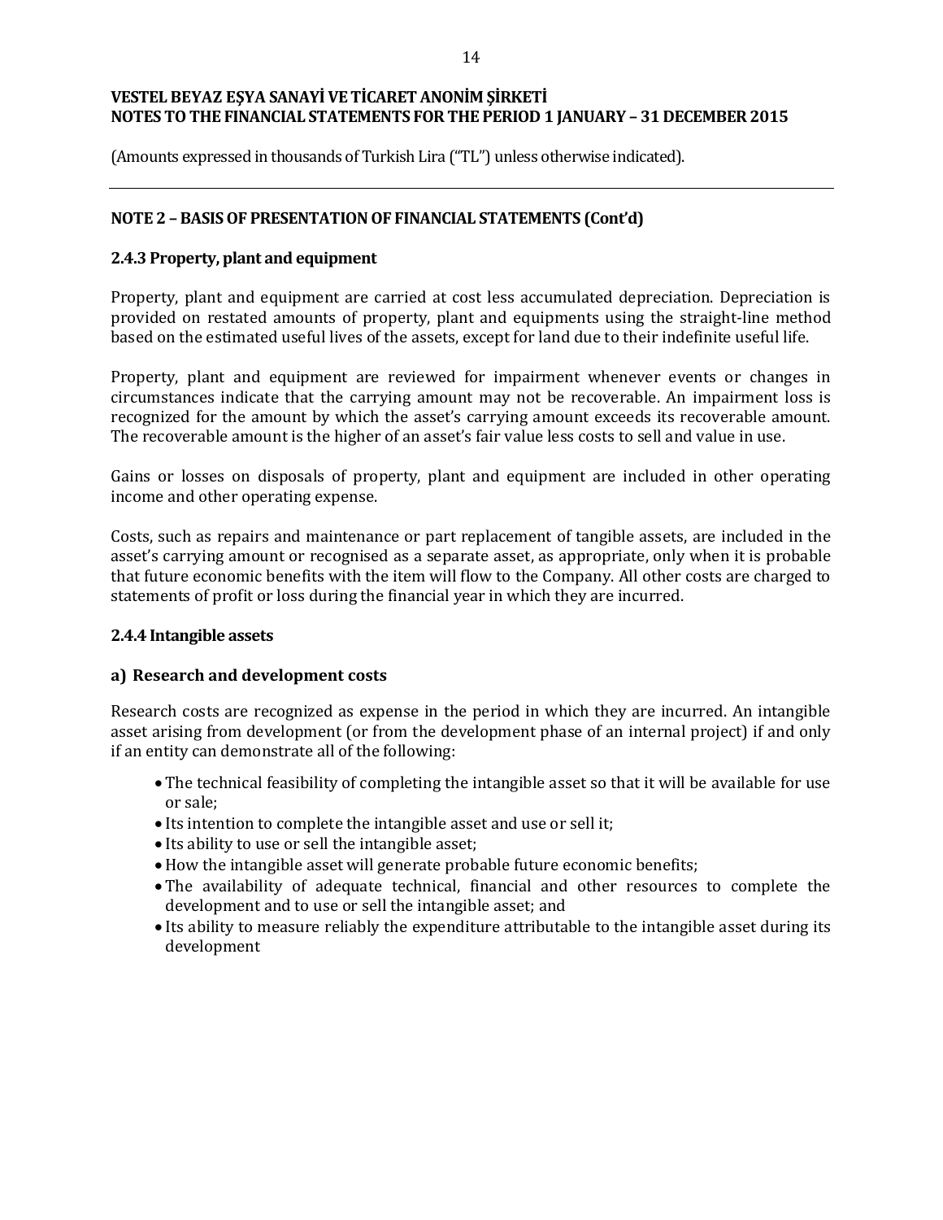(Amounts expressed in thousands of Turkish Lira ("TL") unless otherwise indicated).

## NOTE 2 – BASIS OF PRESENTATION OF FINANCIAL STATEMENTS (Cont'd)

### 2.4.3 Property, plant and equipment

Property, plant and equipment are carried at cost less accumulated depreciation. Depreciation is provided on restated amounts of property, plant and equipments using the straight-line method based on the estimated useful lives of the assets, except for land due to their indefinite useful life.

Property, plant and equipment are reviewed for impairment whenever events or changes in circumstances indicate that the carrying amount may not be recoverable. An impairment loss is recognized for the amount by which the asset's carrying amount exceeds its recoverable amount. The recoverable amount is the higher of an asset's fair value less costs to sell and value in use.

Gains or losses on disposals of property, plant and equipment are included in other operating income and other operating expense.

Costs, such as repairs and maintenance or part replacement of tangible assets, are included in the asset's carrying amount or recognised as a separate asset, as appropriate, only when it is probable that future economic benefits with the item will flow to the Company. All other costs are charged to statements of profit or loss during the financial year in which they are incurred.

### 2.4.4 Intangible assets

#### a) Research and development costs

Research costs are recognized as expense in the period in which they are incurred. An intangible asset arising from development (or from the development phase of an internal project) if and only if an entity can demonstrate all of the following:

- The technical feasibility of completing the intangible asset so that it will be available for use or sale;
- Its intention to complete the intangible asset and use or sell it;
- Its ability to use or sell the intangible asset;
- How the intangible asset will generate probable future economic benefits;
- The availability of adequate technical, financial and other resources to complete the development and to use or sell the intangible asset; and
- Its ability to measure reliably the expenditure attributable to the intangible asset during its development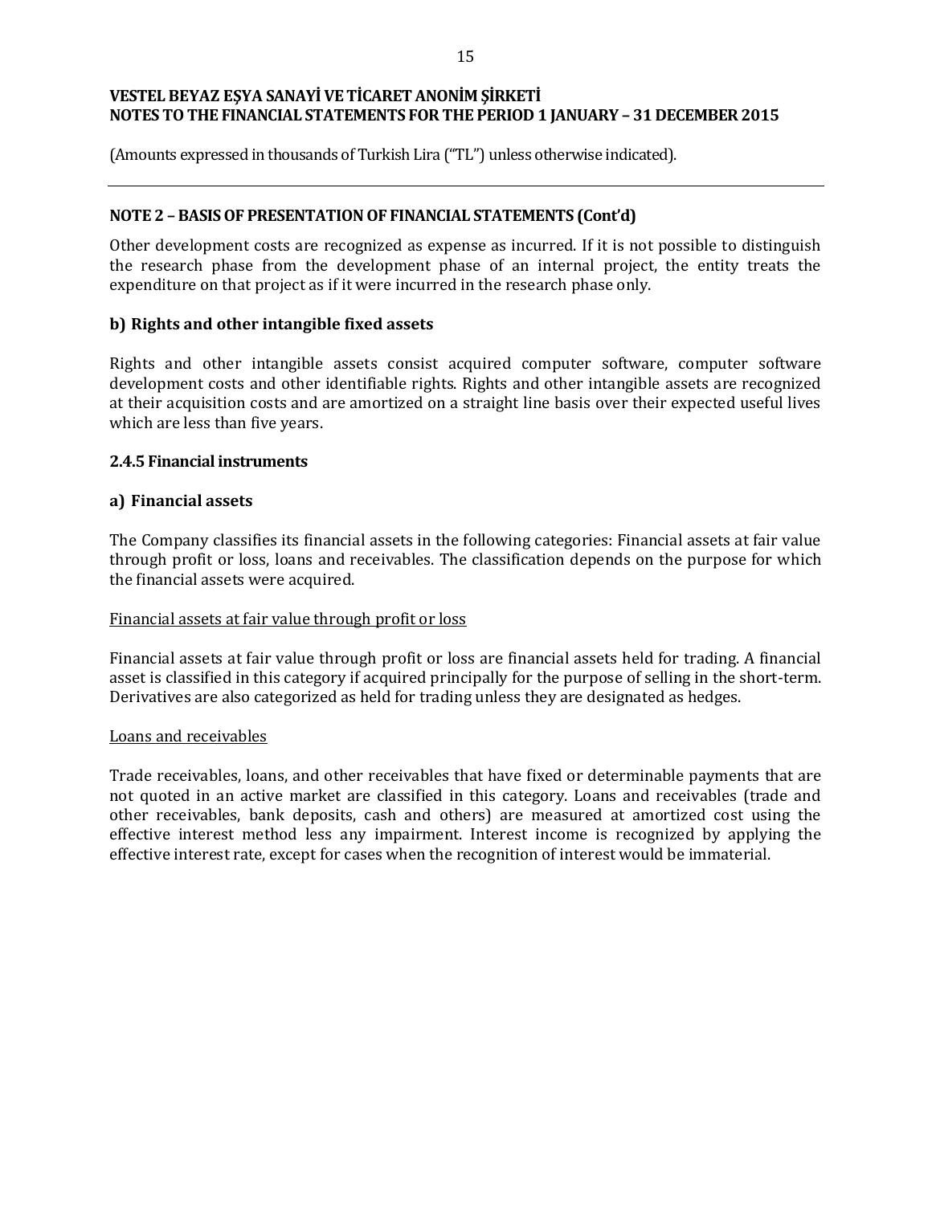## NOTE 2 – BASIS OF PRESENTATION OF FINANCIAL STATEMENTS (Cont'd)

Other development costs are recognized as expense as incurred. If it is not possible to distinguish the research phase from the development phase of an internal project, the entity treats the expenditure on that project as if it were incurred in the research phase only.

### b) Rights and other intangible fixed assets

Rights and other intangible assets consist acquired computer software, computer software development costs and other identifiable rights. Rights and other intangible assets are recognized at their acquisition costs and are amortized on a straight line basis over their expected useful lives which are less than five years.

### 2.4.5 Financial instruments

### a) Financial assets

The Company classifies its financial assets in the following categories: Financial assets at fair value through profit or loss, loans and receivables. The classification depends on the purpose for which the financial assets were acquired.

Financial assets at fair value through profit or loss

Financial assets at fair value through profit or loss are financial assets held for trading. A financial asset is classified in this category if acquired principally for the purpose of selling in the short-term. Derivatives are also categorized as held for trading unless they are designated as hedges.

Loans and receivables

Trade receivables, loans, and other receivables that have fixed or determinable payments that are not quoted in an active market are classified in this category. Loans and receivables (trade and other receivables, bank deposits, cash and others) are measured at amortized cost using the effective interest method less any impairment. Interest income is recognized by applying the effective interest rate, except for cases when the recognition of interest would be immaterial.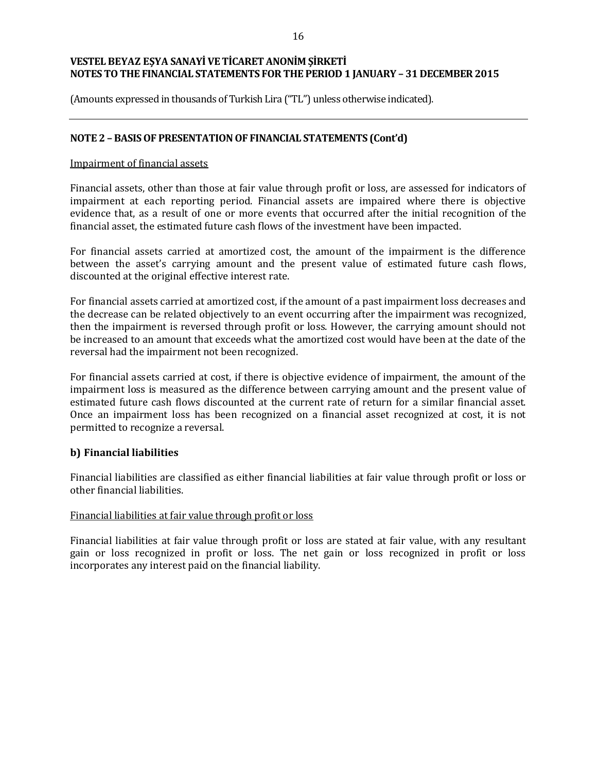## NOTE 2 – BASIS OF PRESENTATION OF FINANCIAL STATEMENTS (Cont'd)

Impairment of financial assets

Financial assets, other than those at fair value through profit or loss, are assessed for indicators of impairment at each reporting period. Financial assets are impaired where there is objective evidence that, as a result of one or more events that occurred after the initial recognition of the financial asset, the estimated future cash flows of the investment have been impacted.

For financial assets carried at amortized cost, the amount of the impairment is the difference between the asset's carrying amount and the present value of estimated future cash flows, discounted at the original effective interest rate.

For financial assets carried at amortized cost, if the amount of a past impairment loss decreases and the decrease can be related objectively to an event occurring after the impairment was recognized, then the impairment is reversed through profit or loss. However, the carrying amount should not be increased to an amount that exceeds what the amortized cost would have been at the date of the reversal had the impairment not been recognized.

For financial assets carried at cost, if there is objective evidence of impairment, the amount of the impairment loss is measured as the difference between carrying amount and the present value of estimated future cash flows discounted at the current rate of return for a similar financial asset. Once an impairment loss has been recognized on a financial asset recognized at cost, it is not permitted to recognize a reversal.

### b) Financial liabilities

Financial liabilities are classified as either financial liabilities at fair value through profit or loss or other financial liabilities.

Financial liabilities at fair value through profit or loss

Financial liabilities at fair value through profit or loss are stated at fair value, with any resultant gain or loss recognized in profit or loss. The net gain or loss recognized in profit or loss incorporates any interest paid on the financial liability.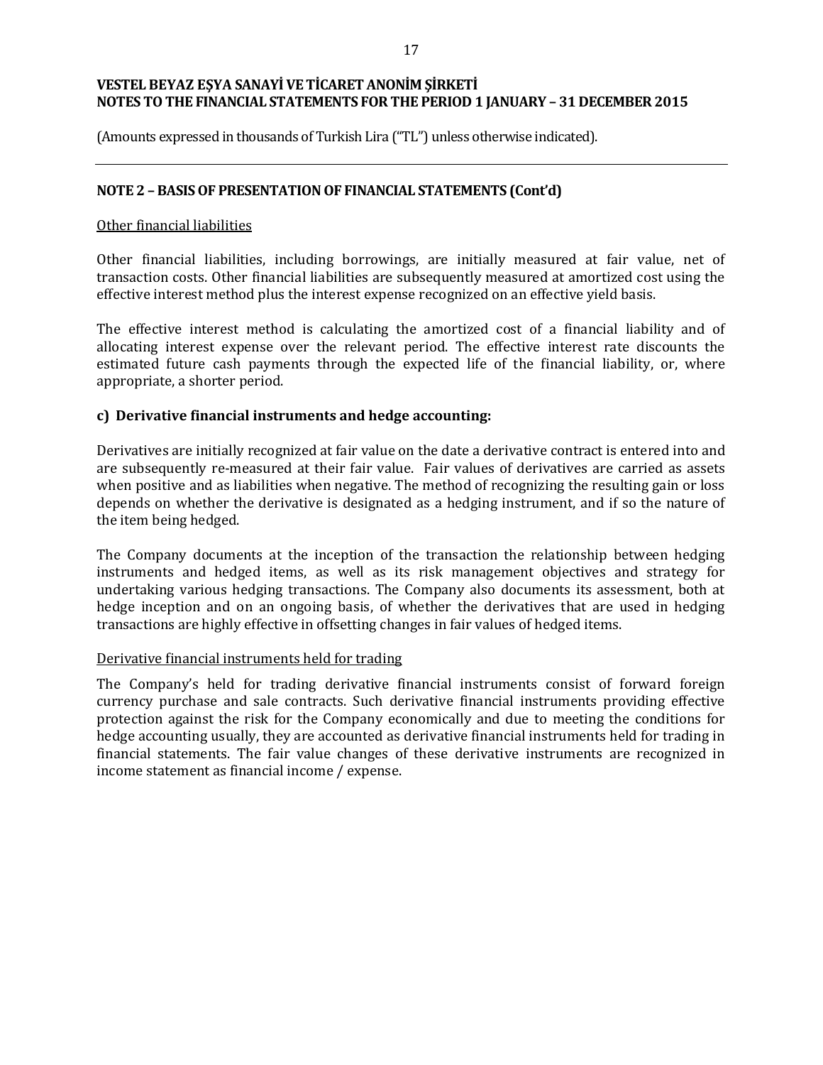## NOTE 2 – BASIS OF PRESENTATION OF FINANCIAL STATEMENTS (Cont'd)

Other financial liabilities

Other financial liabilities, including borrowings, are initially measured at fair value, net of transaction costs. Other financial liabilities are subsequently measured at amortized cost using the effective interest method plus the interest expense recognized on an effective yield basis.

The effective interest method is calculating the amortized cost of a financial liability and of allocating interest expense over the relevant period. The effective interest rate discounts the estimated future cash payments through the expected life of the financial liability, or, where appropriate, a shorter period.

### c) Derivative financial instruments and hedge accounting:

Derivatives are initially recognized at fair value on the date a derivative contract is entered into and are subsequently re-measured at their fair value. Fair values of derivatives are carried as assets when positive and as liabilities when negative. The method of recognizing the resulting gain or loss depends on whether the derivative is designated as a hedging instrument, and if so the nature of the item being hedged.

The Company documents at the inception of the transaction the relationship between hedging instruments and hedged items, as well as its risk management objectives and strategy for undertaking various hedging transactions. The Company also documents its assessment, both at hedge inception and on an ongoing basis, of whether the derivatives that are used in hedging transactions are highly effective in offsetting changes in fair values of hedged items.

Derivative financial instruments held for trading

The Company's held for trading derivative financial instruments consist of forward foreign currency purchase and sale contracts. Such derivative financial instruments providing effective protection against the risk for the Company economically and due to meeting the conditions for hedge accounting usually, they are accounted as derivative financial instruments held for trading in financial statements. The fair value changes of these derivative instruments are recognized in income statement as financial income / expense.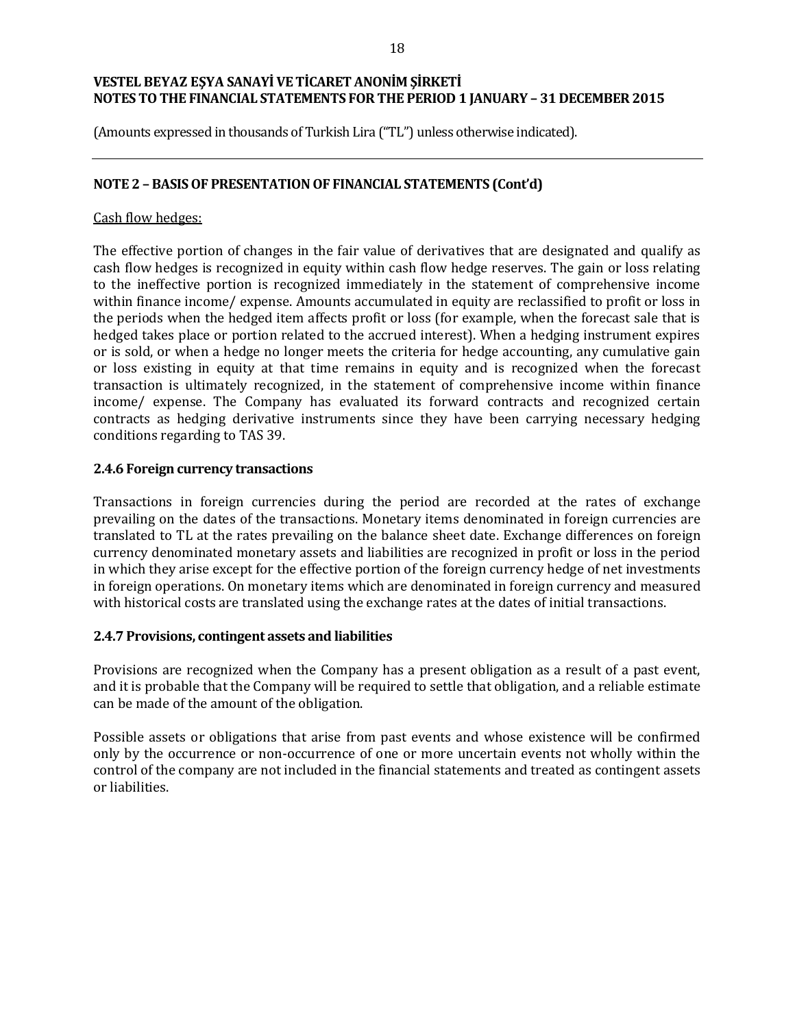## NOTE 2 – BASIS OF PRESENTATION OF FINANCIAL STATEMENTS (Cont'd)

Cash flow hedges:

The effective portion of changes in the fair value of derivatives that are designated and qualify as cash flow hedges is recognized in equity within cash flow hedge reserves. The gain or loss relating to the ineffective portion is recognized immediately in the statement of comprehensive income within finance income/ expense. Amounts accumulated in equity are reclassified to profit or loss in the periods when the hedged item affects profit or loss (for example, when the forecast sale that is hedged takes place or portion related to the accrued interest). When a hedging instrument expires or is sold, or when a hedge no longer meets the criteria for hedge accounting, any cumulative gain or loss existing in equity at that time remains in equity and is recognized when the forecast transaction is ultimately recognized, in the statement of comprehensive income within finance income/ expense. The Company has evaluated its forward contracts and recognized certain contracts as hedging derivative instruments since they have been carrying necessary hedging conditions regarding to TAS 39.

### 2.4.6 Foreign currency transactions

Transactions in foreign currencies during the period are recorded at the rates of exchange prevailing on the dates of the transactions. Monetary items denominated in foreign currencies are translated to TL at the rates prevailing on the balance sheet date. Exchange differences on foreign currency denominated monetary assets and liabilities are recognized in profit or loss in the period in which they arise except for the effective portion of the foreign currency hedge of net investments in foreign operations. On monetary items which are denominated in foreign currency and measured with historical costs are translated using the exchange rates at the dates of initial transactions.

### 2.4.7 Provisions, contingent assets and liabilities

Provisions are recognized when the Company has a present obligation as a result of a past event, and it is probable that the Company will be required to settle that obligation, and a reliable estimate can be made of the amount of the obligation.

Possible assets or obligations that arise from past events and whose existence will be confirmed only by the occurrence or non-occurrence of one or more uncertain events not wholly within the control of the company are not included in the financial statements and treated as contingent assets or liabilities.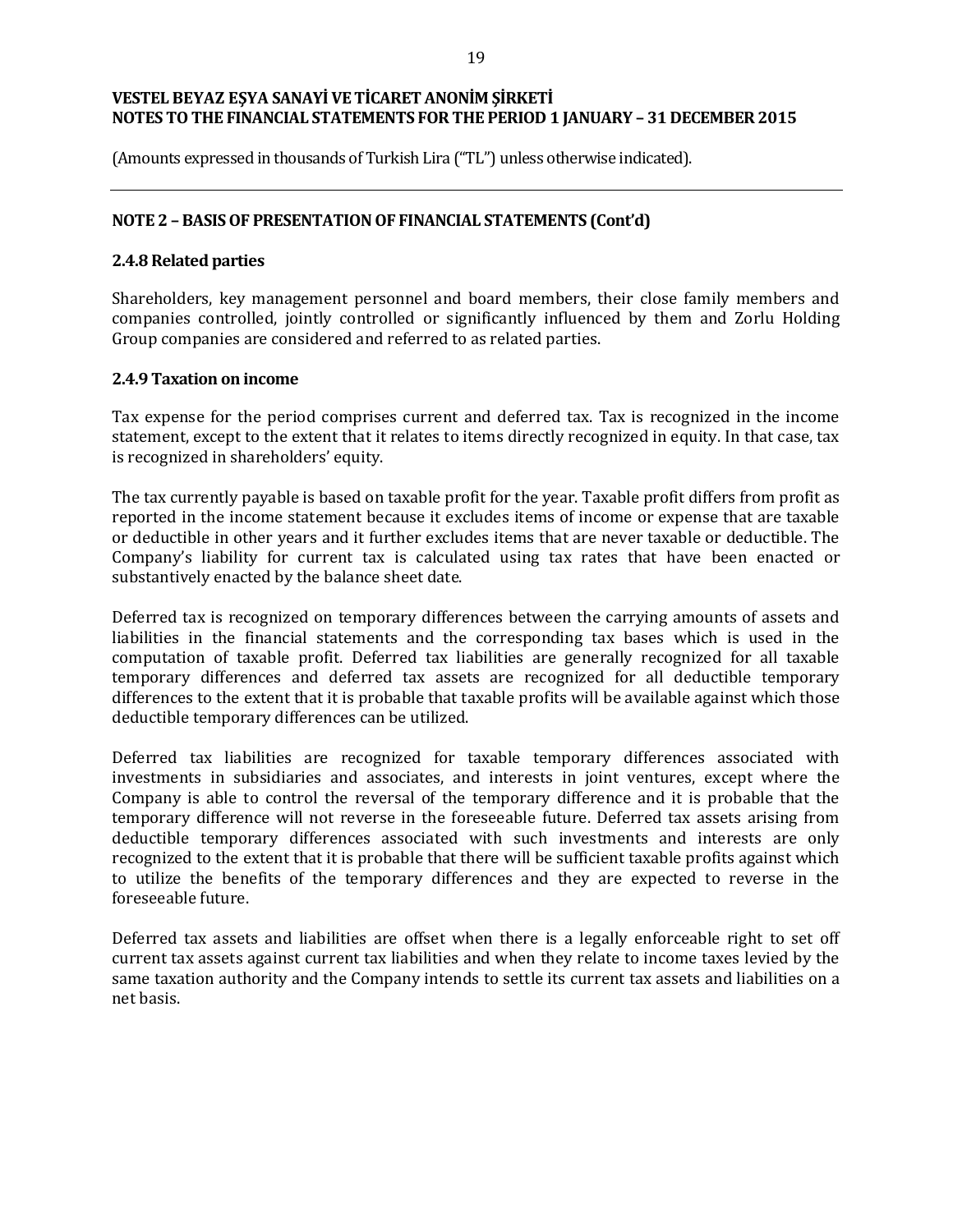## NOTE 2 – BASIS OF PRESENTATION OF FINANCIAL STATEMENTS (Cont'd)

### 2.4.8 Related parties

Shareholders, key management personnel and board members, their close family members and companies controlled, jointly controlled or significantly influenced by them and Zorlu Holding Group companies are considered and referred to as related parties.

### 2.4.9 Taxation on income

Tax expense for the period comprises current and deferred tax. Tax is recognized in the income statement, except to the extent that it relates to items directly recognized in equity. In that case, tax is recognized in shareholders' equity.

The tax currently payable is based on taxable profit for the year. Taxable profit differs from profit as reported in the income statement because it excludes items of income or expense that are taxable or deductible in other years and it further excludes items that are never taxable or deductible. The Company's liability for current tax is calculated using tax rates that have been enacted or substantively enacted by the balance sheet date.

Deferred tax is recognized on temporary differences between the carrying amounts of assets and liabilities in the financial statements and the corresponding tax bases which is used in the computation of taxable profit. Deferred tax liabilities are generally recognized for all taxable temporary differences and deferred tax assets are recognized for all deductible temporary differences to the extent that it is probable that taxable profits will be available against which those deductible temporary differences can be utilized.

Deferred tax liabilities are recognized for taxable temporary differences associated with investments in subsidiaries and associates, and interests in joint ventures, except where the Company is able to control the reversal of the temporary difference and it is probable that the temporary difference will not reverse in the foreseeable future. Deferred tax assets arising from deductible temporary differences associated with such investments and interests are only recognized to the extent that it is probable that there will be sufficient taxable profits against which to utilize the benefits of the temporary differences and they are expected to reverse in the foreseeable future.

Deferred tax assets and liabilities are offset when there is a legally enforceable right to set off current tax assets against current tax liabilities and when they relate to income taxes levied by the same taxation authority and the Company intends to settle its current tax assets and liabilities on a net basis.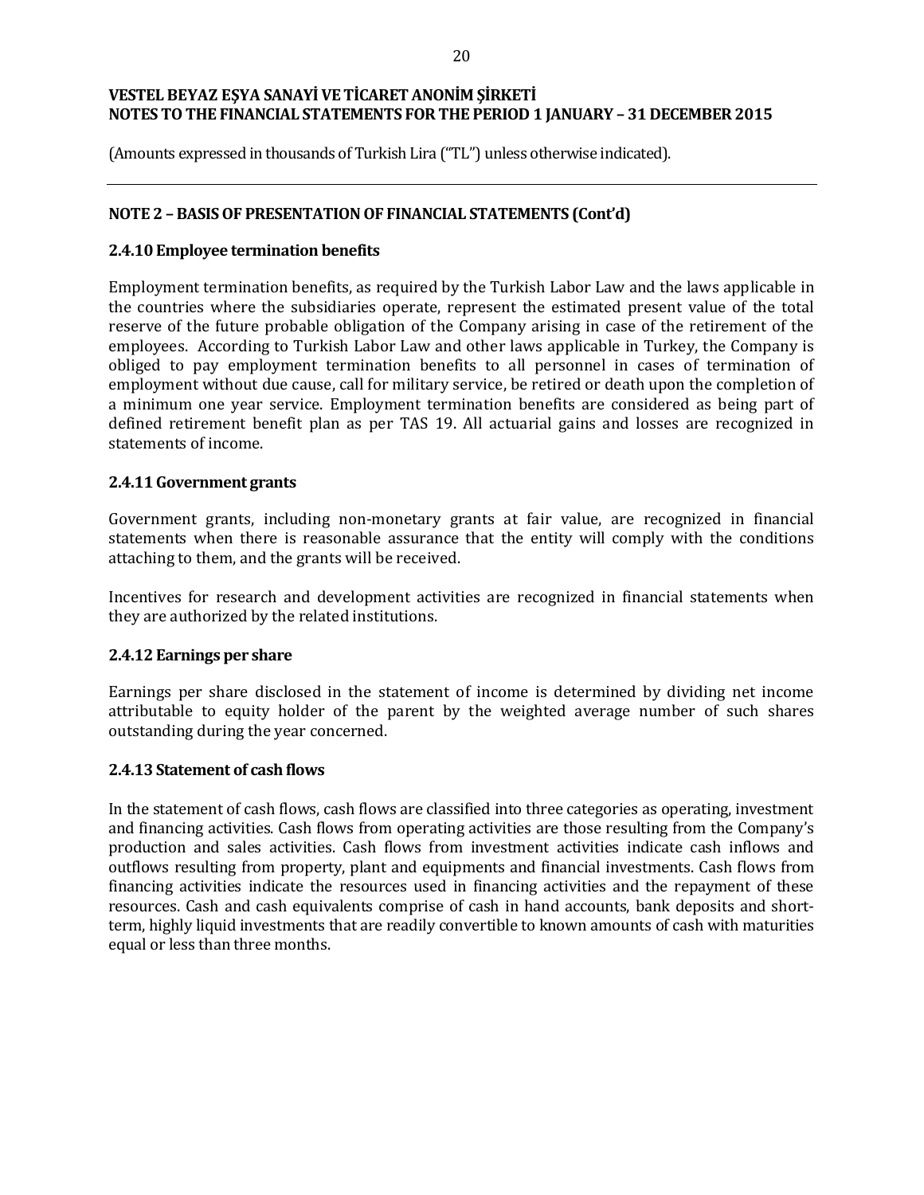VESTEL BEYAZ EŞYA SANAYİ VE TİCARET ANONİM ŞİRKETİ
NOTES TO THE FINANCIAL STATEMENTS FOR THE PERIOD 1 JANUARY – 31 DECEMBER 2015

(Amounts expressed in thousands of Turkish Lira ("TL") unless otherwise indicated).

## NOTE 2 – BASIS OF PRESENTATION OF FINANCIAL STATEMENTS (Cont'd)

### 2.4.10 Employee termination benefits

Employment termination benefits, as required by the Turkish Labor Law and the laws applicable in the countries where the subsidiaries operate, represent the estimated present value of the total reserve of the future probable obligation of the Company arising in case of the retirement of the employees. According to Turkish Labor Law and other laws applicable in Turkey, the Company is obliged to pay employment termination benefits to all personnel in cases of termination of employment without due cause, call for military service, be retired or death upon the completion of a minimum one year service. Employment termination benefits are considered as being part of defined retirement benefit plan as per TAS 19. All actuarial gains and losses are recognized in statements of income.

### 2.4.11 Government grants

Government grants, including non-monetary grants at fair value, are recognized in financial statements when there is reasonable assurance that the entity will comply with the conditions attaching to them, and the grants will be received.

Incentives for research and development activities are recognized in financial statements when they are authorized by the related institutions.

### 2.4.12 Earnings per share

Earnings per share disclosed in the statement of income is determined by dividing net income attributable to equity holder of the parent by the weighted average number of such shares outstanding during the year concerned.

### 2.4.13 Statement of cash flows

In the statement of cash flows, cash flows are classified into three categories as operating, investment and financing activities. Cash flows from operating activities are those resulting from the Company's production and sales activities. Cash flows from investment activities indicate cash inflows and outflows resulting from property, plant and equipments and financial investments. Cash flows from financing activities indicate the resources used in financing activities and the repayment of these resources. Cash and cash equivalents comprise of cash in hand accounts, bank deposits and short-term, highly liquid investments that are readily convertible to known amounts of cash with maturities equal or less than three months.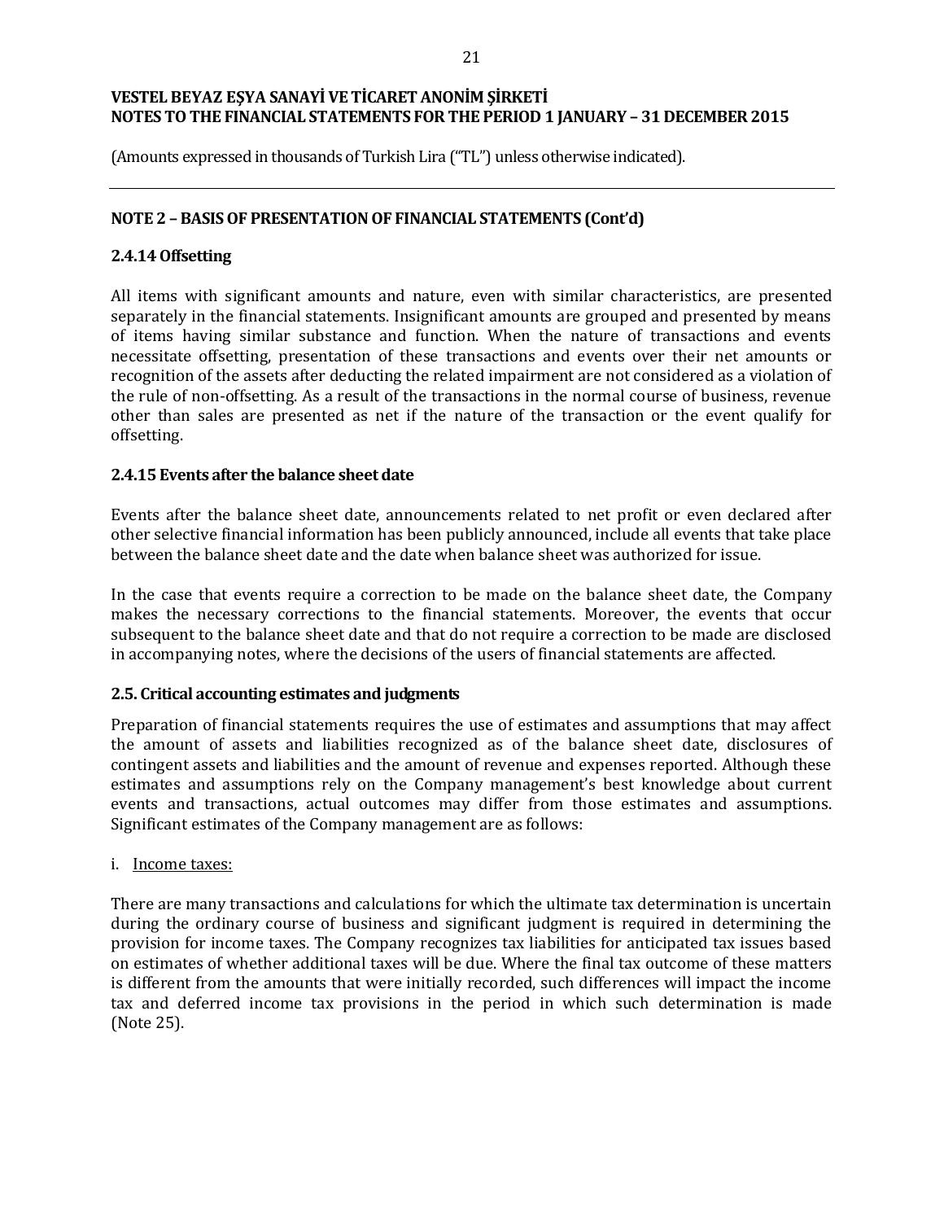## NOTE 2 – BASIS OF PRESENTATION OF FINANCIAL STATEMENTS (Cont'd)

### 2.4.14 Offsetting

All items with significant amounts and nature, even with similar characteristics, are presented separately in the financial statements. Insignificant amounts are grouped and presented by means of items having similar substance and function. When the nature of transactions and events necessitate offsetting, presentation of these transactions and events over their net amounts or recognition of the assets after deducting the related impairment are not considered as a violation of the rule of non-offsetting. As a result of the transactions in the normal course of business, revenue other than sales are presented as net if the nature of the transaction or the event qualify for offsetting.

### 2.4.15 Events after the balance sheet date

Events after the balance sheet date, announcements related to net profit or even declared after other selective financial information has been publicly announced, include all events that take place between the balance sheet date and the date when balance sheet was authorized for issue.

In the case that events require a correction to be made on the balance sheet date, the Company makes the necessary corrections to the financial statements. Moreover, the events that occur subsequent to the balance sheet date and that do not require a correction to be made are disclosed in accompanying notes, where the decisions of the users of financial statements are affected.

### 2.5. Critical accounting estimates and judgments

Preparation of financial statements requires the use of estimates and assumptions that may affect the amount of assets and liabilities recognized as of the balance sheet date, disclosures of contingent assets and liabilities and the amount of revenue and expenses reported. Although these estimates and assumptions rely on the Company management's best knowledge about current events and transactions, actual outcomes may differ from those estimates and assumptions. Significant estimates of the Company management are as follows:

i. Income taxes:

There are many transactions and calculations for which the ultimate tax determination is uncertain during the ordinary course of business and significant judgment is required in determining the provision for income taxes. The Company recognizes tax liabilities for anticipated tax issues based on estimates of whether additional taxes will be due. Where the final tax outcome of these matters is different from the amounts that were initially recorded, such differences will impact the income tax and deferred income tax provisions in the period in which such determination is made (Note 25).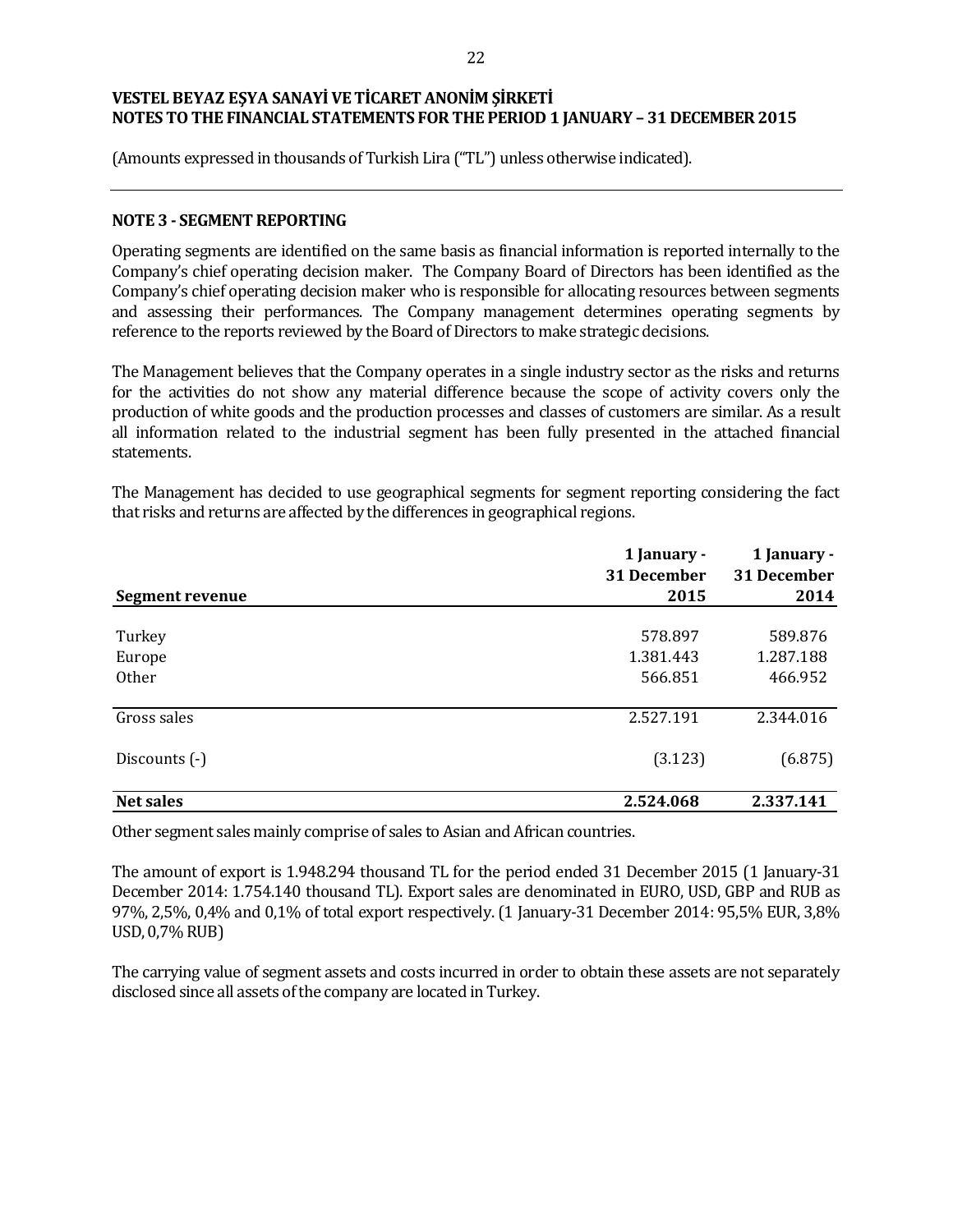VESTEL BEYAZ EŞYA SANAYİ VE TİCARET ANONİM ŞİRKETİ
NOTES TO THE FINANCIAL STATEMENTS FOR THE PERIOD 1 JANUARY – 31 DECEMBER 2015

(Amounts expressed in thousands of Turkish Lira ("TL") unless otherwise indicated).

## NOTE 3 - SEGMENT REPORTING

Operating segments are identified on the same basis as financial information is reported internally to the Company's chief operating decision maker. The Company Board of Directors has been identified as the Company's chief operating decision maker who is responsible for allocating resources between segments and assessing their performances. The Company management determines operating segments by reference to the reports reviewed by the Board of Directors to make strategic decisions.

The Management believes that the Company operates in a single industry sector as the risks and returns for the activities do not show any material difference because the scope of activity covers only the production of white goods and the production processes and classes of customers are similar. As a result all information related to the industrial segment has been fully presented in the attached financial statements.

The Management has decided to use geographical segments for segment reporting considering the fact that risks and returns are affected by the differences in geographical regions.

| Segment revenue | 1 January - 31 December 2015 | 1 January - 31 December 2014 |
|---|---|---|
| Turkey | 578.897 | 589.876 |
| Europe | 1.381.443 | 1.287.188 |
| Other | 566.851 | 466.952 |
| Gross sales | 2.527.191 | 2.344.016 |
| Discounts (-) | (3.123) | (6.875) |
| **Net sales** | **2.524.068** | **2.337.141** |

Other segment sales mainly comprise of sales to Asian and African countries.

The amount of export is 1.948.294 thousand TL for the period ended 31 December 2015 (1 January-31 December 2014: 1.754.140 thousand TL). Export sales are denominated in EURO, USD, GBP and RUB as 97%, 2,5%, 0,4% and 0,1% of total export respectively. (1 January-31 December 2014: 95,5% EUR, 3,8% USD, 0,7% RUB)

The carrying value of segment assets and costs incurred in order to obtain these assets are not separately disclosed since all assets of the company are located in Turkey.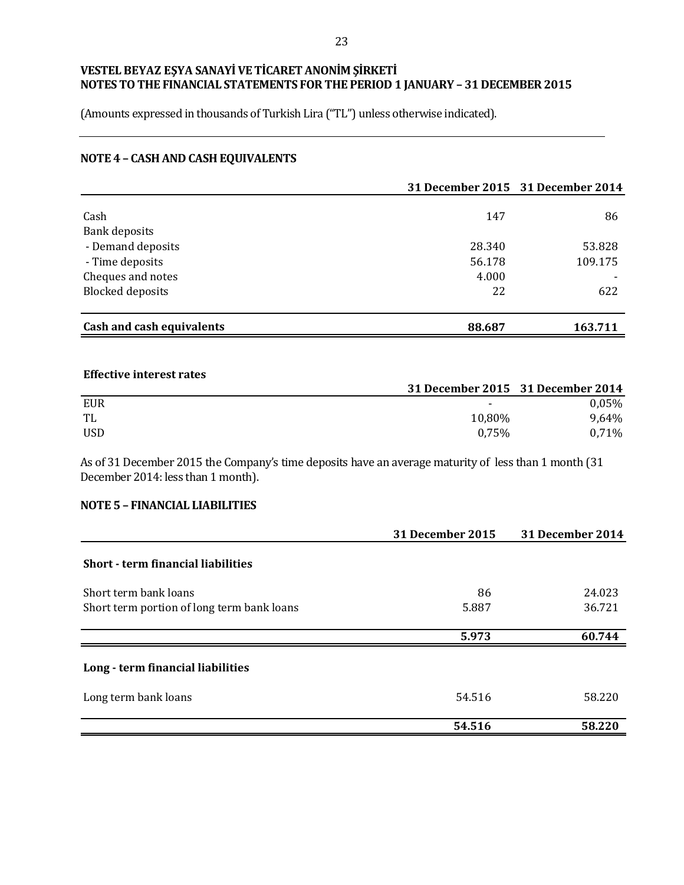**VESTEL BEYAZ EŞYA SANAYİ VE TİCARET ANONİM ŞİRKETİ**
**NOTES TO THE FINANCIAL STATEMENTS FOR THE PERIOD 1 JANUARY – 31 DECEMBER 2015**

(Amounts expressed in thousands of Turkish Lira ("TL") unless otherwise indicated).

## NOTE 4 – CASH AND CASH EQUIVALENTS

| | 31 December 2015 | 31 December 2014 |
|---|---|---|
| Cash | 147 | 86 |
| Bank deposits | | |
| - Demand deposits | 28.340 | 53.828 |
| - Time deposits | 56.178 | 109.175 |
| Cheques and notes | 4.000 | - |
| Blocked deposits | 22 | 622 |
| **Cash and cash equivalents** | **88.687** | **163.711** |

**Effective interest rates**

| | 31 December 2015 | 31 December 2014 |
|---|---|---|
| EUR | - | 0,05% |
| TL | 10,80% | 9,64% |
| USD | 0,75% | 0,71% |

As of 31 December 2015 the Company's time deposits have an average maturity of less than 1 month (31 December 2014: less than 1 month).

## NOTE 5 – FINANCIAL LIABILITIES

| | 31 December 2015 | 31 December 2014 |
|---|---|---|
| **Short - term financial liabilities** | | |
| Short term bank loans | 86 | 24.023 |
| Short term portion of long term bank loans | 5.887 | 36.721 |
| | **5.973** | **60.744** |
| **Long - term financial liabilities** | | |
| Long term bank loans | 54.516 | 58.220 |
| | **54.516** | **58.220** |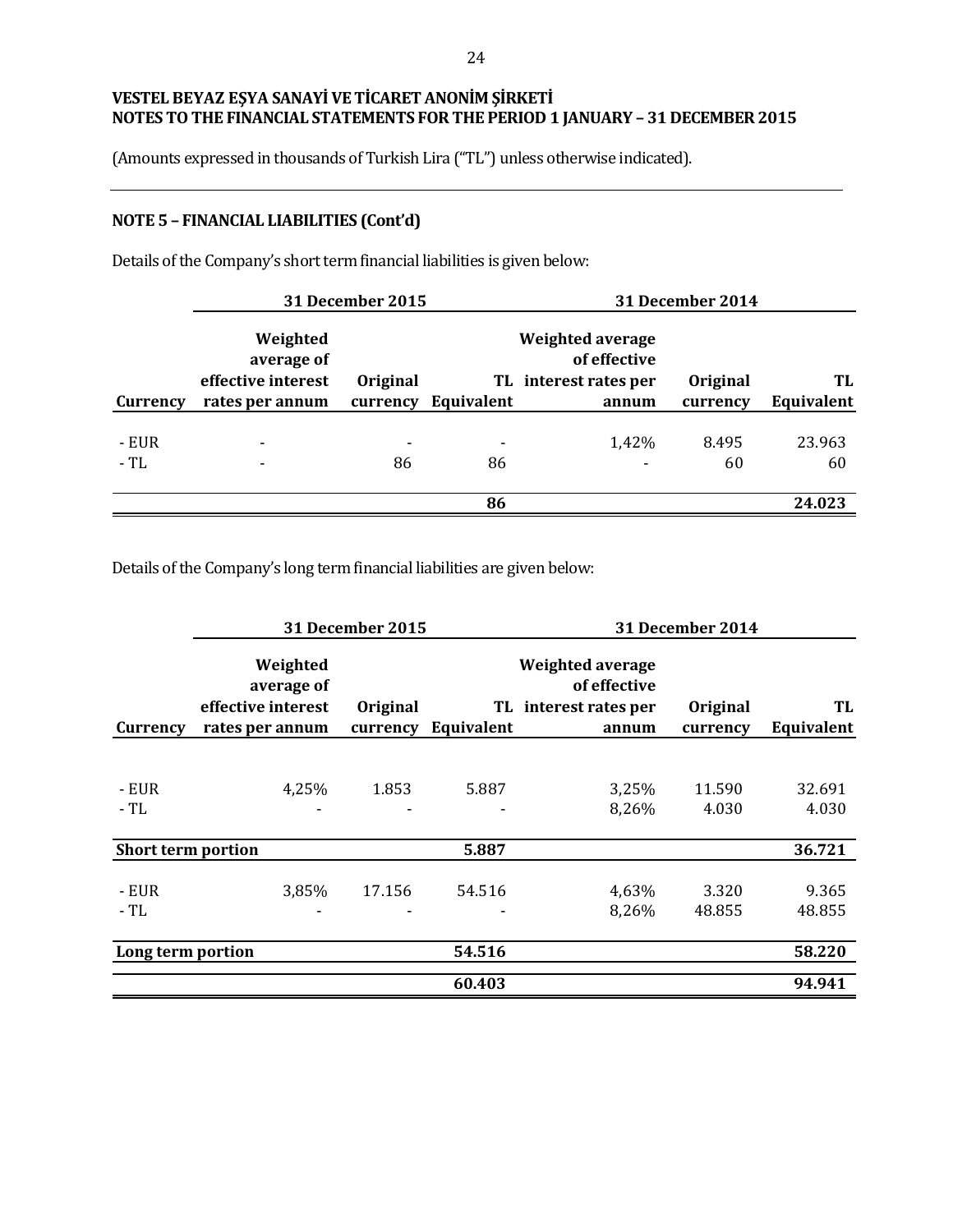VESTEL BEYAZ EŞYA SANAYİ VE TİCARET ANONİM ŞİRKETİ
NOTES TO THE FINANCIAL STATEMENTS FOR THE PERIOD 1 JANUARY – 31 DECEMBER 2015

(Amounts expressed in thousands of Turkish Lira ("TL") unless otherwise indicated).

## NOTE 5 – FINANCIAL LIABILITIES (Cont'd)

Details of the Company's short term financial liabilities is given below:

| | 31 December 2015 | | | 31 December 2014 | | |
|---|---|---|---|---|---|---|
| **Currency** | **Weighted average of effective interest rates per annum** | **Original currency** | **TL Equivalent** | **Weighted average of effective interest rates per annum** | **Original currency** | **TL Equivalent** |
| - EUR | - | - | - | 1,42% | 8.495 | 23.963 |
| - TL | - | 86 | 86 | - | 60 | 60 |
| | | | **86** | | | **24.023** |

Details of the Company's long term financial liabilities are given below:

| | 31 December 2015 | | | 31 December 2014 | | |
|---|---|---|---|---|---|---|
| **Currency** | **Weighted average of effective interest rates per annum** | **Original currency** | **TL Equivalent** | **Weighted average of effective interest rates per annum** | **Original currency** | **TL Equivalent** |
| - EUR | 4,25% | 1.853 | 5.887 | 3,25% | 11.590 | 32.691 |
| - TL | - | - | - | 8,26% | 4.030 | 4.030 |
| **Short term portion** | | | **5.887** | | | **36.721** |
| - EUR | 3,85% | 17.156 | 54.516 | 4,63% | 3.320 | 9.365 |
| - TL | - | - | - | 8,26% | 48.855 | 48.855 |
| **Long term portion** | | | **54.516** | | | **58.220** |
| | | | **60.403** | | | **94.941** |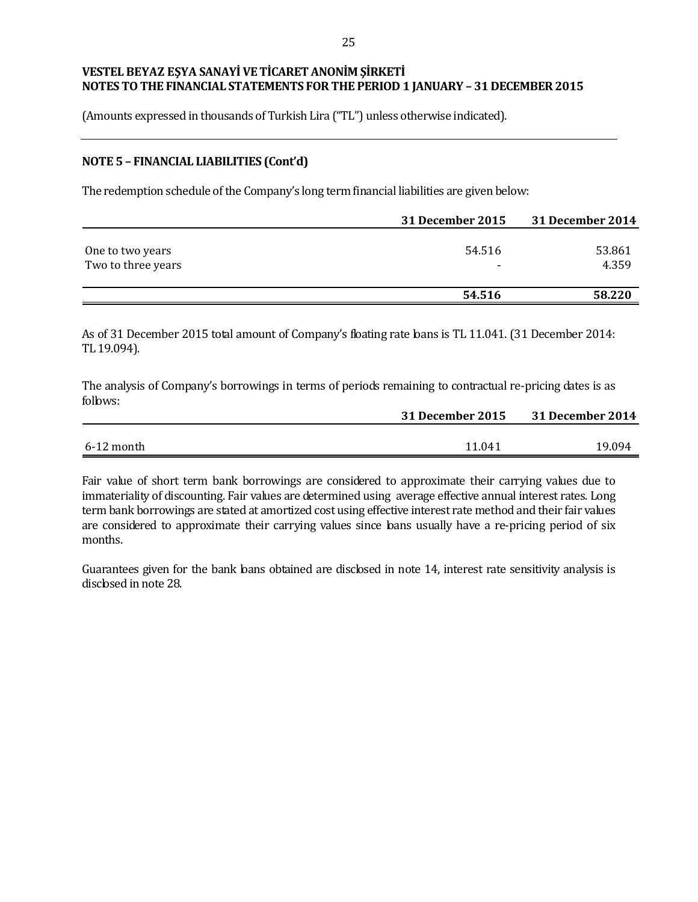**VESTEL BEYAZ EŞYA SANAYİ VE TİCARET ANONİM ŞİRKETİ**
**NOTES TO THE FINANCIAL STATEMENTS FOR THE PERIOD 1 JANUARY – 31 DECEMBER 2015**

(Amounts expressed in thousands of Turkish Lira ("TL") unless otherwise indicated).

## NOTE 5 – FINANCIAL LIABILITIES (Cont'd)

The redemption schedule of the Company's long term financial liabilities are given below:

| | 31 December 2015 | 31 December 2014 |
|---|---|---|
| One to two years | 54.516 | 53.861 |
| Two to three years | - | 4.359 |
| | **54.516** | **58.220** |

As of 31 December 2015 total amount of Company's floating rate loans is TL 11.041. (31 December 2014: TL 19.094).

The analysis of Company's borrowings in terms of periods remaining to contractual re-pricing dates is as follows:

| | 31 December 2015 | 31 December 2014 |
|---|---|---|
| 6-12 month | 11.041 | 19.094 |

Fair value of short term bank borrowings are considered to approximate their carrying values due to immateriality of discounting. Fair values are determined using average effective annual interest rates. Long term bank borrowings are stated at amortized cost using effective interest rate method and their fair values are considered to approximate their carrying values since loans usually have a re-pricing period of six months.

Guarantees given for the bank loans obtained are disclosed in note 14, interest rate sensitivity analysis is disclosed in note 28.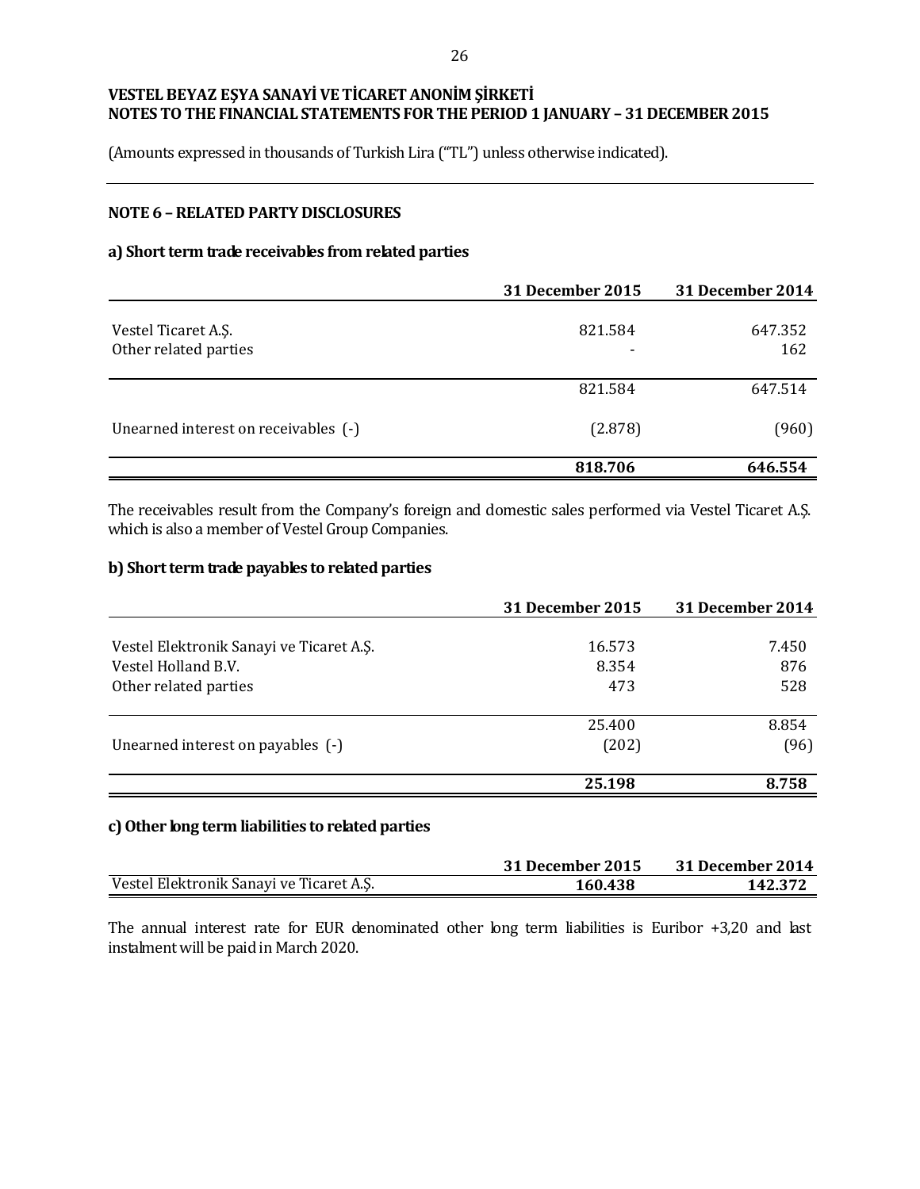**VESTEL BEYAZ EŞYA SANAYİ VE TİCARET ANONİM ŞİRKETİ**
**NOTES TO THE FINANCIAL STATEMENTS FOR THE PERIOD 1 JANUARY – 31 DECEMBER 2015**

(Amounts expressed in thousands of Turkish Lira ("TL") unless otherwise indicated).

## NOTE 6 – RELATED PARTY DISCLOSURES

### a) Short term trade receivables from related parties

| | 31 December 2015 | 31 December 2014 |
|---|---|---|
| Vestel Ticaret A.Ş. | 821.584 | 647.352 |
| Other related parties | - | 162 |
| | 821.584 | 647.514 |
| Unearned interest on receivables (-) | (2.878) | (960) |
| | **818.706** | **646.554** |

The receivables result from the Company's foreign and domestic sales performed via Vestel Ticaret A.Ş. which is also a member of Vestel Group Companies.

### b) Short term trade payables to related parties

| | 31 December 2015 | 31 December 2014 |
|---|---|---|
| Vestel Elektronik Sanayi ve Ticaret A.Ş. | 16.573 | 7.450 |
| Vestel Holland B.V. | 8.354 | 876 |
| Other related parties | 473 | 528 |
| | 25.400 | 8.854 |
| Unearned interest on payables (-) | (202) | (96) |
| | **25.198** | **8.758** |

### c) Other long term liabilities to related parties

| | 31 December 2015 | 31 December 2014 |
|---|---|---|
| Vestel Elektronik Sanayi ve Ticaret A.Ş. | **160.438** | **142.372** |

The annual interest rate for EUR denominated other long term liabilities is Euribor +3,20 and last instalment will be paid in March 2020.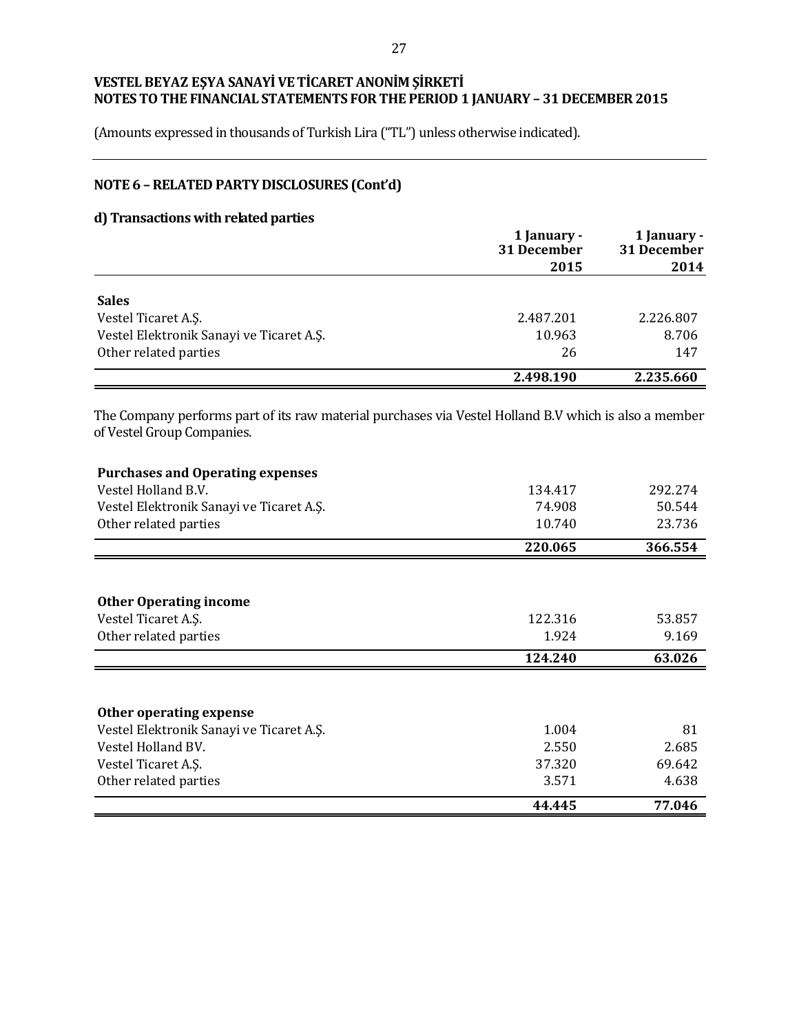# VESTEL BEYAZ EŞYA SANAYİ VE TİCARET ANONİM ŞİRKETİ
## NOTES TO THE FINANCIAL STATEMENTS FOR THE PERIOD 1 JANUARY – 31 DECEMBER 2015

(Amounts expressed in thousands of Turkish Lira ("TL") unless otherwise indicated).

### NOTE 6 – RELATED PARTY DISCLOSURES (Cont'd)

#### d) Transactions with related parties

| | 1 January - 31 December 2015 | 1 January - 31 December 2014 |
|---|---|---|
| **Sales** | | |
| Vestel Ticaret A.Ş. | 2.487.201 | 2.226.807 |
| Vestel Elektronik Sanayi ve Ticaret A.Ş. | 10.963 | 8.706 |
| Other related parties | 26 | 147 |
| | **2.498.190** | **2.235.660** |

The Company performs part of its raw material purchases via Vestel Holland B.V which is also a member of Vestel Group Companies.

| | 2015 | 2014 |
|---|---|---|
| **Purchases and Operating expenses** | | |
| Vestel Holland B.V. | 134.417 | 292.274 |
| Vestel Elektronik Sanayi ve Ticaret A.Ş. | 74.908 | 50.544 |
| Other related parties | 10.740 | 23.736 |
| | **220.065** | **366.554** |

| | 2015 | 2014 |
|---|---|---|
| **Other Operating income** | | |
| Vestel Ticaret A.Ş. | 122.316 | 53.857 |
| Other related parties | 1.924 | 9.169 |
| | **124.240** | **63.026** |

| | 2015 | 2014 |
|---|---|---|
| **Other operating expense** | | |
| Vestel Elektronik Sanayi ve Ticaret A.Ş. | 1.004 | 81 |
| Vestel Holland BV. | 2.550 | 2.685 |
| Vestel Ticaret A.Ş. | 37.320 | 69.642 |
| Other related parties | 3.571 | 4.638 |
| | **44.445** | **77.046** |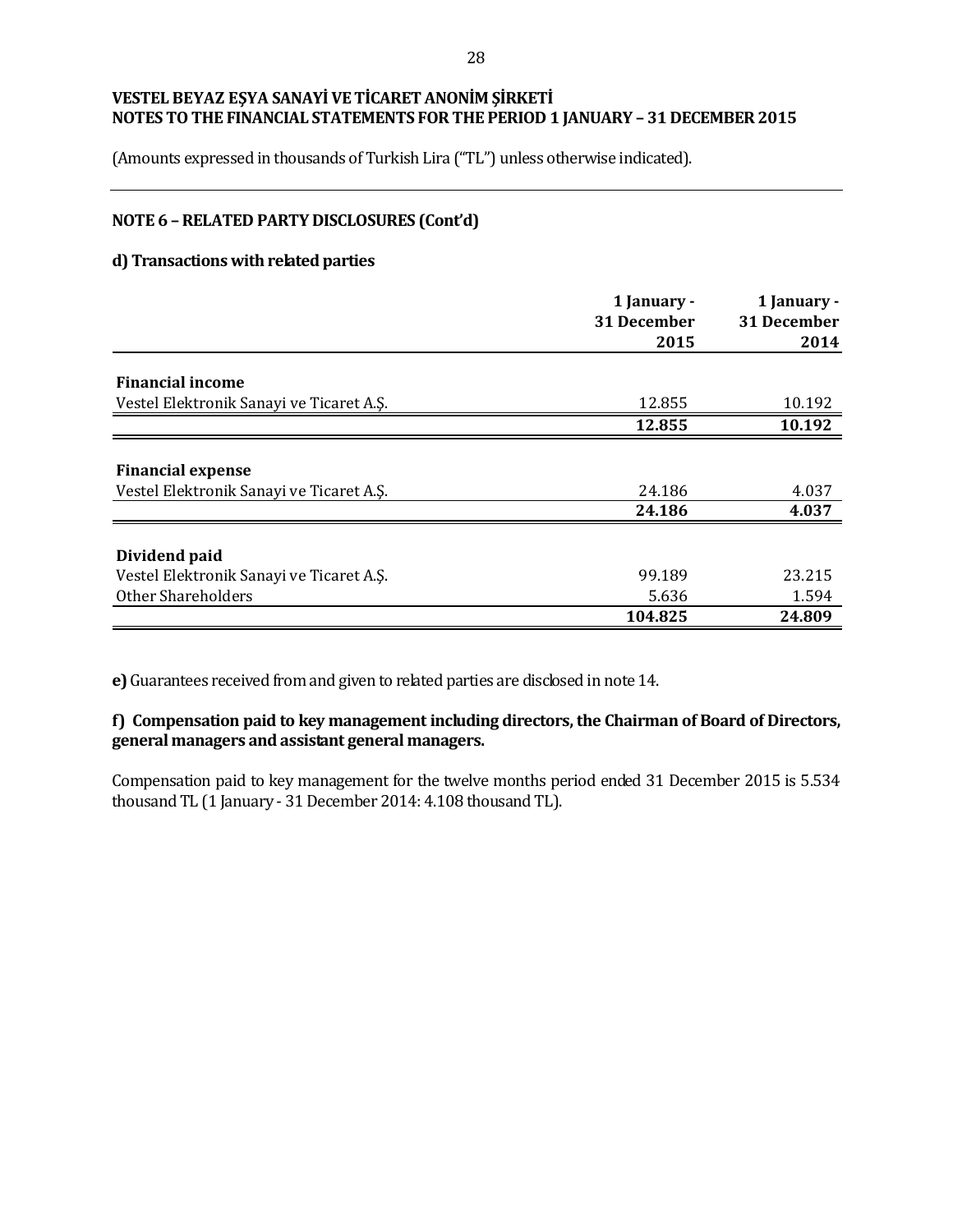**VESTEL BEYAZ EŞYA SANAYİ VE TİCARET ANONİM ŞİRKETİ**
**NOTES TO THE FINANCIAL STATEMENTS FOR THE PERIOD 1 JANUARY – 31 DECEMBER 2015**

(Amounts expressed in thousands of Turkish Lira ("TL") unless otherwise indicated).

## NOTE 6 – RELATED PARTY DISCLOSURES (Cont'd)

### d) Transactions with related parties

| | 1 January - 31 December 2015 | 1 January - 31 December 2014 |
|---|---|---|
| **Financial income** | | |
| Vestel Elektronik Sanayi ve Ticaret A.Ş. | 12.855 | 10.192 |
| | **12.855** | **10.192** |
| **Financial expense** | | |
| Vestel Elektronik Sanayi ve Ticaret A.Ş. | 24.186 | 4.037 |
| | **24.186** | **4.037** |
| **Dividend paid** | | |
| Vestel Elektronik Sanayi ve Ticaret A.Ş. | 99.189 | 23.215 |
| Other Shareholders | 5.636 | 1.594 |
| | **104.825** | **24.809** |

**e)** Guarantees received from and given to related parties are disclosed in note 14.

**f) Compensation paid to key management including directors, the Chairman of Board of Directors, general managers and assistant general managers.**

Compensation paid to key management for the twelve months period ended 31 December 2015 is 5.534 thousand TL (1 January - 31 December 2014: 4.108 thousand TL).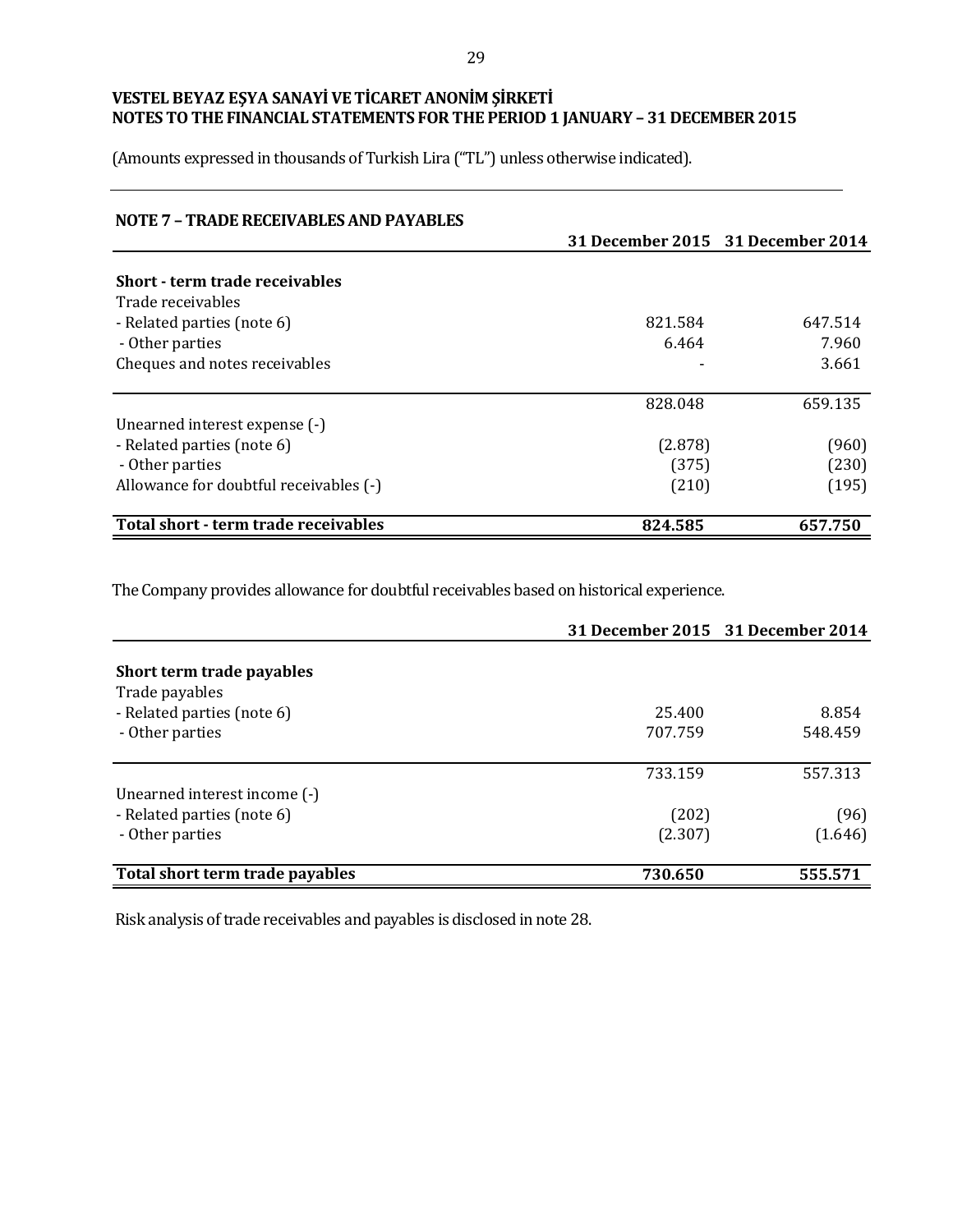**VESTEL BEYAZ EŞYA SANAYİ VE TİCARET ANONİM ŞİRKETİ**
**NOTES TO THE FINANCIAL STATEMENTS FOR THE PERIOD 1 JANUARY – 31 DECEMBER 2015**

(Amounts expressed in thousands of Turkish Lira ("TL") unless otherwise indicated).

## NOTE 7 – TRADE RECEIVABLES AND PAYABLES

| | 31 December 2015 | 31 December 2014 |
|---|---|---|
| **Short - term trade receivables** | | |
| Trade receivables | | |
| - Related parties (note 6) | 821.584 | 647.514 |
| - Other parties | 6.464 | 7.960 |
| Cheques and notes receivables | - | 3.661 |
| | 828.048 | 659.135 |
| Unearned interest expense (-) | | |
| - Related parties (note 6) | (2.878) | (960) |
| - Other parties | (375) | (230) |
| Allowance for doubtful receivables (-) | (210) | (195) |
| **Total short - term trade receivables** | **824.585** | **657.750** |

The Company provides allowance for doubtful receivables based on historical experience.

| | 31 December 2015 | 31 December 2014 |
|---|---|---|
| **Short term trade payables** | | |
| Trade payables | | |
| - Related parties (note 6) | 25.400 | 8.854 |
| - Other parties | 707.759 | 548.459 |
| | 733.159 | 557.313 |
| Unearned interest income (-) | | |
| - Related parties (note 6) | (202) | (96) |
| - Other parties | (2.307) | (1.646) |
| **Total short term trade payables** | **730.650** | **555.571** |

Risk analysis of trade receivables and payables is disclosed in note 28.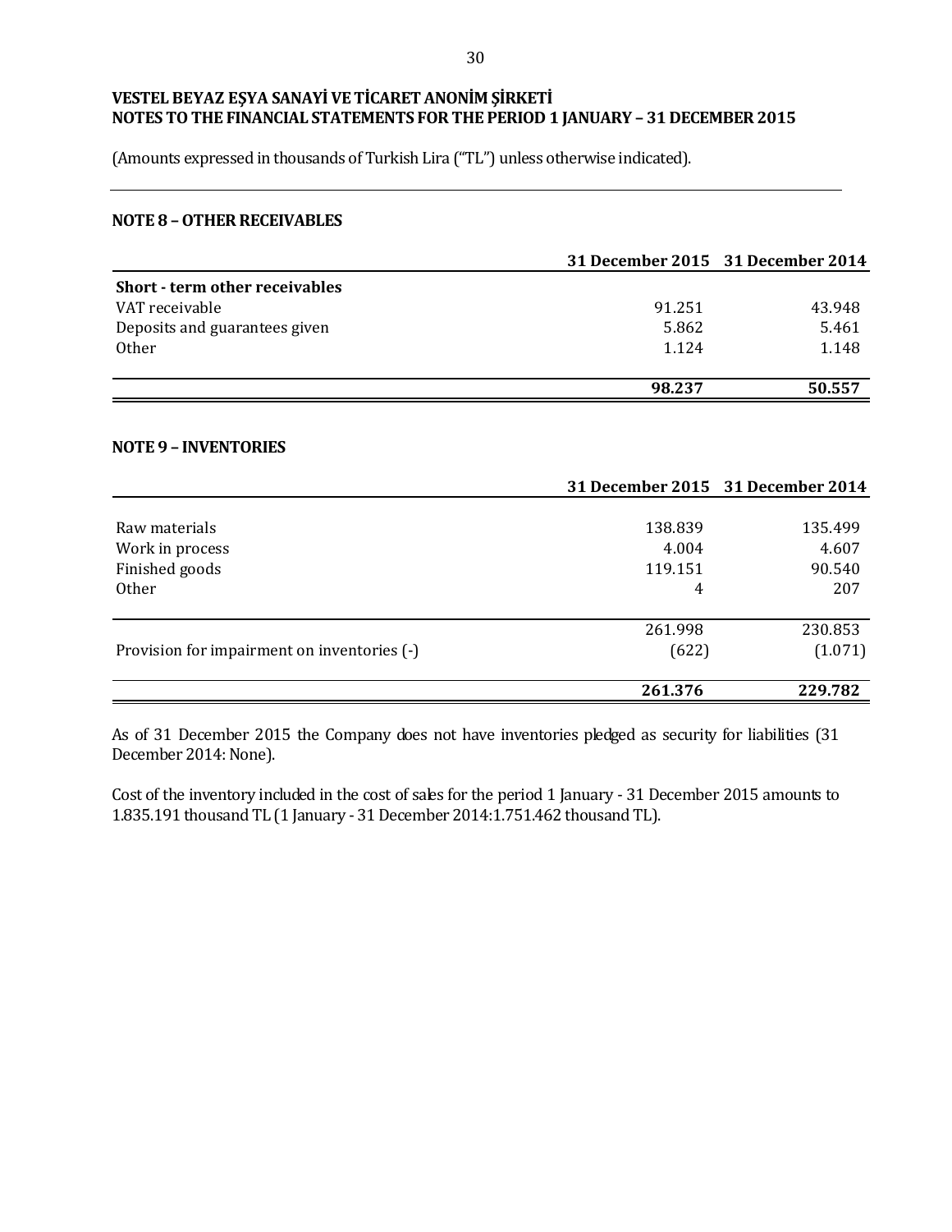**VESTEL BEYAZ EŞYA SANAYİ VE TİCARET ANONİM ŞİRKETİ**
**NOTES TO THE FINANCIAL STATEMENTS FOR THE PERIOD 1 JANUARY – 31 DECEMBER 2015**

(Amounts expressed in thousands of Turkish Lira ("TL") unless otherwise indicated).

## NOTE 8 – OTHER RECEIVABLES

| | 31 December 2015 | 31 December 2014 |
|---|---|---|
| **Short - term other receivables** | | |
| VAT receivable | 91.251 | 43.948 |
| Deposits and guarantees given | 5.862 | 5.461 |
| Other | 1.124 | 1.148 |
| | **98.237** | **50.557** |

## NOTE 9 – INVENTORIES

| | 31 December 2015 | 31 December 2014 |
|---|---|---|
| Raw materials | 138.839 | 135.499 |
| Work in process | 4.004 | 4.607 |
| Finished goods | 119.151 | 90.540 |
| Other | 4 | 207 |
| | 261.998 | 230.853 |
| Provision for impairment on inventories (-) | (622) | (1.071) |
| | **261.376** | **229.782** |

As of 31 December 2015 the Company does not have inventories pledged as security for liabilities (31 December 2014: None).

Cost of the inventory included in the cost of sales for the period 1 January - 31 December 2015 amounts to 1.835.191 thousand TL (1 January - 31 December 2014:1.751.462 thousand TL).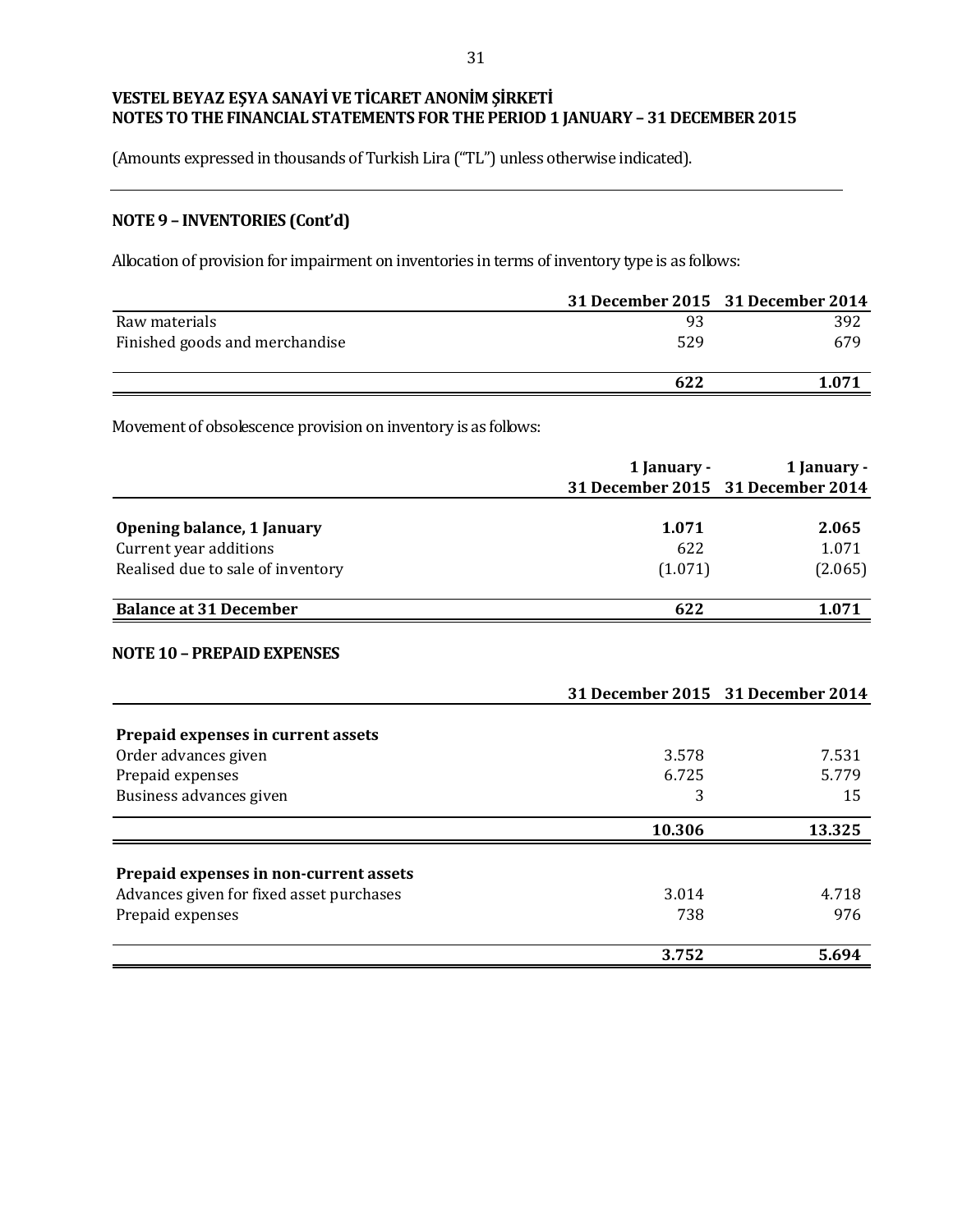**VESTEL BEYAZ EŞYA SANAYİ VE TİCARET ANONİM ŞİRKETİ**
**NOTES TO THE FINANCIAL STATEMENTS FOR THE PERIOD 1 JANUARY – 31 DECEMBER 2015**

(Amounts expressed in thousands of Turkish Lira ("TL") unless otherwise indicated).

## NOTE 9 – INVENTORIES (Cont'd)

Allocation of provision for impairment on inventories in terms of inventory type is as follows:

| | 31 December 2015 | 31 December 2014 |
|---|---|---|
| Raw materials | 93 | 392 |
| Finished goods and merchandise | 529 | 679 |
| | **622** | **1.071** |

Movement of obsolescence provision on inventory is as follows:

| | 1 January - 31 December 2015 | 1 January - 31 December 2014 |
|---|---|---|
| **Opening balance, 1 January** | **1.071** | **2.065** |
| Current year additions | 622 | 1.071 |
| Realised due to sale of inventory | (1.071) | (2.065) |
| **Balance at 31 December** | **622** | **1.071** |

## NOTE 10 – PREPAID EXPENSES

| | 31 December 2015 | 31 December 2014 |
|---|---|---|
| **Prepaid expenses in current assets** | | |
| Order advances given | 3.578 | 7.531 |
| Prepaid expenses | 6.725 | 5.779 |
| Business advances given | 3 | 15 |
| | **10.306** | **13.325** |
| **Prepaid expenses in non-current assets** | | |
| Advances given for fixed asset purchases | 3.014 | 4.718 |
| Prepaid expenses | 738 | 976 |
| | **3.752** | **5.694** |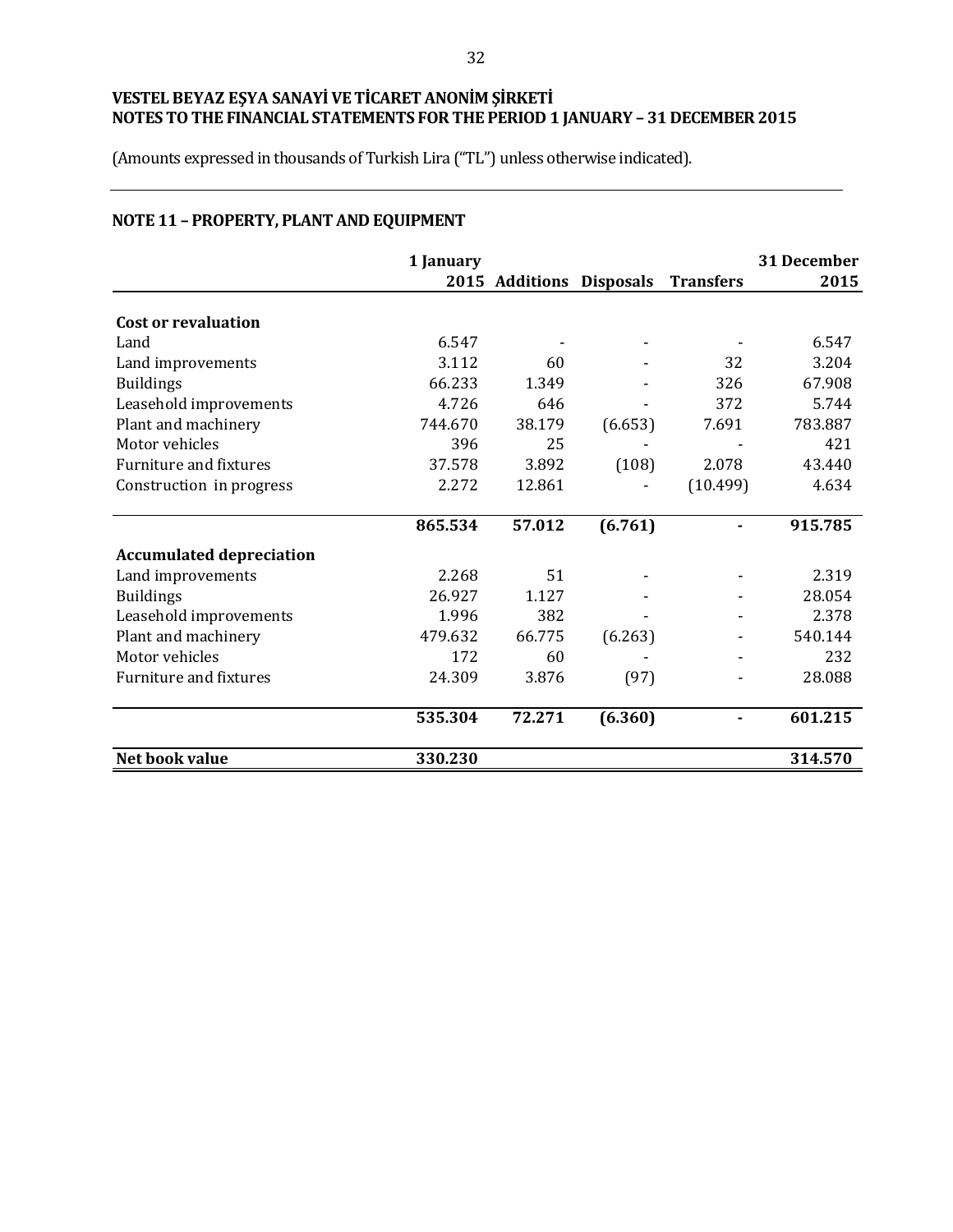**VESTEL BEYAZ EŞYA SANAYİ VE TİCARET ANONİM ŞİRKETİ**
**NOTES TO THE FINANCIAL STATEMENTS FOR THE PERIOD 1 JANUARY – 31 DECEMBER 2015**

(Amounts expressed in thousands of Turkish Lira ("TL") unless otherwise indicated).

## NOTE 11 – PROPERTY, PLANT AND EQUIPMENT

| | 1 January 2015 | Additions | Disposals | Transfers | 31 December 2015 |
|---|---|---|---|---|---|
| **Cost or revaluation** | | | | | |
| Land | 6.547 | - | - | - | 6.547 |
| Land improvements | 3.112 | 60 | - | 32 | 3.204 |
| Buildings | 66.233 | 1.349 | - | 326 | 67.908 |
| Leasehold improvements | 4.726 | 646 | - | 372 | 5.744 |
| Plant and machinery | 744.670 | 38.179 | (6.653) | 7.691 | 783.887 |
| Motor vehicles | 396 | 25 | - | - | 421 |
| Furniture and fixtures | 37.578 | 3.892 | (108) | 2.078 | 43.440 |
| Construction in progress | 2.272 | 12.861 | - | (10.499) | 4.634 |
| | **865.534** | **57.012** | **(6.761)** | **-** | **915.785** |
| **Accumulated depreciation** | | | | | |
| Land improvements | 2.268 | 51 | - | - | 2.319 |
| Buildings | 26.927 | 1.127 | - | - | 28.054 |
| Leasehold improvements | 1.996 | 382 | - | - | 2.378 |
| Plant and machinery | 479.632 | 66.775 | (6.263) | - | 540.144 |
| Motor vehicles | 172 | 60 | - | - | 232 |
| Furniture and fixtures | 24.309 | 3.876 | (97) | - | 28.088 |
| | **535.304** | **72.271** | **(6.360)** | **-** | **601.215** |
| **Net book value** | **330.230** | | | | **314.570** |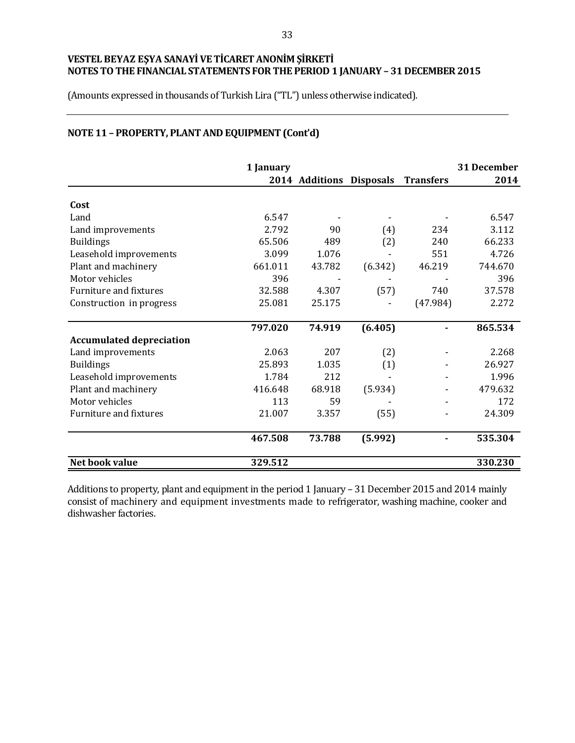**VESTEL BEYAZ EŞYA SANAYİ VE TİCARET ANONİM ŞİRKETİ**
**NOTES TO THE FINANCIAL STATEMENTS FOR THE PERIOD 1 JANUARY – 31 DECEMBER 2015**

(Amounts expressed in thousands of Turkish Lira ("TL") unless otherwise indicated).

## NOTE 11 – PROPERTY, PLANT AND EQUIPMENT (Cont'd)

| | 1 January 2014 | Additions | Disposals | Transfers | 31 December 2014 |
|---|---|---|---|---|---|
| **Cost** | | | | | |
| Land | 6.547 | - | - | - | 6.547 |
| Land improvements | 2.792 | 90 | (4) | 234 | 3.112 |
| Buildings | 65.506 | 489 | (2) | 240 | 66.233 |
| Leasehold improvements | 3.099 | 1.076 | - | 551 | 4.726 |
| Plant and machinery | 661.011 | 43.782 | (6.342) | 46.219 | 744.670 |
| Motor vehicles | 396 | - | - | - | 396 |
| Furniture and fixtures | 32.588 | 4.307 | (57) | 740 | 37.578 |
| Construction in progress | 25.081 | 25.175 | - | (47.984) | 2.272 |
| | **797.020** | **74.919** | **(6.405)** | **-** | **865.534** |
| **Accumulated depreciation** | | | | | |
| Land improvements | 2.063 | 207 | (2) | - | 2.268 |
| Buildings | 25.893 | 1.035 | (1) | - | 26.927 |
| Leasehold improvements | 1.784 | 212 | - | - | 1.996 |
| Plant and machinery | 416.648 | 68.918 | (5.934) | - | 479.632 |
| Motor vehicles | 113 | 59 | - | - | 172 |
| Furniture and fixtures | 21.007 | 3.357 | (55) | - | 24.309 |
| | **467.508** | **73.788** | **(5.992)** | **-** | **535.304** |
| **Net book value** | **329.512** | | | | **330.230** |

Additions to property, plant and equipment in the period 1 January – 31 December 2015 and 2014 mainly consist of machinery and equipment investments made to refrigerator, washing machine, cooker and dishwasher factories.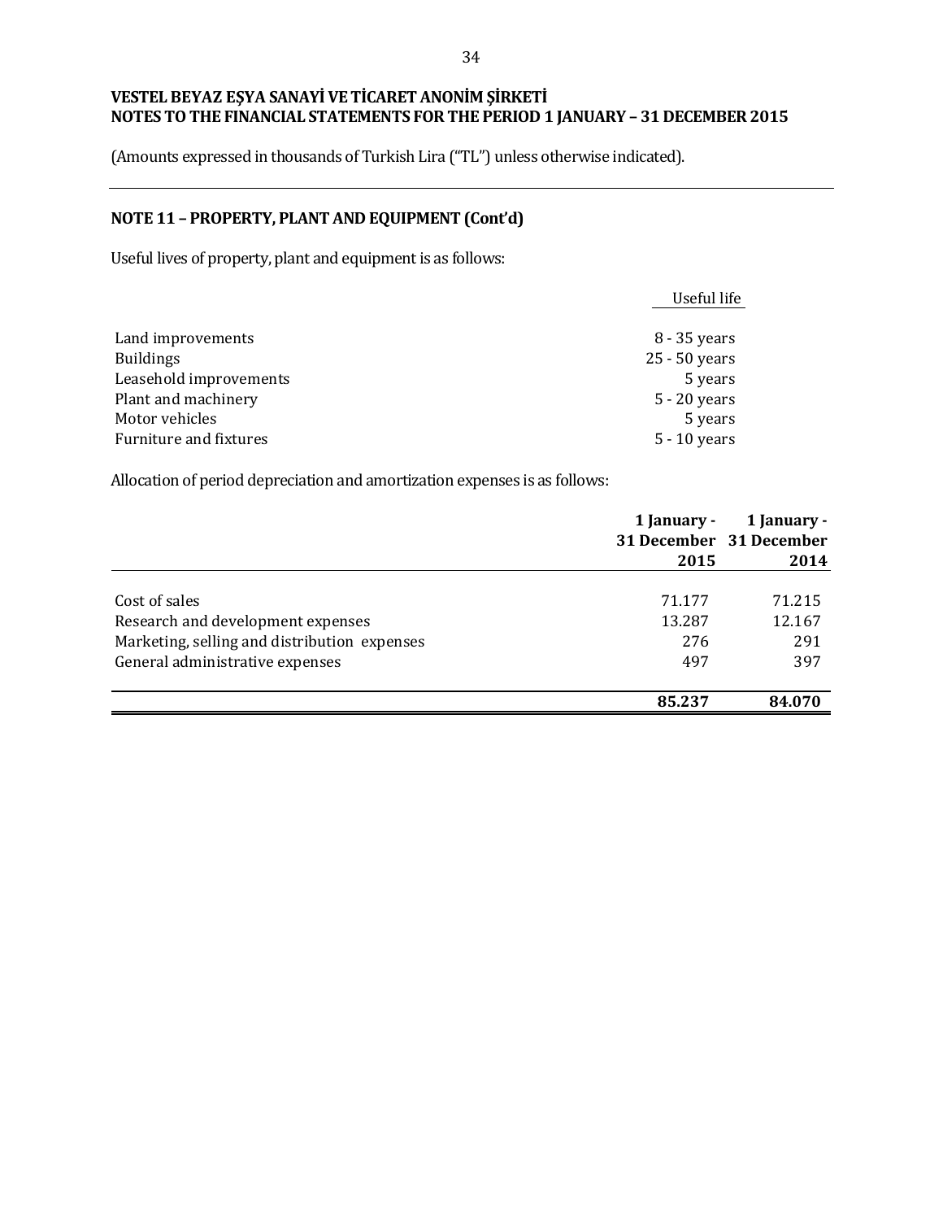**VESTEL BEYAZ EŞYA SANAYİ VE TİCARET ANONİM ŞİRKETİ**
**NOTES TO THE FINANCIAL STATEMENTS FOR THE PERIOD 1 JANUARY – 31 DECEMBER 2015**

(Amounts expressed in thousands of Turkish Lira ("TL") unless otherwise indicated).

## NOTE 11 – PROPERTY, PLANT AND EQUIPMENT (Cont'd)

Useful lives of property, plant and equipment is as follows:

| | Useful life |
|---|---|
| Land improvements | 8 - 35 years |
| Buildings | 25 - 50 years |
| Leasehold improvements | 5 years |
| Plant and machinery | 5 - 20 years |
| Motor vehicles | 5 years |
| Furniture and fixtures | 5 - 10 years |

Allocation of period depreciation and amortization expenses is as follows:

| | 1 January - 31 December 2015 | 1 January - 31 December 2014 |
|---|---|---|
| Cost of sales | 71.177 | 71.215 |
| Research and development expenses | 13.287 | 12.167 |
| Marketing, selling and distribution expenses | 276 | 291 |
| General administrative expenses | 497 | 397 |
| | **85.237** | **84.070** |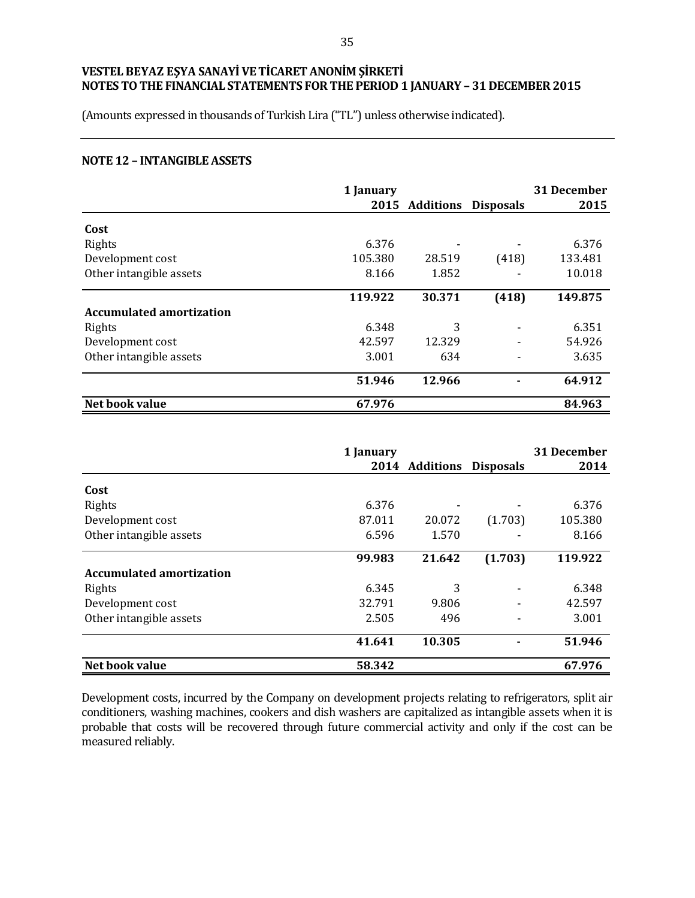# VESTEL BEYAZ EŞYA SANAYİ VE TİCARET ANONİM ŞİRKETİ
## NOTES TO THE FINANCIAL STATEMENTS FOR THE PERIOD 1 JANUARY – 31 DECEMBER 2015

(Amounts expressed in thousands of Turkish Lira ("TL") unless otherwise indicated).

### NOTE 12 – INTANGIBLE ASSETS

| | 1 January 2015 | Additions | Disposals | 31 December 2015 |
|---|---|---|---|---|
| **Cost** | | | | |
| Rights | 6.376 | - | - | 6.376 |
| Development cost | 105.380 | 28.519 | (418) | 133.481 |
| Other intangible assets | 8.166 | 1.852 | - | 10.018 |
| | **119.922** | **30.371** | **(418)** | **149.875** |
| **Accumulated amortization** | | | | |
| Rights | 6.348 | 3 | - | 6.351 |
| Development cost | 42.597 | 12.329 | - | 54.926 |
| Other intangible assets | 3.001 | 634 | - | 3.635 |
| | **51.946** | **12.966** | **-** | **64.912** |
| **Net book value** | **67.976** | | | **84.963** |

| | 1 January 2014 | Additions | Disposals | 31 December 2014 |
|---|---|---|---|---|
| **Cost** | | | | |
| Rights | 6.376 | - | - | 6.376 |
| Development cost | 87.011 | 20.072 | (1.703) | 105.380 |
| Other intangible assets | 6.596 | 1.570 | - | 8.166 |
| | **99.983** | **21.642** | **(1.703)** | **119.922** |
| **Accumulated amortization** | | | | |
| Rights | 6.345 | 3 | - | 6.348 |
| Development cost | 32.791 | 9.806 | - | 42.597 |
| Other intangible assets | 2.505 | 496 | - | 3.001 |
| | **41.641** | **10.305** | **-** | **51.946** |
| **Net book value** | **58.342** | | | **67.976** |

Development costs, incurred by the Company on development projects relating to refrigerators, split air conditioners, washing machines, cookers and dish washers are capitalized as intangible assets when it is probable that costs will be recovered through future commercial activity and only if the cost can be measured reliably.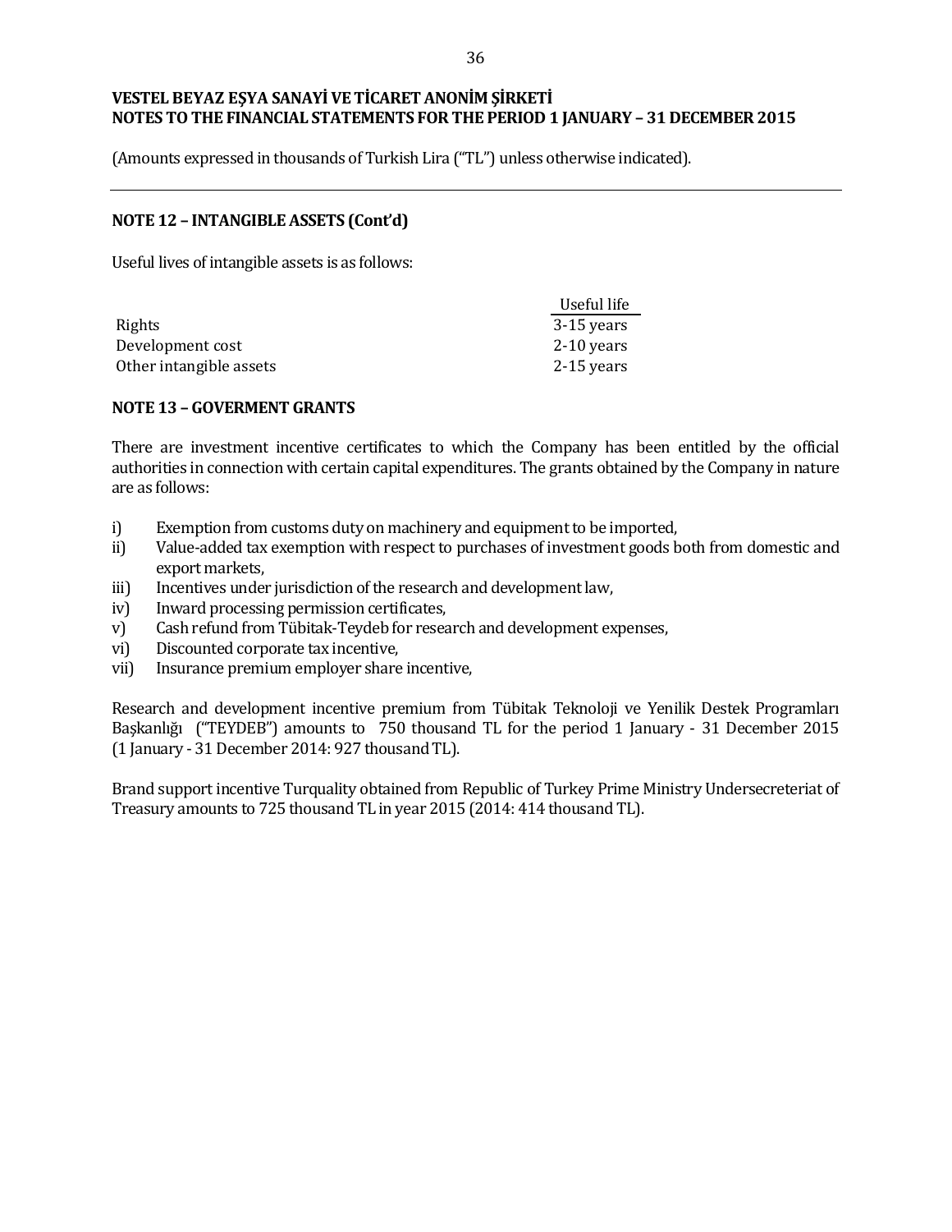(Amounts expressed in thousands of Turkish Lira ("TL") unless otherwise indicated).

## NOTE 12 – INTANGIBLE ASSETS (Cont'd)

Useful lives of intangible assets is as follows:

| | Useful life |
|---|---|
| Rights | 3-15 years |
| Development cost | 2-10 years |
| Other intangible assets | 2-15 years |

## NOTE 13 – GOVERMENT GRANTS

There are investment incentive certificates to which the Company has been entitled by the official authorities in connection with certain capital expenditures. The grants obtained by the Company in nature are as follows:

i) Exemption from customs duty on machinery and equipment to be imported,
ii) Value-added tax exemption with respect to purchases of investment goods both from domestic and export markets,
iii) Incentives under jurisdiction of the research and development law,
iv) Inward processing permission certificates,
v) Cash refund from Tübitak-Teydeb for research and development expenses,
vi) Discounted corporate tax incentive,
vii) Insurance premium employer share incentive,

Research and development incentive premium from Tübitak Teknoloji ve Yenilik Destek Programları Başkanlığı ("TEYDEB") amounts to 750 thousand TL for the period 1 January - 31 December 2015 (1 January - 31 December 2014: 927 thousand TL).

Brand support incentive Turquality obtained from Republic of Turkey Prime Ministry Undersecreteriat of Treasury amounts to 725 thousand TL in year 2015 (2014: 414 thousand TL).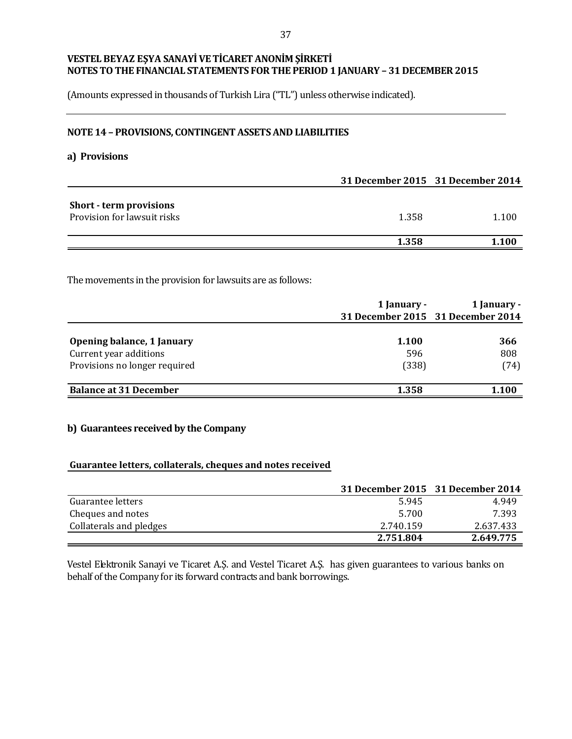**VESTEL BEYAZ EŞYA SANAYİ VE TİCARET ANONİM ŞİRKETİ**
**NOTES TO THE FINANCIAL STATEMENTS FOR THE PERIOD 1 JANUARY – 31 DECEMBER 2015**

(Amounts expressed in thousands of Turkish Lira ("TL") unless otherwise indicated).

## NOTE 14 – PROVISIONS, CONTINGENT ASSETS AND LIABILITIES

### a) Provisions

| | 31 December 2015 | 31 December 2014 |
|---|---|---|
| **Short - term provisions** | | |
| Provision for lawsuit risks | 1.358 | 1.100 |
| | **1.358** | **1.100** |

The movements in the provision for lawsuits are as follows:

| | 1 January - 31 December 2015 | 1 January - 31 December 2014 |
|---|---|---|
| **Opening balance, 1 January** | **1.100** | **366** |
| Current year additions | 596 | 808 |
| Provisions no longer required | (338) | (74) |
| **Balance at 31 December** | **1.358** | **1.100** |

### b) Guarantees received by the Company

**Guarantee letters, collaterals, cheques and notes received**

| | 31 December 2015 | 31 December 2014 |
|---|---|---|
| Guarantee letters | 5.945 | 4.949 |
| Cheques and notes | 5.700 | 7.393 |
| Collaterals and pledges | 2.740.159 | 2.637.433 |
| | **2.751.804** | **2.649.775** |

Vestel Elektronik Sanayi ve Ticaret A.Ş. and Vestel Ticaret A.Ş. has given guarantees to various banks on behalf of the Company for its forward contracts and bank borrowings.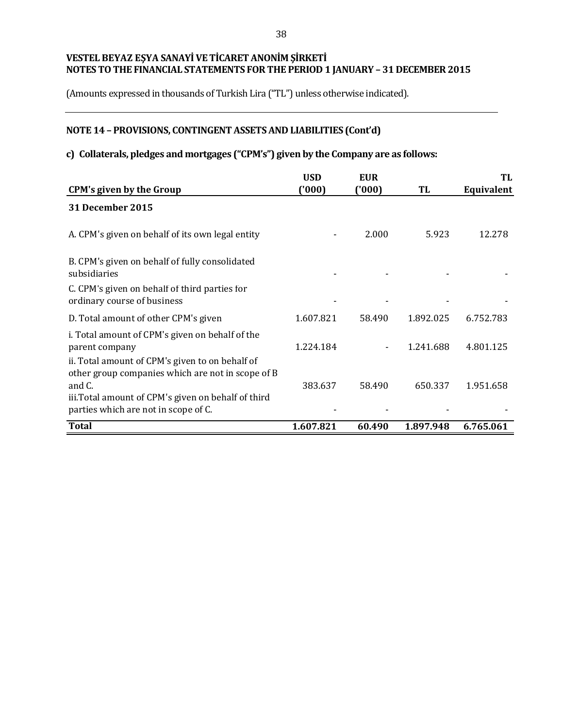**VESTEL BEYAZ EŞYA SANAYİ VE TİCARET ANONİM ŞİRKETİ**
**NOTES TO THE FINANCIAL STATEMENTS FOR THE PERIOD 1 JANUARY – 31 DECEMBER 2015**

(Amounts expressed in thousands of Turkish Lira ("TL") unless otherwise indicated).

## NOTE 14 – PROVISIONS, CONTINGENT ASSETS AND LIABILITIES (Cont'd)

### c) Collaterals, pledges and mortgages ("CPM's") given by the Company are as follows:

| CPM's given by the Group | USD ('000) | EUR ('000) | TL | TL Equivalent |
|---|---|---|---|---|
| **31 December 2015** | | | | |
| A. CPM's given on behalf of its own legal entity | - | 2.000 | 5.923 | 12.278 |
| B. CPM's given on behalf of fully consolidated subsidiaries | - | - | - | - |
| C. CPM's given on behalf of third parties for ordinary course of business | - | - | - | - |
| D. Total amount of other CPM's given | 1.607.821 | 58.490 | 1.892.025 | 6.752.783 |
| i. Total amount of CPM's given on behalf of the parent company | 1.224.184 | - | 1.241.688 | 4.801.125 |
| ii. Total amount of CPM's given to on behalf of other group companies which are not in scope of B and C. | 383.637 | 58.490 | 650.337 | 1.951.658 |
| iii.Total amount of CPM's given on behalf of third parties which are not in scope of C. | - | - | - | - |
| **Total** | **1.607.821** | **60.490** | **1.897.948** | **6.765.061** |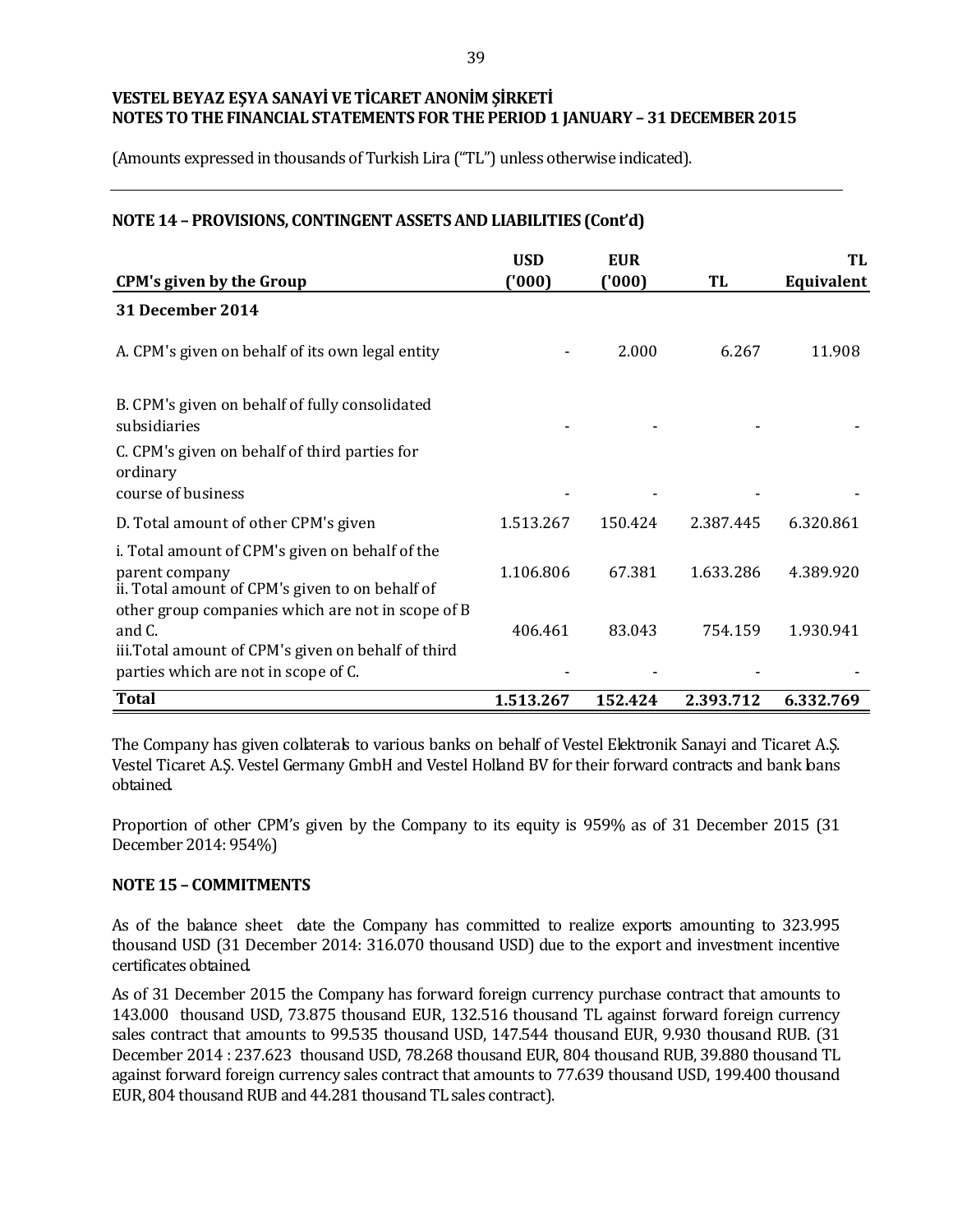VESTEL BEYAZ EŞYA SANAYİ VE TİCARET ANONİM ŞİRKETİ
NOTES TO THE FINANCIAL STATEMENTS FOR THE PERIOD 1 JANUARY – 31 DECEMBER 2015

(Amounts expressed in thousands of Turkish Lira ("TL") unless otherwise indicated).

## NOTE 14 – PROVISIONS, CONTINGENT ASSETS AND LIABILITIES (Cont'd)

| CPM's given by the Group | USD ('000) | EUR ('000) | TL | TL Equivalent |
|---|---|---|---|---|
| **31 December 2014** | | | | |
| A. CPM's given on behalf of its own legal entity | - | 2.000 | 6.267 | 11.908 |
| B. CPM's given on behalf of fully consolidated subsidiaries | - | - | - | - |
| C. CPM's given on behalf of third parties for ordinary course of business | - | - | - | - |
| D. Total amount of other CPM's given | 1.513.267 | 150.424 | 2.387.445 | 6.320.861 |
| i. Total amount of CPM's given on behalf of the parent company | 1.106.806 | 67.381 | 1.633.286 | 4.389.920 |
| ii. Total amount of CPM's given to on behalf of other group companies which are not in scope of B and C. | 406.461 | 83.043 | 754.159 | 1.930.941 |
| iii.Total amount of CPM's given on behalf of third parties which are not in scope of C. | - | - | - | - |
| **Total** | **1.513.267** | **152.424** | **2.393.712** | **6.332.769** |

The Company has given collaterals to various banks on behalf of Vestel Elektronik Sanayi and Ticaret A.Ş. Vestel Ticaret A.Ş. Vestel Germany GmbH and Vestel Holland BV for their forward contracts and bank loans obtained.

Proportion of other CPM's given by the Company to its equity is 959% as of 31 December 2015 (31 December 2014: 954%)

## NOTE 15 – COMMITMENTS

As of the balance sheet date the Company has committed to realize exports amounting to 323.995 thousand USD (31 December 2014: 316.070 thousand USD) due to the export and investment incentive certificates obtained.

As of 31 December 2015 the Company has forward foreign currency purchase contract that amounts to 143.000 thousand USD, 73.875 thousand EUR, 132.516 thousand TL against forward foreign currency sales contract that amounts to 99.535 thousand USD, 147.544 thousand EUR, 9.930 thousand RUB. (31 December 2014 : 237.623 thousand USD, 78.268 thousand EUR, 804 thousand RUB, 39.880 thousand TL against forward foreign currency sales contract that amounts to 77.639 thousand USD, 199.400 thousand EUR, 804 thousand RUB and 44.281 thousand TL sales contract).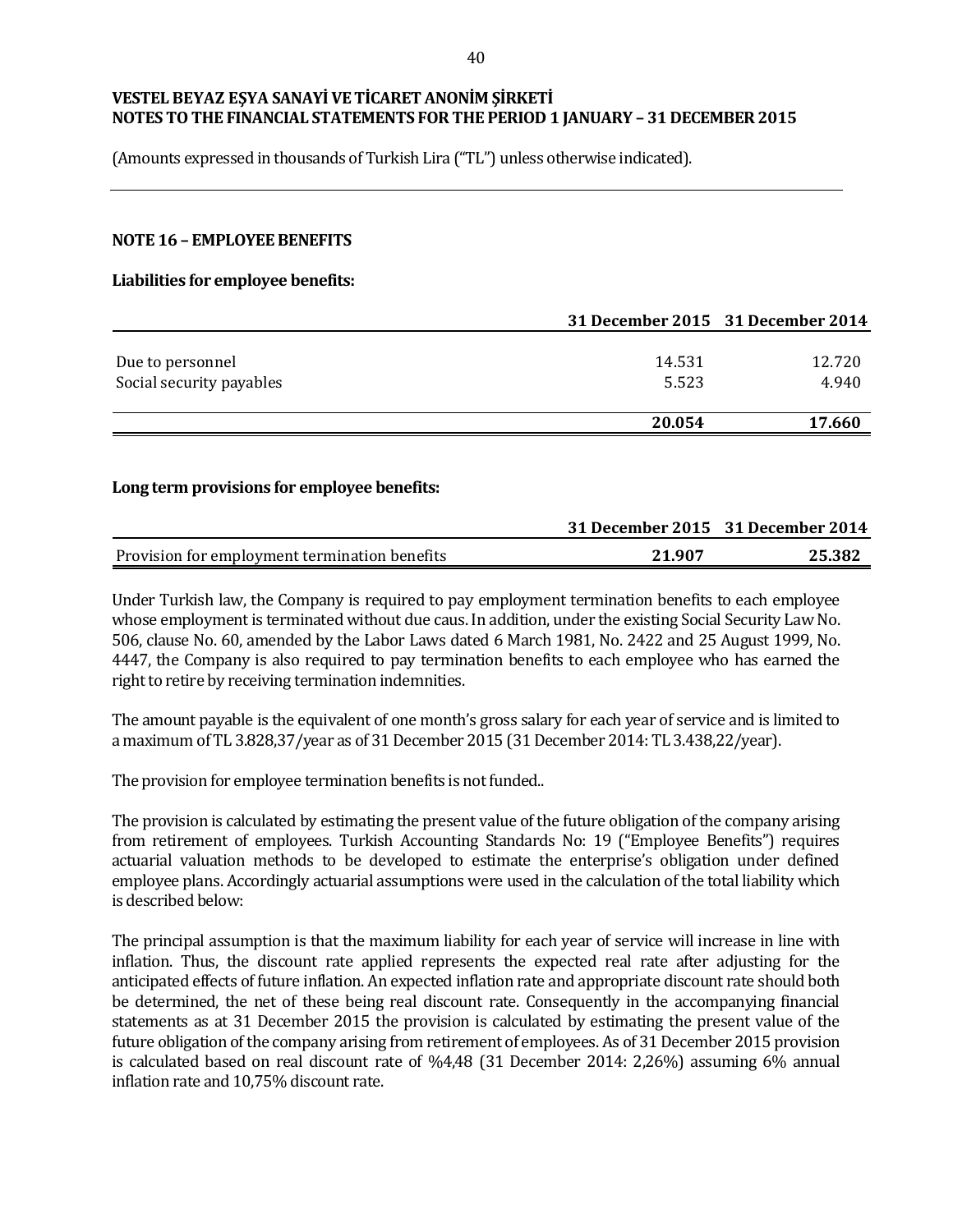**VESTEL BEYAZ EŞYA SANAYİ VE TİCARET ANONİM ŞİRKETİ**
**NOTES TO THE FINANCIAL STATEMENTS FOR THE PERIOD 1 JANUARY – 31 DECEMBER 2015**

(Amounts expressed in thousands of Turkish Lira ("TL") unless otherwise indicated).

## NOTE 16 – EMPLOYEE BENEFITS

**Liabilities for employee benefits:**

| | 31 December 2015 | 31 December 2014 |
|---|---|---|
| Due to personnel | 14.531 | 12.720 |
| Social security payables | 5.523 | 4.940 |
| | **20.054** | **17.660** |

**Long term provisions for employee benefits:**

| | 31 December 2015 | 31 December 2014 |
|---|---|---|
| Provision for employment termination benefits | **21.907** | **25.382** |

Under Turkish law, the Company is required to pay employment termination benefits to each employee whose employment is terminated without due caus. In addition, under the existing Social Security Law No. 506, clause No. 60, amended by the Labor Laws dated 6 March 1981, No. 2422 and 25 August 1999, No. 4447, the Company is also required to pay termination benefits to each employee who has earned the right to retire by receiving termination indemnities.

The amount payable is the equivalent of one month's gross salary for each year of service and is limited to a maximum of TL 3.828,37/year as of 31 December 2015 (31 December 2014: TL 3.438,22/year).

The provision for employee termination benefits is not funded..

The provision is calculated by estimating the present value of the future obligation of the company arising from retirement of employees. Turkish Accounting Standards No: 19 ("Employee Benefits") requires actuarial valuation methods to be developed to estimate the enterprise's obligation under defined employee plans. Accordingly actuarial assumptions were used in the calculation of the total liability which is described below:

The principal assumption is that the maximum liability for each year of service will increase in line with inflation. Thus, the discount rate applied represents the expected real rate after adjusting for the anticipated effects of future inflation. An expected inflation rate and appropriate discount rate should both be determined, the net of these being real discount rate. Consequently in the accompanying financial statements as at 31 December 2015 the provision is calculated by estimating the present value of the future obligation of the company arising from retirement of employees. As of 31 December 2015 provision is calculated based on real discount rate of %4,48 (31 December 2014: 2,26%) assuming 6% annual inflation rate and 10,75% discount rate.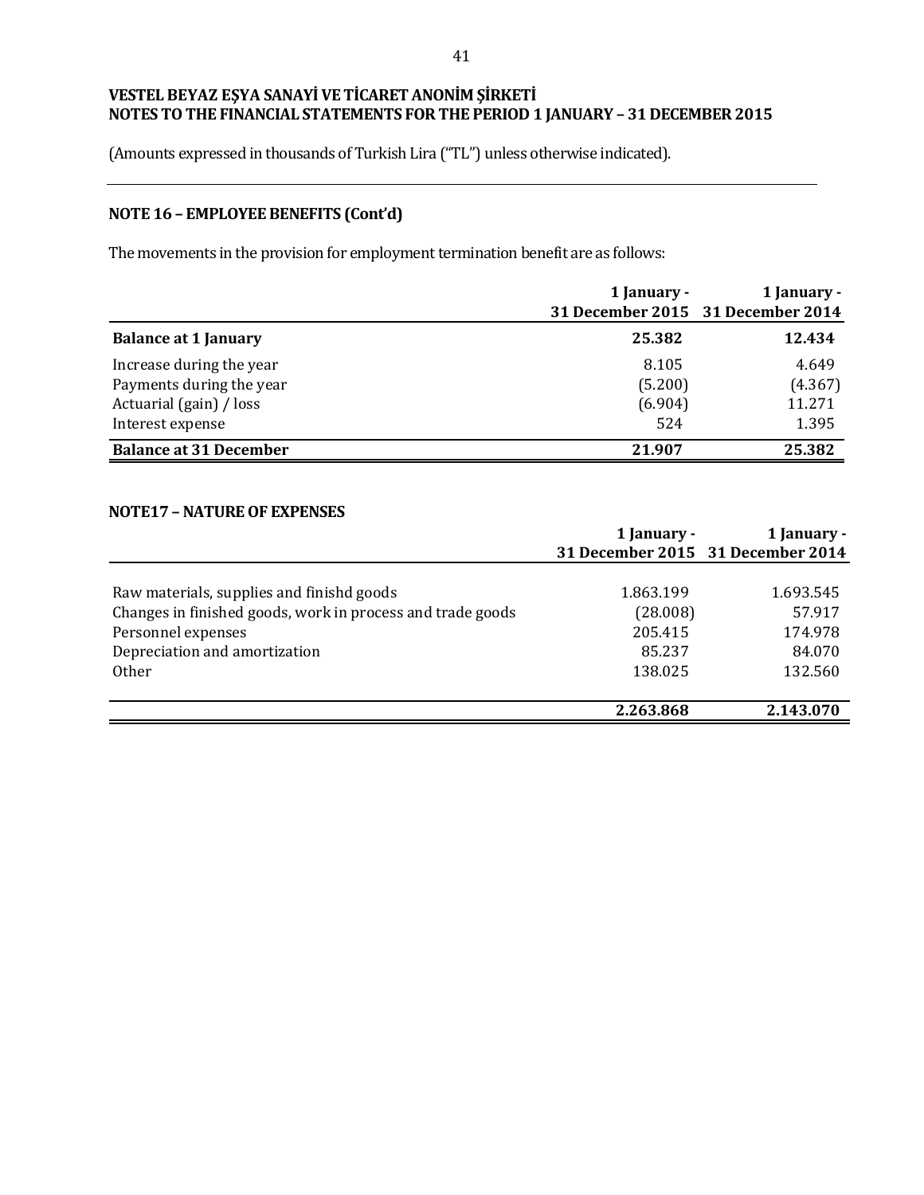(Amounts expressed in thousands of Turkish Lira ("TL") unless otherwise indicated).

## NOTE 16 – EMPLOYEE BENEFITS (Cont'd)

The movements in the provision for employment termination benefit are as follows:

| | 1 January - 31 December 2015 | 1 January - 31 December 2014 |
|---|---|---|
| **Balance at 1 January** | **25.382** | **12.434** |
| Increase during the year | 8.105 | 4.649 |
| Payments during the year | (5.200) | (4.367) |
| Actuarial (gain) / loss | (6.904) | 11.271 |
| Interest expense | 524 | 1.395 |
| **Balance at 31 December** | **21.907** | **25.382** |

## NOTE17 – NATURE OF EXPENSES

| | 1 January - 31 December 2015 | 1 January - 31 December 2014 |
|---|---|---|
| Raw materials, supplies and finishd goods | 1.863.199 | 1.693.545 |
| Changes in finished goods, work in process and trade goods | (28.008) | 57.917 |
| Personnel expenses | 205.415 | 174.978 |
| Depreciation and amortization | 85.237 | 84.070 |
| Other | 138.025 | 132.560 |
| | **2.263.868** | **2.143.070** |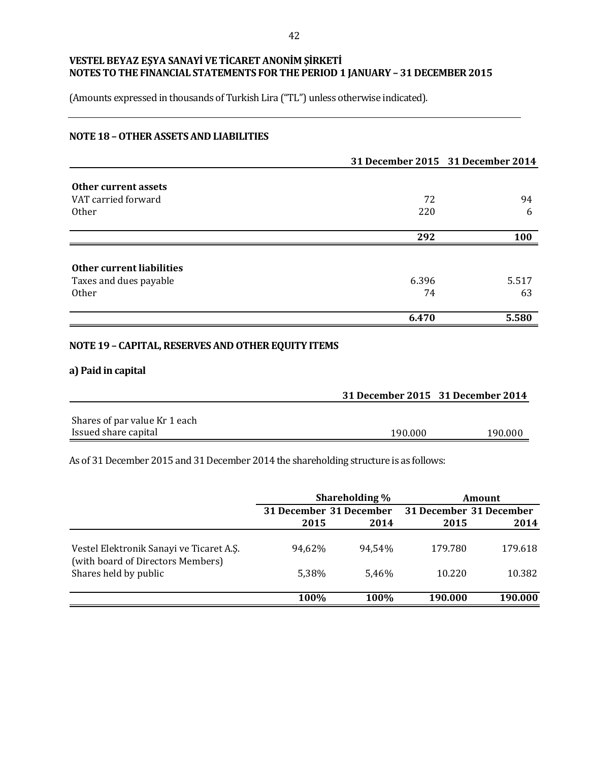**VESTEL BEYAZ EŞYA SANAYİ VE TİCARET ANONİM ŞİRKETİ**
**NOTES TO THE FINANCIAL STATEMENTS FOR THE PERIOD 1 JANUARY – 31 DECEMBER 2015**

(Amounts expressed in thousands of Turkish Lira ("TL") unless otherwise indicated).

## NOTE 18 – OTHER ASSETS AND LIABILITIES

| | 31 December 2015 | 31 December 2014 |
|---|---|---|
| **Other current assets** | | |
| VAT carried forward | 72 | 94 |
| Other | 220 | 6 |
| | **292** | **100** |

| | 31 December 2015 | 31 December 2014 |
|---|---|---|
| **Other current liabilities** | | |
| Taxes and dues payable | 6.396 | 5.517 |
| Other | 74 | 63 |
| | **6.470** | **5.580** |

## NOTE 19 – CAPITAL, RESERVES AND OTHER EQUITY ITEMS

### a) Paid in capital

| | 31 December 2015 | 31 December 2014 |
|---|---|---|
| Shares of par value Kr 1 each | | |
| Issued share capital | 190.000 | 190.000 |

As of 31 December 2015 and 31 December 2014 the shareholding structure is as follows:

| | Shareholding % | | Amount | |
|---|---|---|---|---|
| | 31 December 2015 | 31 December 2014 | 31 December 2015 | 31 December 2014 |
| Vestel Elektronik Sanayi ve Ticaret A.Ş. (with board of Directors Members) | 94,62% | 94,54% | 179.780 | 179.618 |
| Shares held by public | 5,38% | 5,46% | 10.220 | 10.382 |
| | **100%** | **100%** | **190.000** | **190.000** |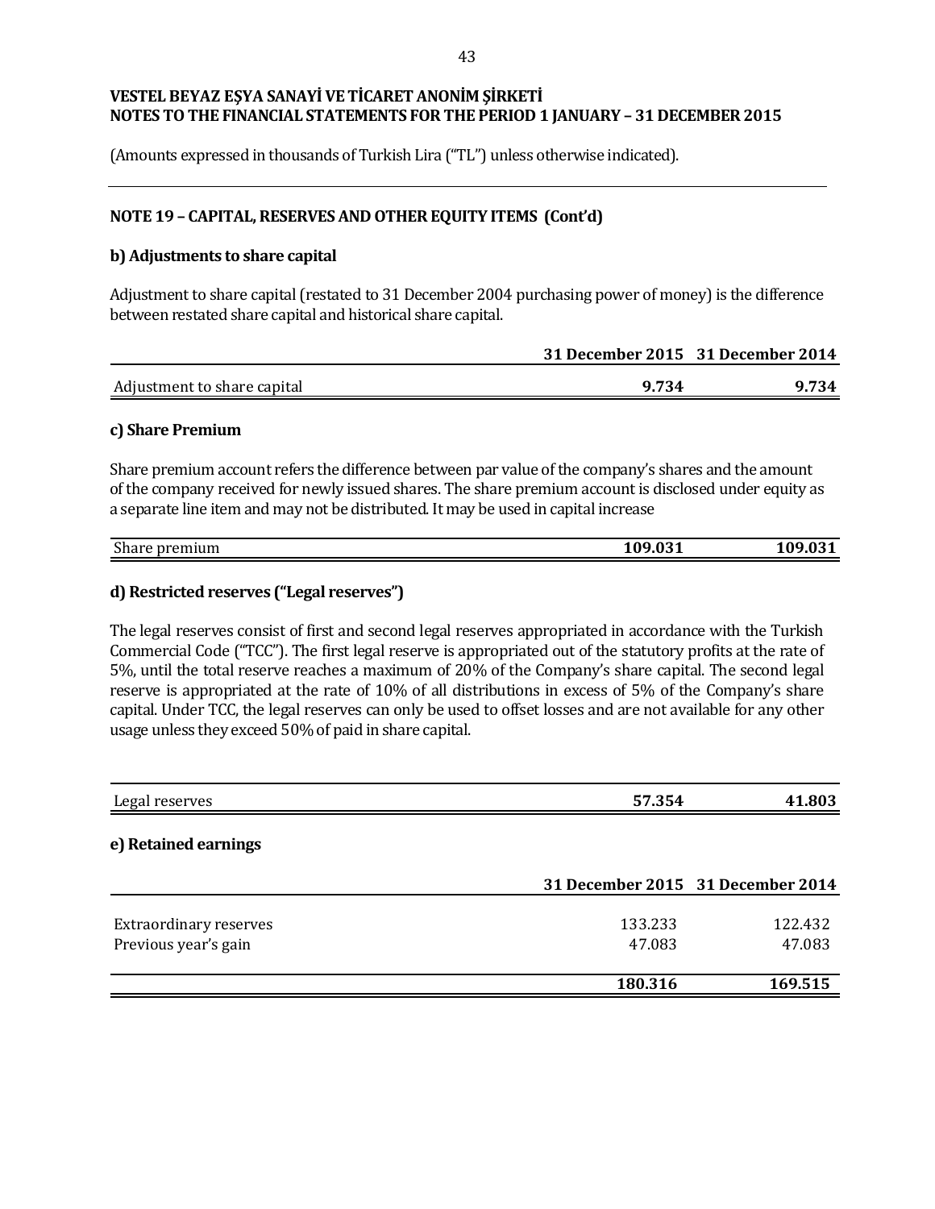**VESTEL BEYAZ EŞYA SANAYİ VE TİCARET ANONİM ŞİRKETİ**
**NOTES TO THE FINANCIAL STATEMENTS FOR THE PERIOD 1 JANUARY – 31 DECEMBER 2015**

(Amounts expressed in thousands of Turkish Lira ("TL") unless otherwise indicated).

## NOTE 19 – CAPITAL, RESERVES AND OTHER EQUITY ITEMS (Cont'd)

### b) Adjustments to share capital

Adjustment to share capital (restated to 31 December 2004 purchasing power of money) is the difference between restated share capital and historical share capital.

| | 31 December 2015 | 31 December 2014 |
|---|---|---|
| Adjustment to share capital | **9.734** | **9.734** |

### c) Share Premium

Share premium account refers the difference between par value of the company's shares and the amount of the company received for newly issued shares. The share premium account is disclosed under equity as a separate line item and may not be distributed. It may be used in capital increase

| | | |
|---|---|---|
| Share premium | **109.031** | **109.031** |

### d) Restricted reserves ("Legal reserves")

The legal reserves consist of first and second legal reserves appropriated in accordance with the Turkish Commercial Code ("TCC"). The first legal reserve is appropriated out of the statutory profits at the rate of 5%, until the total reserve reaches a maximum of 20% of the Company's share capital. The second legal reserve is appropriated at the rate of 10% of all distributions in excess of 5% of the Company's share capital. Under TCC, the legal reserves can only be used to offset losses and are not available for any other usage unless they exceed 50% of paid in share capital.

| | | |
|---|---|---|
| Legal reserves | **57.354** | **41.803** |

### e) Retained earnings

| | 31 December 2015 | 31 December 2014 |
|---|---|---|
| Extraordinary reserves | 133.233 | 122.432 |
| Previous year's gain | 47.083 | 47.083 |
| | **180.316** | **169.515** |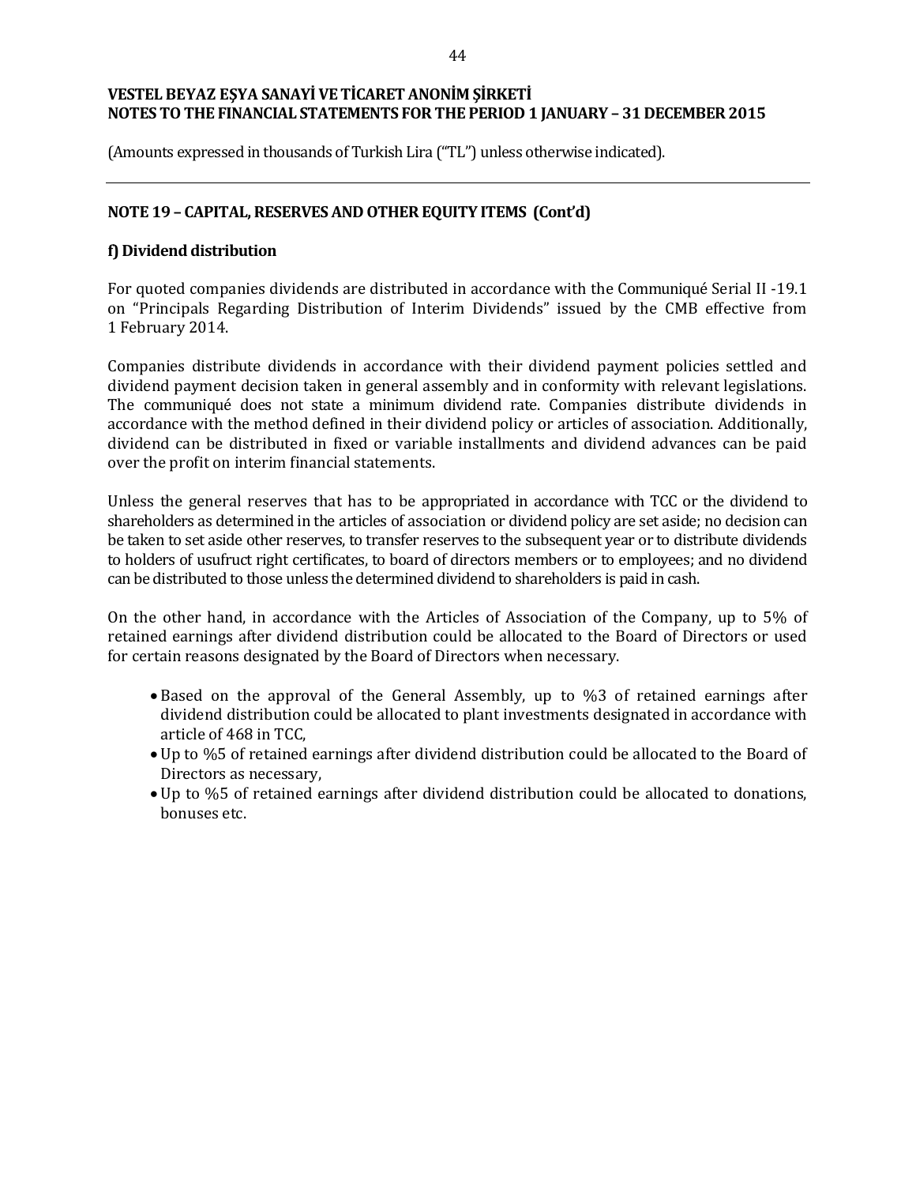# VESTEL BEYAZ EŞYA SANAYİ VE TİCARET ANONİM ŞİRKETİ
## NOTES TO THE FINANCIAL STATEMENTS FOR THE PERIOD 1 JANUARY – 31 DECEMBER 2015

(Amounts expressed in thousands of Turkish Lira ("TL") unless otherwise indicated).

### NOTE 19 – CAPITAL, RESERVES AND OTHER EQUITY ITEMS (Cont'd)

#### f) Dividend distribution

For quoted companies dividends are distributed in accordance with the Communiqué Serial II -19.1 on "Principals Regarding Distribution of Interim Dividends" issued by the CMB effective from 1 February 2014.

Companies distribute dividends in accordance with their dividend payment policies settled and dividend payment decision taken in general assembly and in conformity with relevant legislations. The communiqué does not state a minimum dividend rate. Companies distribute dividends in accordance with the method defined in their dividend policy or articles of association. Additionally, dividend can be distributed in fixed or variable installments and dividend advances can be paid over the profit on interim financial statements.

Unless the general reserves that has to be appropriated in accordance with TCC or the dividend to shareholders as determined in the articles of association or dividend policy are set aside; no decision can be taken to set aside other reserves, to transfer reserves to the subsequent year or to distribute dividends to holders of usufruct right certificates, to board of directors members or to employees; and no dividend can be distributed to those unless the determined dividend to shareholders is paid in cash.

On the other hand, in accordance with the Articles of Association of the Company, up to 5% of retained earnings after dividend distribution could be allocated to the Board of Directors or used for certain reasons designated by the Board of Directors when necessary.

- Based on the approval of the General Assembly, up to %3 of retained earnings after dividend distribution could be allocated to plant investments designated in accordance with article of 468 in TCC,
- Up to %5 of retained earnings after dividend distribution could be allocated to the Board of Directors as necessary,
- Up to %5 of retained earnings after dividend distribution could be allocated to donations, bonuses etc.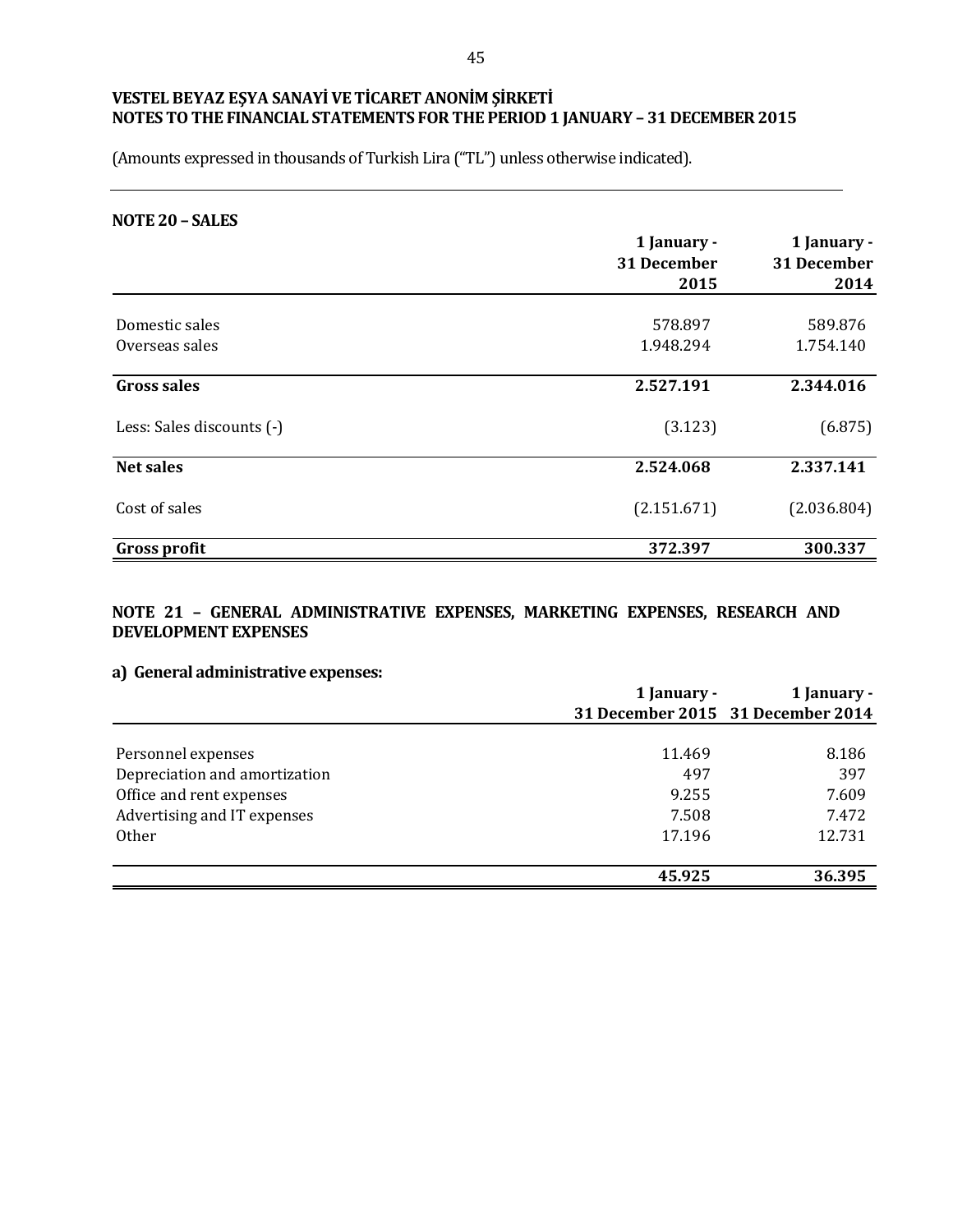**VESTEL BEYAZ EŞYA SANAYİ VE TİCARET ANONİM ŞİRKETİ**
**NOTES TO THE FINANCIAL STATEMENTS FOR THE PERIOD 1 JANUARY – 31 DECEMBER 2015**

(Amounts expressed in thousands of Turkish Lira ("TL") unless otherwise indicated).

## NOTE 20 – SALES

| | 1 January - 31 December 2015 | 1 January - 31 December 2014 |
|---|---|---|
| Domestic sales | 578.897 | 589.876 |
| Overseas sales | 1.948.294 | 1.754.140 |
| **Gross sales** | **2.527.191** | **2.344.016** |
| Less: Sales discounts (-) | (3.123) | (6.875) |
| **Net sales** | **2.524.068** | **2.337.141** |
| Cost of sales | (2.151.671) | (2.036.804) |
| **Gross profit** | **372.397** | **300.337** |

## NOTE 21 – GENERAL ADMINISTRATIVE EXPENSES, MARKETING EXPENSES, RESEARCH AND DEVELOPMENT EXPENSES

### a) General administrative expenses:

| | 1 January - 31 December 2015 | 1 January - 31 December 2014 |
|---|---|---|
| Personnel expenses | 11.469 | 8.186 |
| Depreciation and amortization | 497 | 397 |
| Office and rent expenses | 9.255 | 7.609 |
| Advertising and IT expenses | 7.508 | 7.472 |
| Other | 17.196 | 12.731 |
| | **45.925** | **36.395** |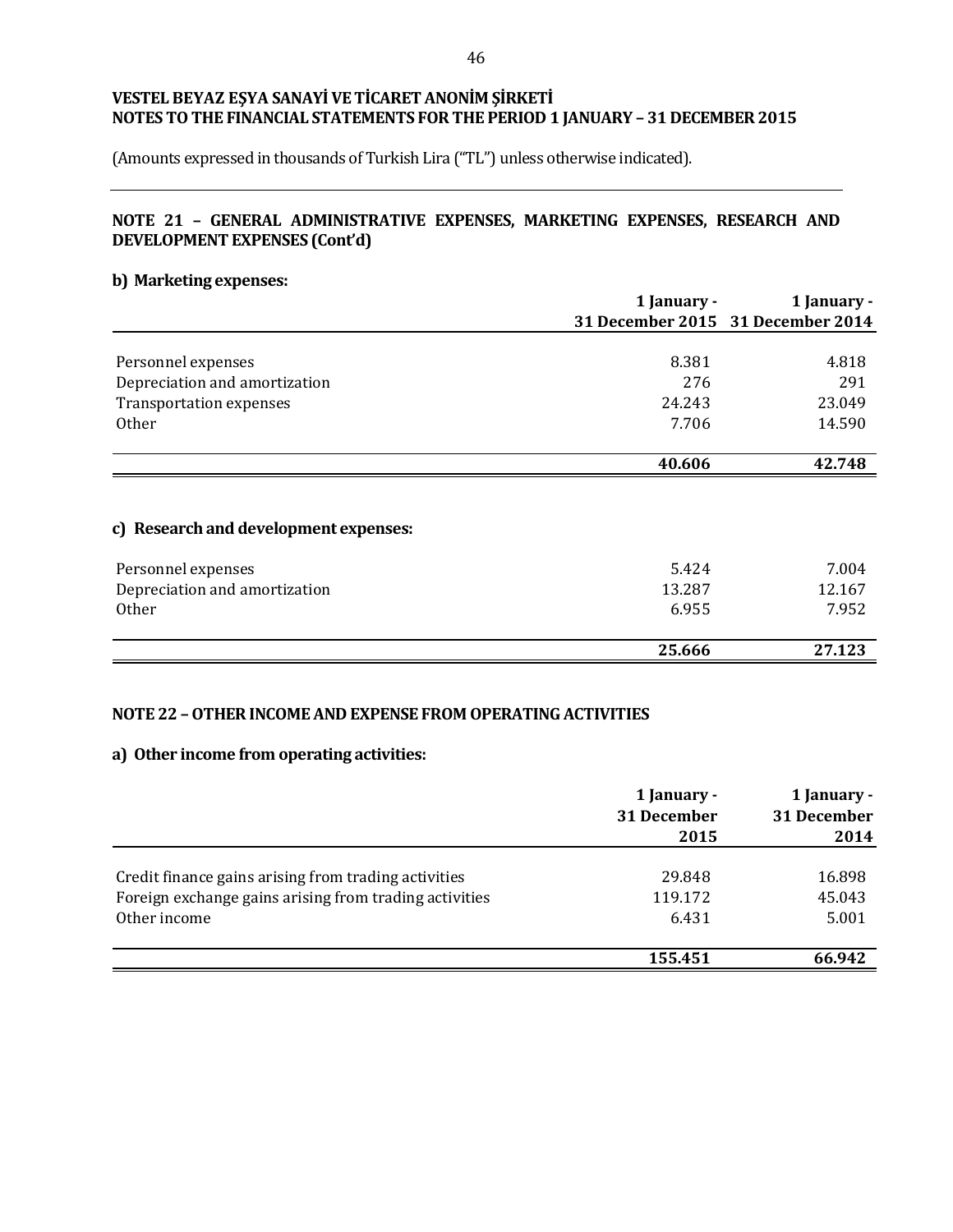VESTEL BEYAZ EŞYA SANAYİ VE TİCARET ANONİM ŞİRKETİ
NOTES TO THE FINANCIAL STATEMENTS FOR THE PERIOD 1 JANUARY – 31 DECEMBER 2015

(Amounts expressed in thousands of Turkish Lira ("TL") unless otherwise indicated).

## NOTE 21 – GENERAL ADMINISTRATIVE EXPENSES, MARKETING EXPENSES, RESEARCH AND DEVELOPMENT EXPENSES (Cont'd)

### b) Marketing expenses:

| | 1 January - 31 December 2015 | 1 January - 31 December 2014 |
|---|---|---|
| Personnel expenses | 8.381 | 4.818 |
| Depreciation and amortization | 276 | 291 |
| Transportation expenses | 24.243 | 23.049 |
| Other | 7.706 | 14.590 |
| | **40.606** | **42.748** |

### c) Research and development expenses:

| | 1 January - 31 December 2015 | 1 January - 31 December 2014 |
|---|---|---|
| Personnel expenses | 5.424 | 7.004 |
| Depreciation and amortization | 13.287 | 12.167 |
| Other | 6.955 | 7.952 |
| | **25.666** | **27.123** |

## NOTE 22 – OTHER INCOME AND EXPENSE FROM OPERATING ACTIVITIES

### a) Other income from operating activities:

| | 1 January - 31 December 2015 | 1 January - 31 December 2014 |
|---|---|---|
| Credit finance gains arising from trading activities | 29.848 | 16.898 |
| Foreign exchange gains arising from trading activities | 119.172 | 45.043 |
| Other income | 6.431 | 5.001 |
| | **155.451** | **66.942** |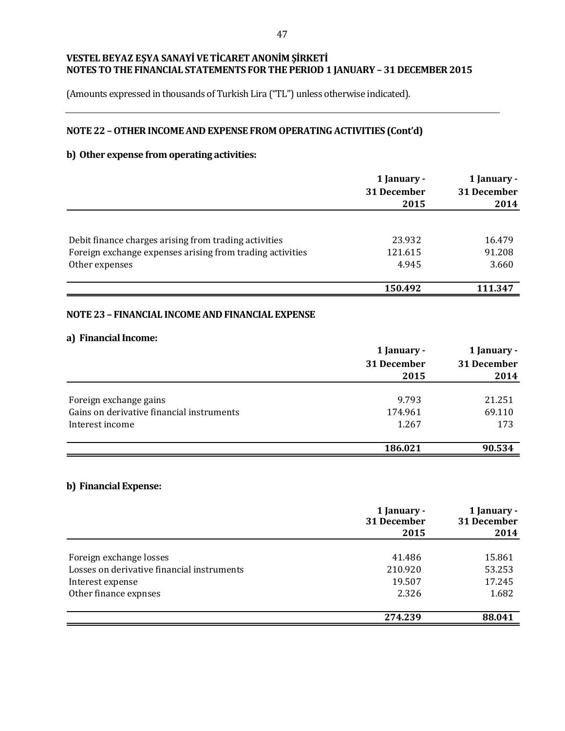VESTEL BEYAZ EŞYA SANAYİ VE TİCARET ANONİM ŞİRKETİ
NOTES TO THE FINANCIAL STATEMENTS FOR THE PERIOD 1 JANUARY – 31 DECEMBER 2015

(Amounts expressed in thousands of Turkish Lira ("TL") unless otherwise indicated).

## NOTE 22 – OTHER INCOME AND EXPENSE FROM OPERATING ACTIVITIES (Cont'd)

### b) Other expense from operating activities:

| | 1 January - 31 December 2015 | 1 January - 31 December 2014 |
|---|---|---|
| Debit finance charges arising from trading activities | 23.932 | 16.479 |
| Foreign exchange expenses arising from trading activities | 121.615 | 91.208 |
| Other expenses | 4.945 | 3.660 |
| | **150.492** | **111.347** |

## NOTE 23 – FINANCIAL INCOME AND FINANCIAL EXPENSE

### a) Financial Income:

| | 1 January - 31 December 2015 | 1 January - 31 December 2014 |
|---|---|---|
| Foreign exchange gains | 9.793 | 21.251 |
| Gains on derivative financial instruments | 174.961 | 69.110 |
| Interest income | 1.267 | 173 |
| | **186.021** | **90.534** |

### b) Financial Expense:

| | 1 January - 31 December 2015 | 1 January - 31 December 2014 |
|---|---|---|
| Foreign exchange losses | 41.486 | 15.861 |
| Losses on derivative financial instruments | 210.920 | 53.253 |
| Interest expense | 19.507 | 17.245 |
| Other finance expnses | 2.326 | 1.682 |
| | **274.239** | **88.041** |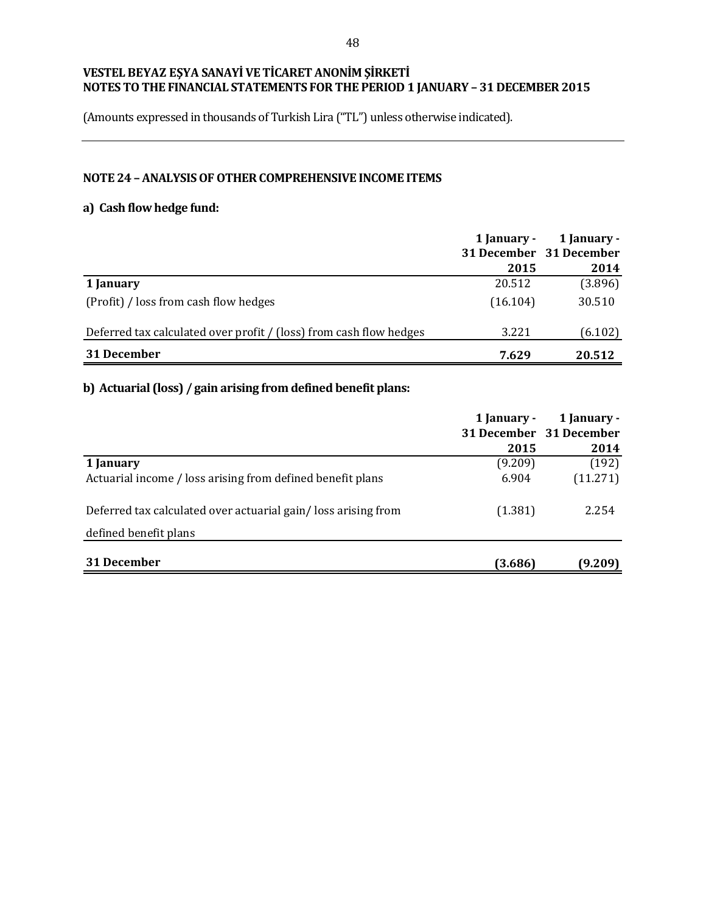VESTEL BEYAZ EŞYA SANAYİ VE TİCARET ANONİM ŞİRKETİ
NOTES TO THE FINANCIAL STATEMENTS FOR THE PERIOD 1 JANUARY – 31 DECEMBER 2015

(Amounts expressed in thousands of Turkish Lira ("TL") unless otherwise indicated).

## NOTE 24 – ANALYSIS OF OTHER COMPREHENSIVE INCOME ITEMS

### a) Cash flow hedge fund:

| | 1 January - 31 December 2015 | 1 January - 31 December 2014 |
|---|---|---|
| **1 January** | 20.512 | (3.896) |
| (Profit) / loss from cash flow hedges | (16.104) | 30.510 |
| Deferred tax calculated over profit / (loss) from cash flow hedges | 3.221 | (6.102) |
| **31 December** | **7.629** | **20.512** |

### b) Actuarial (loss) / gain arising from defined benefit plans:

| | 1 January - 31 December 2015 | 1 January - 31 December 2014 |
|---|---|---|
| **1 January** | (9.209) | (192) |
| Actuarial income / loss arising from defined benefit plans | 6.904 | (11.271) |
| Deferred tax calculated over actuarial gain/ loss arising from defined benefit plans | (1.381) | 2.254 |
| **31 December** | **(3.686)** | **(9.209)** |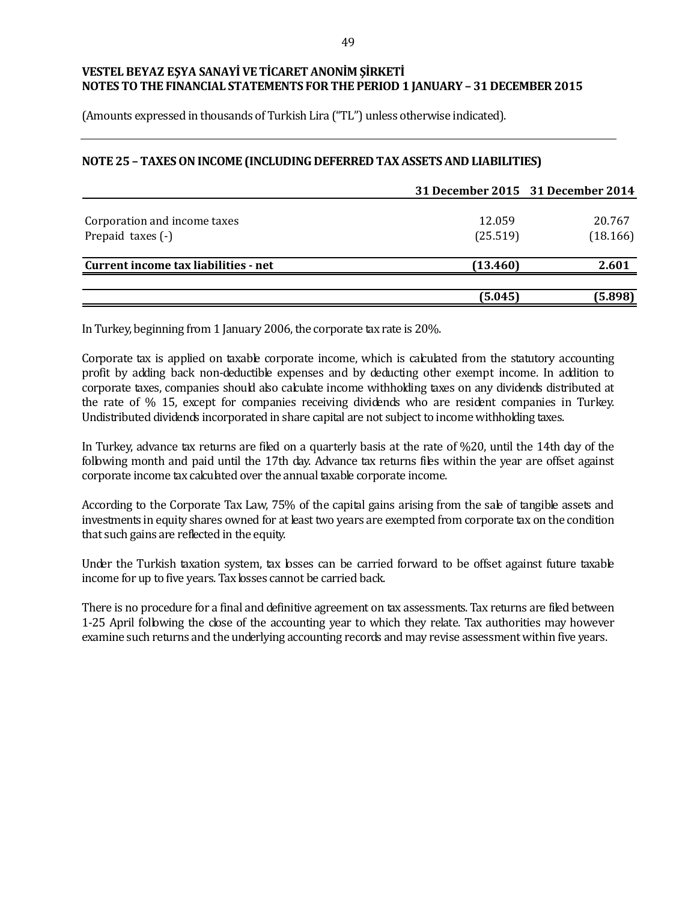**VESTEL BEYAZ EŞYA SANAYİ VE TİCARET ANONİM ŞİRKETİ**
**NOTES TO THE FINANCIAL STATEMENTS FOR THE PERIOD 1 JANUARY – 31 DECEMBER 2015**

(Amounts expressed in thousands of Turkish Lira ("TL") unless otherwise indicated).

## NOTE 25 – TAXES ON INCOME (INCLUDING DEFERRED TAX ASSETS AND LIABILITIES)

| | 31 December 2015 | 31 December 2014 |
|---|---|---|
| Corporation and income taxes | 12.059 | 20.767 |
| Prepaid taxes (-) | (25.519) | (18.166) |
| **Current income tax liabilities - net** | **(13.460)** | **2.601** |
| | **(5.045)** | **(5.898)** |

In Turkey, beginning from 1 January 2006, the corporate tax rate is 20%.

Corporate tax is applied on taxable corporate income, which is calculated from the statutory accounting profit by adding back non-deductible expenses and by deducting other exempt income. In addition to corporate taxes, companies should also calculate income withholding taxes on any dividends distributed at the rate of % 15, except for companies receiving dividends who are resident companies in Turkey. Undistributed dividends incorporated in share capital are not subject to income withholding taxes.

In Turkey, advance tax returns are filed on a quarterly basis at the rate of %20, until the 14th day of the following month and paid until the 17th day. Advance tax returns files within the year are offset against corporate income tax calculated over the annual taxable corporate income.

According to the Corporate Tax Law, 75% of the capital gains arising from the sale of tangible assets and investments in equity shares owned for at least two years are exempted from corporate tax on the condition that such gains are reflected in the equity.

Under the Turkish taxation system, tax losses can be carried forward to be offset against future taxable income for up to five years. Tax losses cannot be carried back.

There is no procedure for a final and definitive agreement on tax assessments. Tax returns are filed between 1-25 April following the close of the accounting year to which they relate. Tax authorities may however examine such returns and the underlying accounting records and may revise assessment within five years.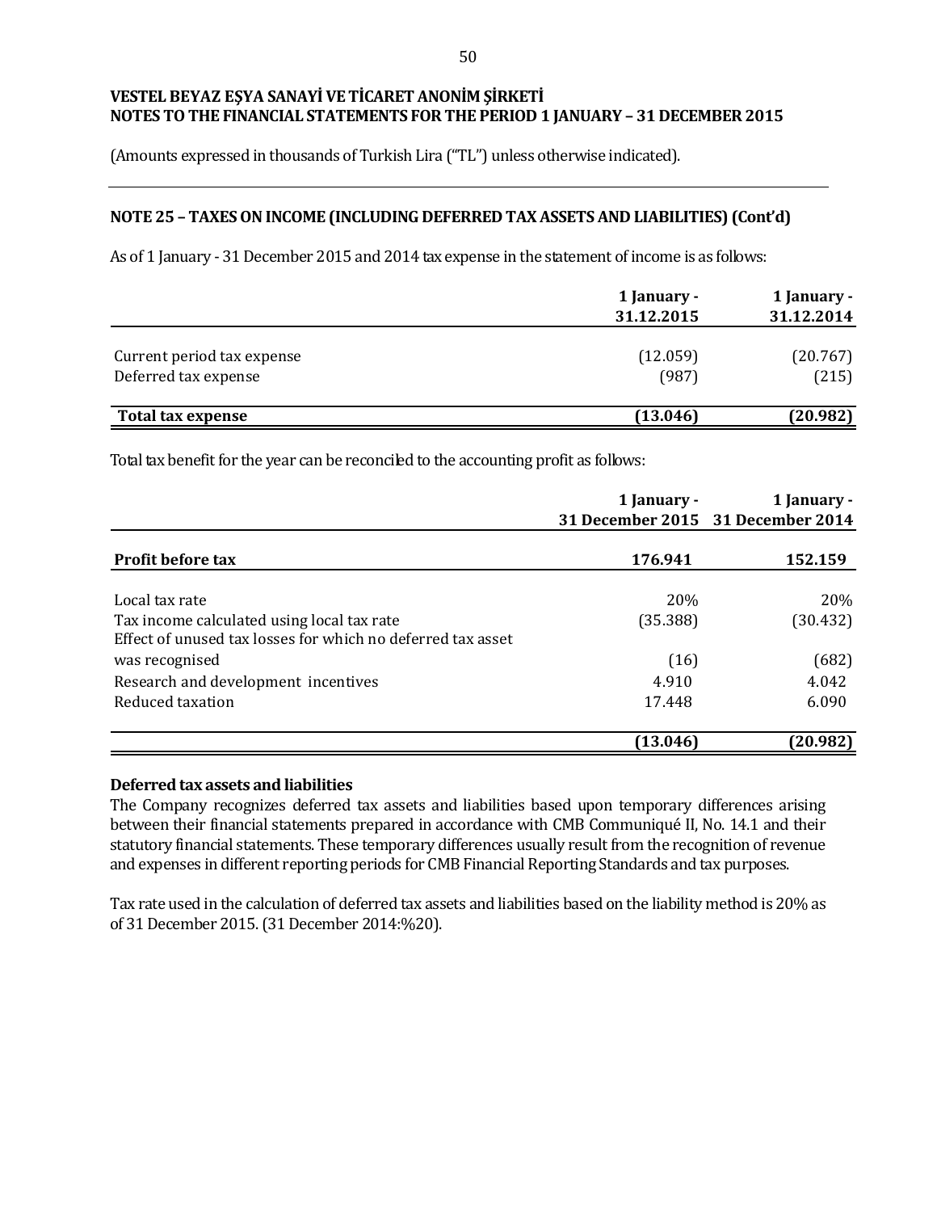**VESTEL BEYAZ EŞYA SANAYİ VE TİCARET ANONİM ŞİRKETİ**
**NOTES TO THE FINANCIAL STATEMENTS FOR THE PERIOD 1 JANUARY – 31 DECEMBER 2015**

(Amounts expressed in thousands of Turkish Lira ("TL") unless otherwise indicated).

## NOTE 25 – TAXES ON INCOME (INCLUDING DEFERRED TAX ASSETS AND LIABILITIES) (Cont'd)

As of 1 January - 31 December 2015 and 2014 tax expense in the statement of income is as follows:

| | 1 January - 31.12.2015 | 1 January - 31.12.2014 |
|---|---|---|
| Current period tax expense | (12.059) | (20.767) |
| Deferred tax expense | (987) | (215) |
| **Total tax expense** | **(13.046)** | **(20.982)** |

Total tax benefit for the year can be reconciled to the accounting profit as follows:

| | 1 January - 31 December 2015 | 1 January - 31 December 2014 |
|---|---|---|
| **Profit before tax** | **176.941** | **152.159** |
| Local tax rate | 20% | 20% |
| Tax income calculated using local tax rate | (35.388) | (30.432) |
| Effect of unused tax losses for which no deferred tax asset was recognised | (16) | (682) |
| Research and development incentives | 4.910 | 4.042 |
| Reduced taxation | 17.448 | 6.090 |
| | **(13.046)** | **(20.982)** |

**Deferred tax assets and liabilities**

The Company recognizes deferred tax assets and liabilities based upon temporary differences arising between their financial statements prepared in accordance with CMB Communiqué II, No. 14.1 and their statutory financial statements. These temporary differences usually result from the recognition of revenue and expenses in different reporting periods for CMB Financial Reporting Standards and tax purposes.

Tax rate used in the calculation of deferred tax assets and liabilities based on the liability method is 20% as of 31 December 2015. (31 December 2014:%20).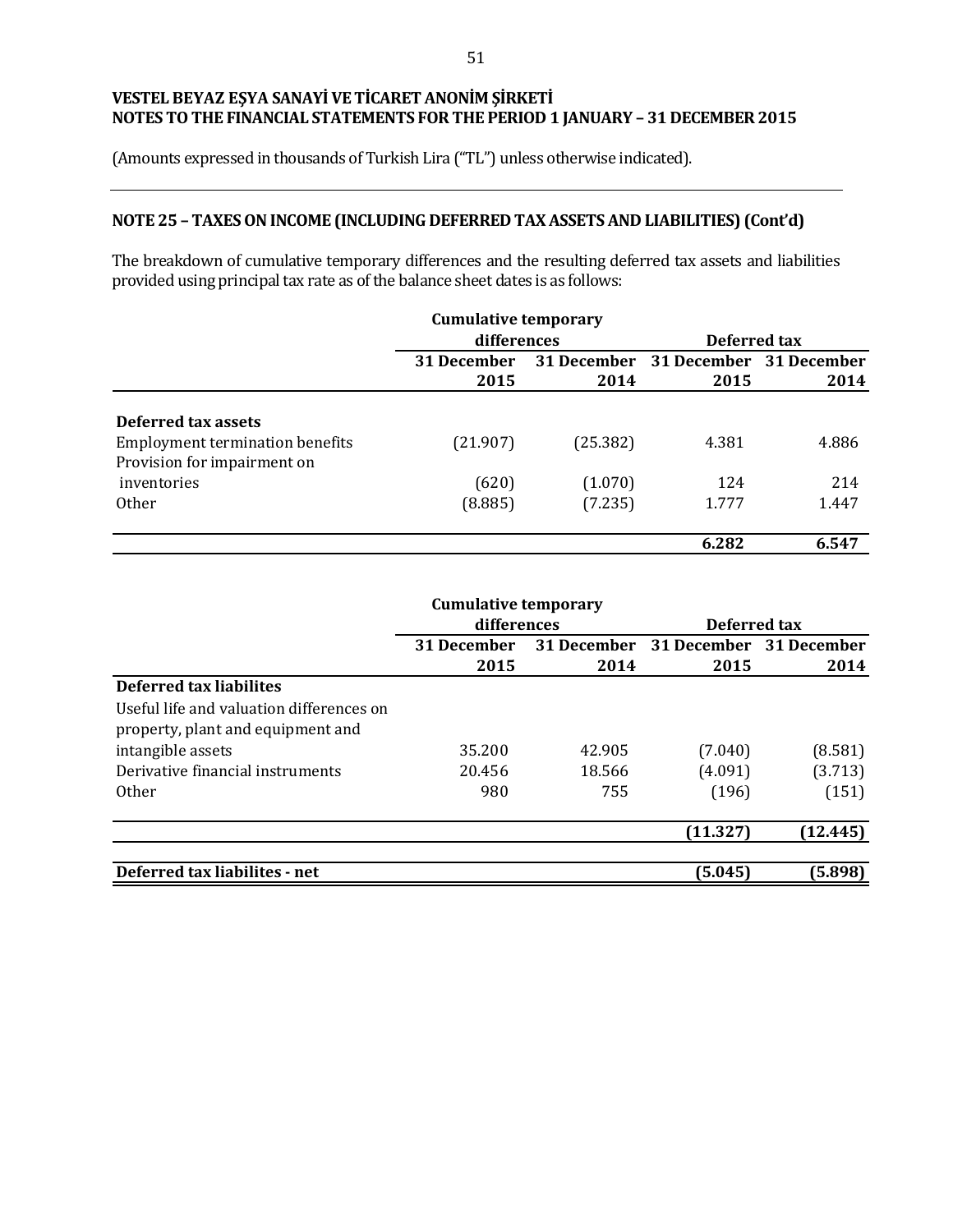**VESTEL BEYAZ EŞYA SANAYİ VE TİCARET ANONİM ŞİRKETİ**
**NOTES TO THE FINANCIAL STATEMENTS FOR THE PERIOD 1 JANUARY – 31 DECEMBER 2015**

(Amounts expressed in thousands of Turkish Lira ("TL") unless otherwise indicated).

## NOTE 25 – TAXES ON INCOME (INCLUDING DEFERRED TAX ASSETS AND LIABILITIES) (Cont'd)

The breakdown of cumulative temporary differences and the resulting deferred tax assets and liabilities provided using principal tax rate as of the balance sheet dates is as follows:

| | Cumulative temporary differences | | Deferred tax | |
|---|---|---|---|---|
| | 31 December 2015 | 31 December 2014 | 31 December 2015 | 31 December 2014 |
| **Deferred tax assets** | | | | |
| Employment termination benefits | (21.907) | (25.382) | 4.381 | 4.886 |
| Provision for impairment on inventories | (620) | (1.070) | 124 | 214 |
| Other | (8.885) | (7.235) | 1.777 | 1.447 |
| | | | **6.282** | **6.547** |

| | Cumulative temporary differences | | Deferred tax | |
|---|---|---|---|---|
| | 31 December 2015 | 31 December 2014 | 31 December 2015 | 31 December 2014 |
| **Deferred tax liabilites** | | | | |
| Useful life and valuation differences on property, plant and equipment and intangible assets | 35.200 | 42.905 | (7.040) | (8.581) |
| Derivative financial instruments | 20.456 | 18.566 | (4.091) | (3.713) |
| Other | 980 | 755 | (196) | (151) |
| | | | **(11.327)** | **(12.445)** |
| **Deferred tax liabilites - net** | | | **(5.045)** | **(5.898)** |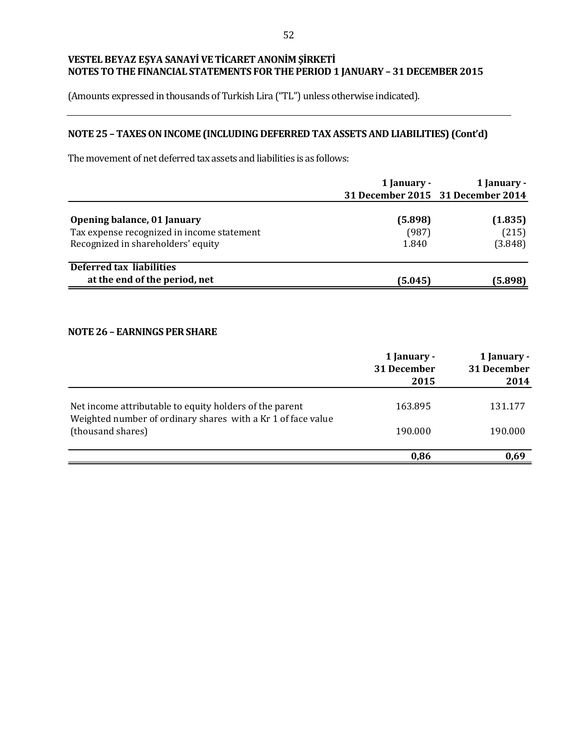**VESTEL BEYAZ EŞYA SANAYİ VE TİCARET ANONİM ŞİRKETİ**
**NOTES TO THE FINANCIAL STATEMENTS FOR THE PERIOD 1 JANUARY – 31 DECEMBER 2015**

(Amounts expressed in thousands of Turkish Lira ("TL") unless otherwise indicated).

## NOTE 25 – TAXES ON INCOME (INCLUDING DEFERRED TAX ASSETS AND LIABILITIES) (Cont'd)

The movement of net deferred tax assets and liabilities is as follows:

| | 1 January - 31 December 2015 | 1 January - 31 December 2014 |
|---|---|---|
| **Opening balance, 01 January** | **(5.898)** | **(1.835)** |
| Tax expense recognized in income statement | (987) | (215) |
| Recognized in shareholders' equity | 1.840 | (3.848) |
| **Deferred tax liabilities at the end of the period, net** | **(5.045)** | **(5.898)** |

## NOTE 26 – EARNINGS PER SHARE

| | 1 January - 31 December 2015 | 1 January - 31 December 2014 |
|---|---|---|
| Net income attributable to equity holders of the parent | 163.895 | 131.177 |
| Weighted number of ordinary shares with a Kr 1 of face value (thousand shares) | 190.000 | 190.000 |
| | **0,86** | **0,69** |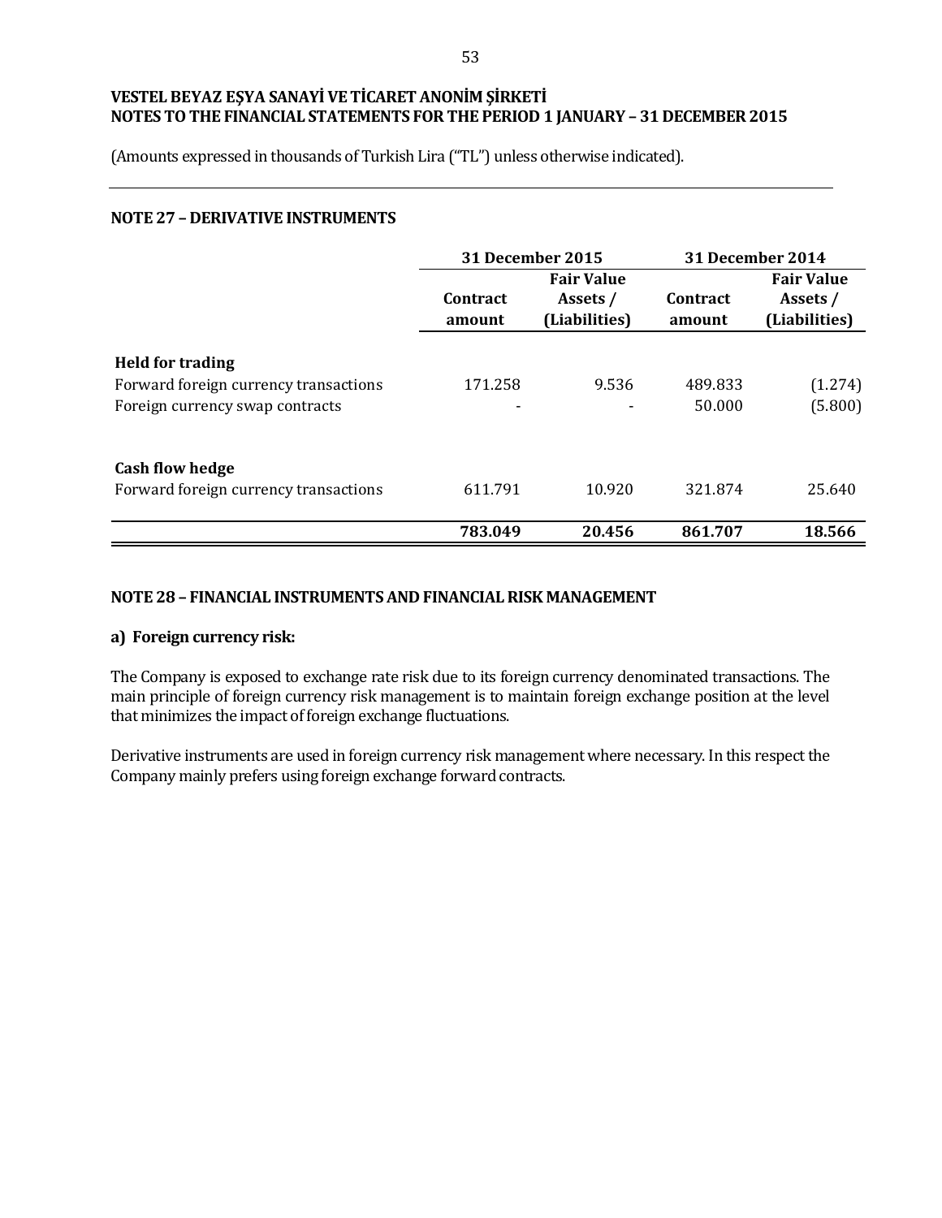(Amounts expressed in thousands of Turkish Lira ("TL") unless otherwise indicated).

## NOTE 27 – DERIVATIVE INSTRUMENTS

| | 31 December 2015 | | 31 December 2014 | |
|---|---|---|---|---|
| | Contract amount | Fair Value Assets / (Liabilities) | Contract amount | Fair Value Assets / (Liabilities) |
| **Held for trading** | | | | |
| Forward foreign currency transactions | 171.258 | 9.536 | 489.833 | (1.274) |
| Foreign currency swap contracts | - | - | 50.000 | (5.800) |
| **Cash flow hedge** | | | | |
| Forward foreign currency transactions | 611.791 | 10.920 | 321.874 | 25.640 |
| | **783.049** | **20.456** | **861.707** | **18.566** |

## NOTE 28 – FINANCIAL INSTRUMENTS AND FINANCIAL RISK MANAGEMENT

### a) Foreign currency risk:

The Company is exposed to exchange rate risk due to its foreign currency denominated transactions. The main principle of foreign currency risk management is to maintain foreign exchange position at the level that minimizes the impact of foreign exchange fluctuations.

Derivative instruments are used in foreign currency risk management where necessary. In this respect the Company mainly prefers using foreign exchange forward contracts.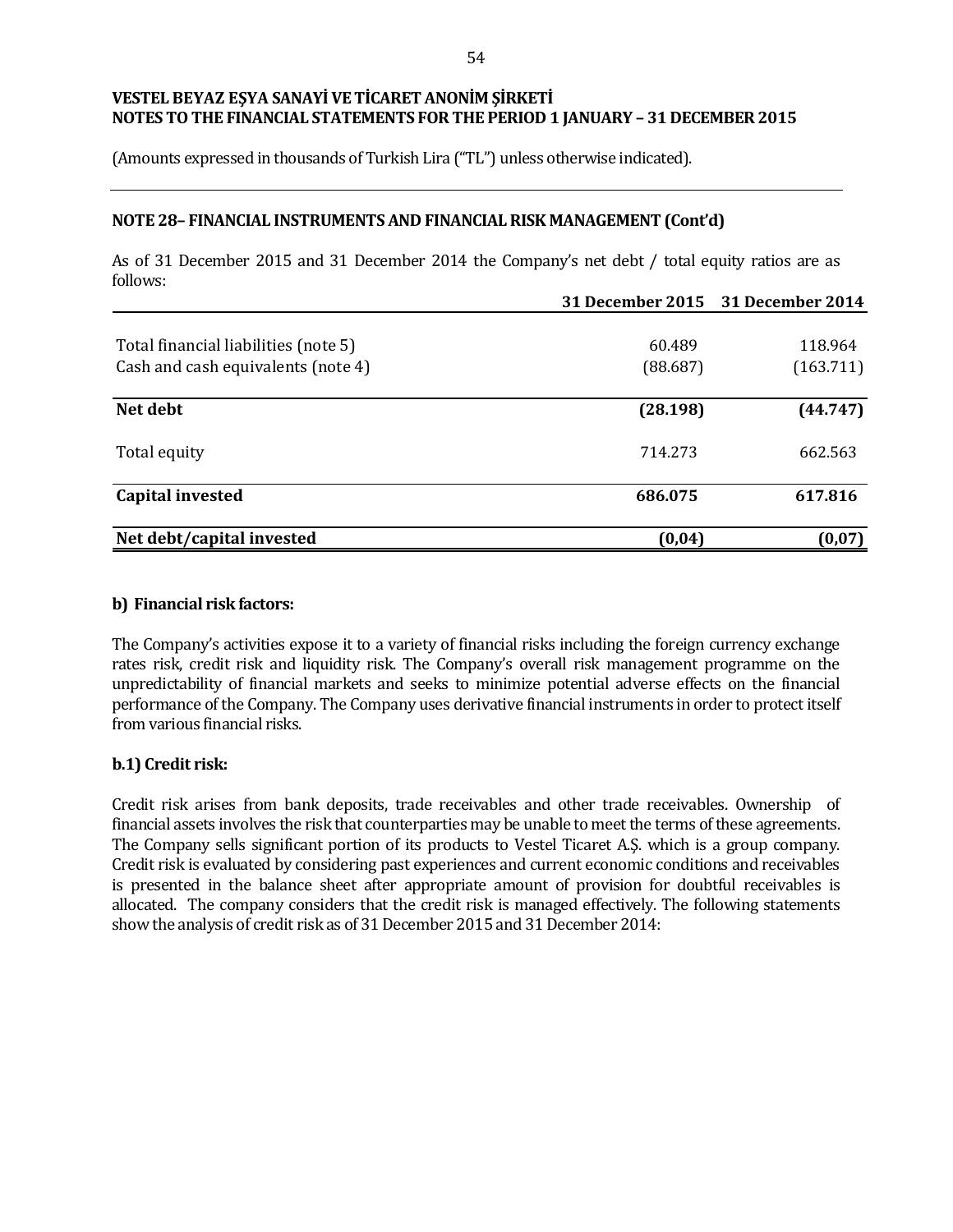**VESTEL BEYAZ EŞYA SANAYİ VE TİCARET ANONİM ŞİRKETİ**
**NOTES TO THE FINANCIAL STATEMENTS FOR THE PERIOD 1 JANUARY – 31 DECEMBER 2015**

(Amounts expressed in thousands of Turkish Lira ("TL") unless otherwise indicated).

## NOTE 28– FINANCIAL INSTRUMENTS AND FINANCIAL RISK MANAGEMENT (Cont'd)

As of 31 December 2015 and 31 December 2014 the Company's net debt / total equity ratios are as follows:

| | 31 December 2015 | 31 December 2014 |
|---|---|---|
| Total financial liabilities (note 5) | 60.489 | 118.964 |
| Cash and cash equivalents (note 4) | (88.687) | (163.711) |
| **Net debt** | **(28.198)** | **(44.747)** |
| Total equity | 714.273 | 662.563 |
| **Capital invested** | **686.075** | **617.816** |
| **Net debt/capital invested** | **(0,04)** | **(0,07)** |

### b) Financial risk factors:

The Company's activities expose it to a variety of financial risks including the foreign currency exchange rates risk, credit risk and liquidity risk. The Company's overall risk management programme on the unpredictability of financial markets and seeks to minimize potential adverse effects on the financial performance of the Company. The Company uses derivative financial instruments in order to protect itself from various financial risks.

### b.1) Credit risk:

Credit risk arises from bank deposits, trade receivables and other trade receivables. Ownership of financial assets involves the risk that counterparties may be unable to meet the terms of these agreements. The Company sells significant portion of its products to Vestel Ticaret A.Ş. which is a group company. Credit risk is evaluated by considering past experiences and current economic conditions and receivables is presented in the balance sheet after appropriate amount of provision for doubtful receivables is allocated. The company considers that the credit risk is managed effectively. The following statements show the analysis of credit risk as of 31 December 2015 and 31 December 2014: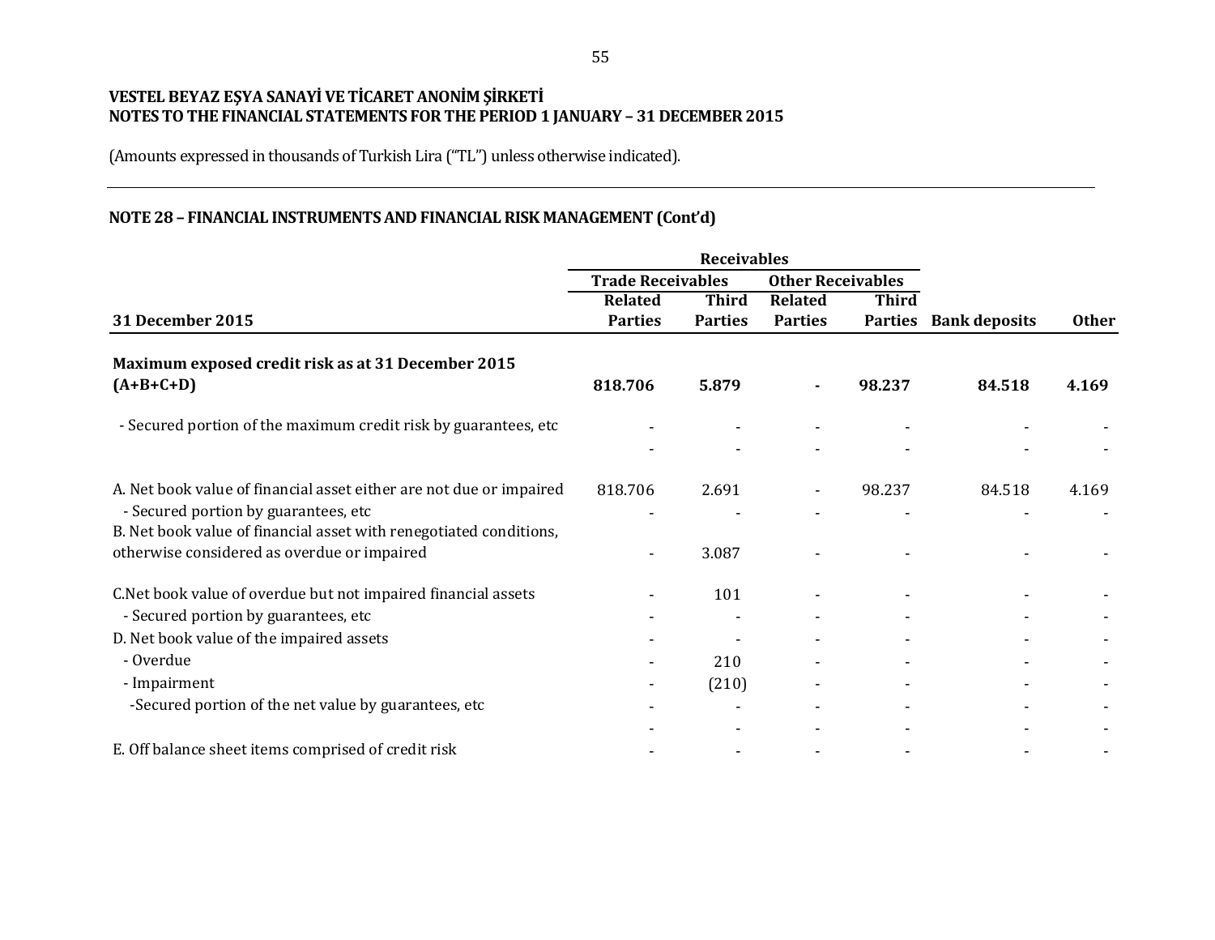VESTEL BEYAZ EŞYA SANAYİ VE TİCARET ANONİM ŞİRKETİ
NOTES TO THE FINANCIAL STATEMENTS FOR THE PERIOD 1 JANUARY – 31 DECEMBER 2015

(Amounts expressed in thousands of Turkish Lira ("TL") unless otherwise indicated).

## NOTE 28 – FINANCIAL INSTRUMENTS AND FINANCIAL RISK MANAGEMENT (Cont'd)

| | Receivables | | | | | |
|---|---|---|---|---|---|---|
| | Trade Receivables | | Other Receivables | | | |
| **31 December 2015** | **Related Parties** | **Third Parties** | **Related Parties** | **Third Parties** | **Bank deposits** | **Other** |
| **Maximum exposed credit risk as at 31 December 2015 (A+B+C+D)** | **818.706** | **5.879** | **-** | **98.237** | **84.518** | **4.169** |
| - Secured portion of the maximum credit risk by guarantees, etc | - | - | - | - | - | - |
| | - | - | - | - | - | - |
| A. Net book value of financial asset either are not due or impaired | 818.706 | 2.691 | - | 98.237 | 84.518 | 4.169 |
| - Secured portion by guarantees, etc | - | - | - | - | - | - |
| B. Net book value of financial asset with renegotiated conditions, otherwise considered as overdue or impaired | - | 3.087 | - | - | - | - |
| C.Net book value of overdue but not impaired financial assets | - | 101 | - | - | - | - |
| - Secured portion by guarantees, etc | - | - | - | - | - | - |
| D. Net book value of the impaired assets | - | - | - | - | - | - |
| - Overdue | - | 210 | - | - | - | - |
| - Impairment | - | (210) | - | - | - | - |
| -Secured portion of the net value by guarantees, etc | - | - | - | - | - | - |
| | - | - | - | - | - | - |
| E. Off balance sheet items comprised of credit risk | - | - | - | - | - | - |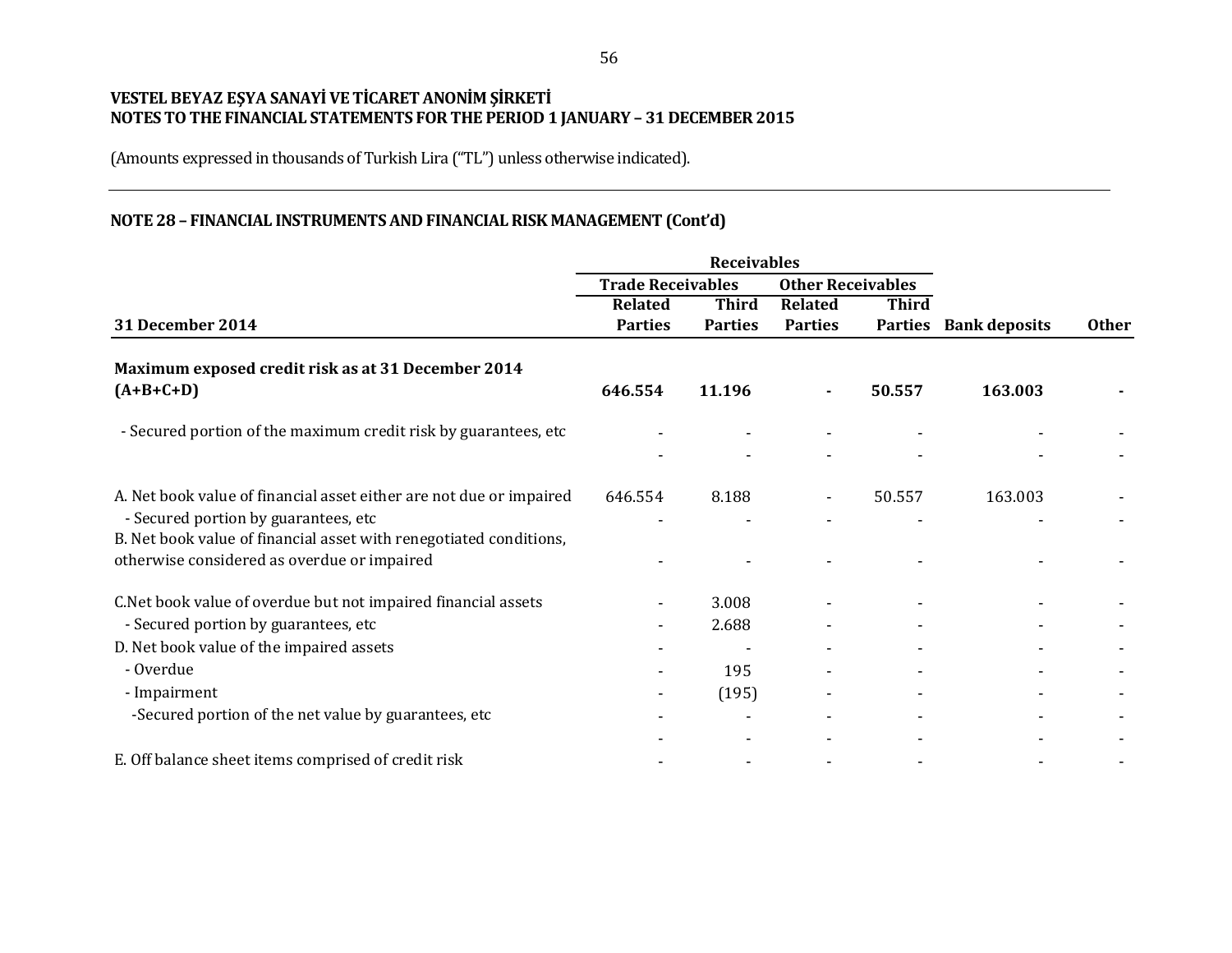**VESTEL BEYAZ EŞYA SANAYİ VE TİCARET ANONİM ŞİRKETİ**
**NOTES TO THE FINANCIAL STATEMENTS FOR THE PERIOD 1 JANUARY – 31 DECEMBER 2015**

(Amounts expressed in thousands of Turkish Lira ("TL") unless otherwise indicated).

## NOTE 28 – FINANCIAL INSTRUMENTS AND FINANCIAL RISK MANAGEMENT (Cont'd)

| | Receivables | | | | | |
|---|---|---|---|---|---|---|
| | Trade Receivables | | Other Receivables | | | |
| **31 December 2014** | **Related Parties** | **Third Parties** | **Related Parties** | **Third Parties** | **Bank deposits** | **Other** |
| **Maximum exposed credit risk as at 31 December 2014 (A+B+C+D)** | **646.554** | **11.196** | **-** | **50.557** | **163.003** | **-** |
| - Secured portion of the maximum credit risk by guarantees, etc | - | - | - | - | - | - |
| | - | - | - | - | - | - |
| A. Net book value of financial asset either are not due or impaired | 646.554 | 8.188 | - | 50.557 | 163.003 | - |
| - Secured portion by guarantees, etc | - | - | - | - | - | - |
| B. Net book value of financial asset with renegotiated conditions, otherwise considered as overdue or impaired | - | - | - | - | - | - |
| C.Net book value of overdue but not impaired financial assets | - | 3.008 | - | - | - | - |
| - Secured portion by guarantees, etc | - | 2.688 | - | - | - | - |
| D. Net book value of the impaired assets | - | - | - | - | - | - |
| - Overdue | - | 195 | - | - | - | - |
| - Impairment | - | (195) | - | - | - | - |
| -Secured portion of the net value by guarantees, etc | - | - | - | - | - | - |
| | - | - | - | - | - | - |
| E. Off balance sheet items comprised of credit risk | - | - | - | - | - | - |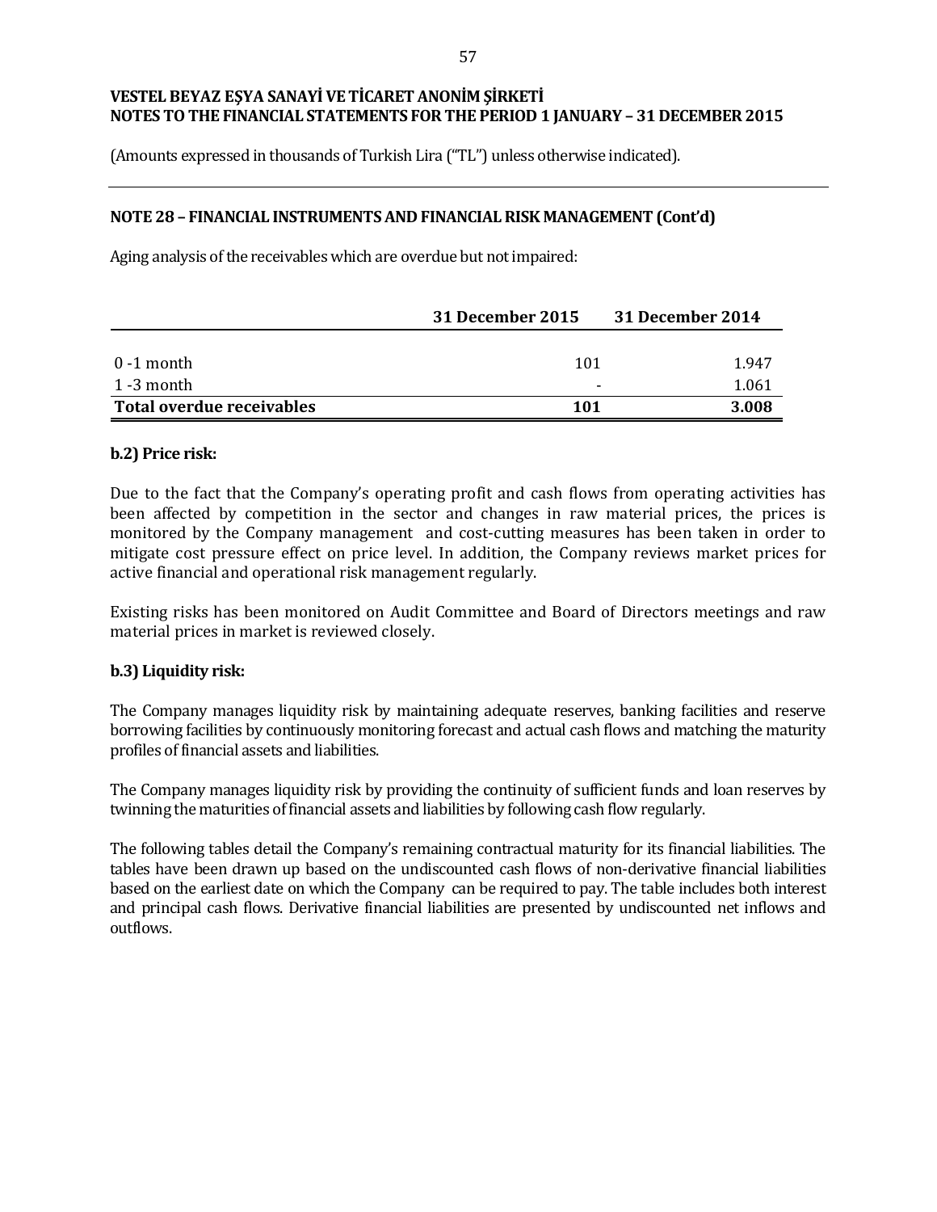VESTEL BEYAZ EŞYA SANAYİ VE TİCARET ANONİM ŞİRKETİ
NOTES TO THE FINANCIAL STATEMENTS FOR THE PERIOD 1 JANUARY – 31 DECEMBER 2015

(Amounts expressed in thousands of Turkish Lira ("TL") unless otherwise indicated).

## NOTE 28 – FINANCIAL INSTRUMENTS AND FINANCIAL RISK MANAGEMENT (Cont'd)

Aging analysis of the receivables which are overdue but not impaired:

| | 31 December 2015 | 31 December 2014 |
|---|---|---|
| 0 -1 month | 101 | 1.947 |
| 1 -3 month | - | 1.061 |
| **Total overdue receivables** | **101** | **3.008** |

### b.2) Price risk:

Due to the fact that the Company's operating profit and cash flows from operating activities has been affected by competition in the sector and changes in raw material prices, the prices is monitored by the Company management and cost-cutting measures has been taken in order to mitigate cost pressure effect on price level. In addition, the Company reviews market prices for active financial and operational risk management regularly.

Existing risks has been monitored on Audit Committee and Board of Directors meetings and raw material prices in market is reviewed closely.

### b.3) Liquidity risk:

The Company manages liquidity risk by maintaining adequate reserves, banking facilities and reserve borrowing facilities by continuously monitoring forecast and actual cash flows and matching the maturity profiles of financial assets and liabilities.

The Company manages liquidity risk by providing the continuity of sufficient funds and loan reserves by twinning the maturities of financial assets and liabilities by following cash flow regularly.

The following tables detail the Company's remaining contractual maturity for its financial liabilities. The tables have been drawn up based on the undiscounted cash flows of non-derivative financial liabilities based on the earliest date on which the Company can be required to pay. The table includes both interest and principal cash flows. Derivative financial liabilities are presented by undiscounted net inflows and outflows.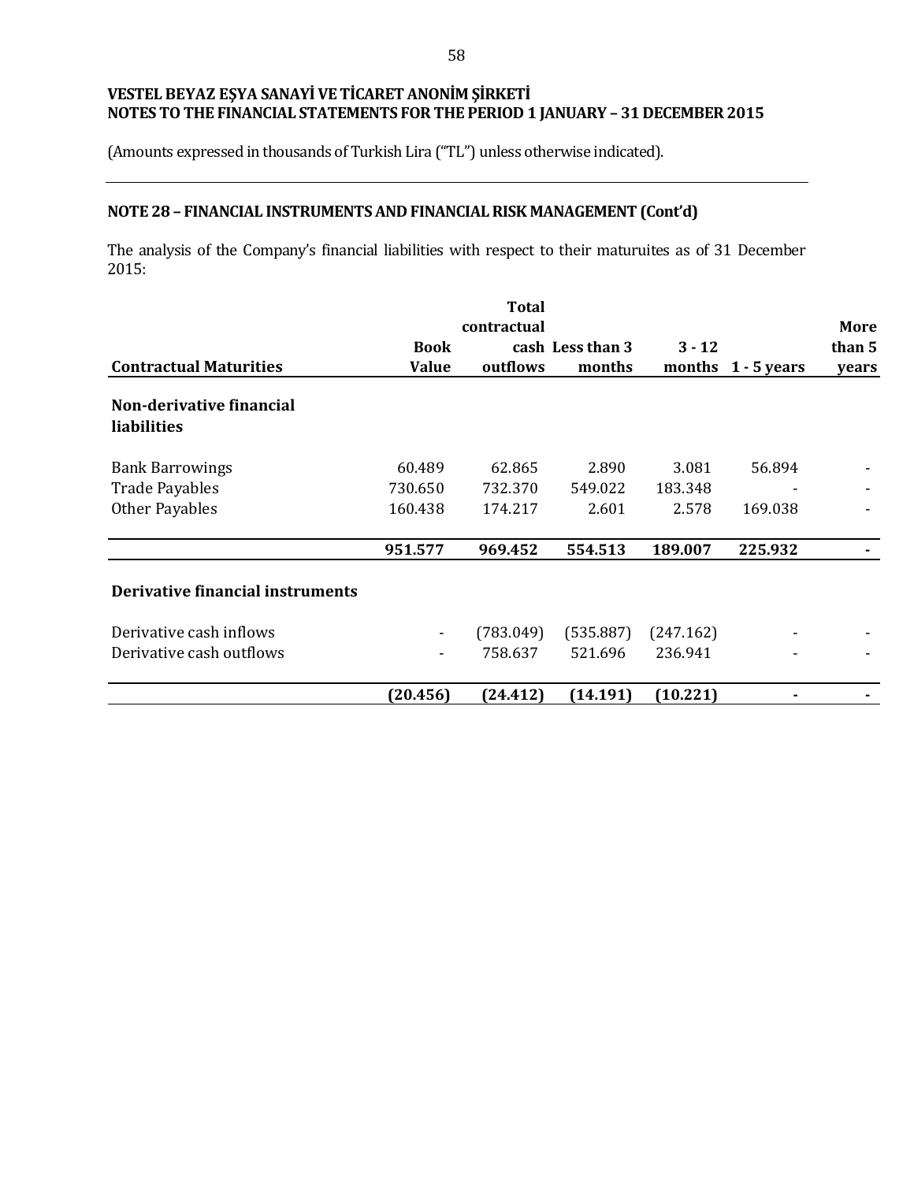VESTEL BEYAZ EŞYA SANAYİ VE TİCARET ANONİM ŞİRKETİ
NOTES TO THE FINANCIAL STATEMENTS FOR THE PERIOD 1 JANUARY – 31 DECEMBER 2015

(Amounts expressed in thousands of Turkish Lira ("TL") unless otherwise indicated).

## NOTE 28 – FINANCIAL INSTRUMENTS AND FINANCIAL RISK MANAGEMENT (Cont'd)

The analysis of the Company's financial liabilities with respect to their maturuites as of 31 December 2015:

| Contractual Maturities | Book Value | Total contractual cash outflows | Less than 3 months | 3 - 12 months | 1 - 5 years | More than 5 years |
|---|---|---|---|---|---|---|
| **Non-derivative financial liabilities** | | | | | | |
| Bank Barrowings | 60.489 | 62.865 | 2.890 | 3.081 | 56.894 | - |
| Trade Payables | 730.650 | 732.370 | 549.022 | 183.348 | - | - |
| Other Payables | 160.438 | 174.217 | 2.601 | 2.578 | 169.038 | - |
| | **951.577** | **969.452** | **554.513** | **189.007** | **225.932** | **-** |
| **Derivative financial instruments** | | | | | | |
| Derivative cash inflows | - | (783.049) | (535.887) | (247.162) | - | - |
| Derivative cash outflows | - | 758.637 | 521.696 | 236.941 | - | - |
| | **(20.456)** | **(24.412)** | **(14.191)** | **(10.221)** | **-** | **-** |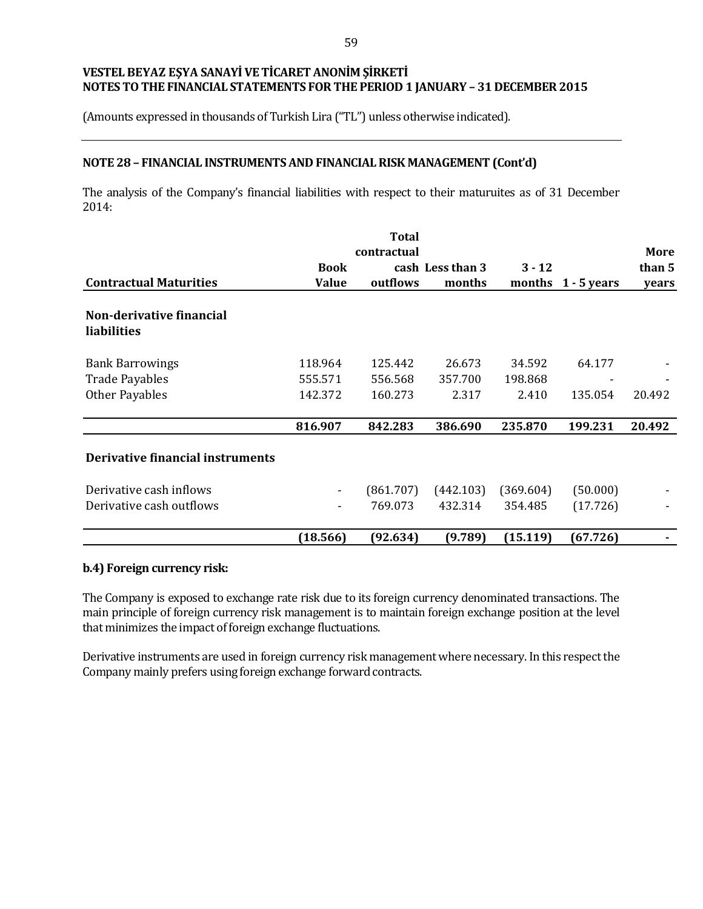**VESTEL BEYAZ EŞYA SANAYİ VE TİCARET ANONİM ŞİRKETİ**
**NOTES TO THE FINANCIAL STATEMENTS FOR THE PERIOD 1 JANUARY – 31 DECEMBER 2015**

(Amounts expressed in thousands of Turkish Lira ("TL") unless otherwise indicated).

## NOTE 28 – FINANCIAL INSTRUMENTS AND FINANCIAL RISK MANAGEMENT (Cont'd)

The analysis of the Company's financial liabilities with respect to their maturuites as of 31 December 2014:

| Contractual Maturities | Book Value | Total contractual cash outflows | Less than 3 months | 3 - 12 months | 1 - 5 years | More than 5 years |
|---|---|---|---|---|---|---|
| **Non-derivative financial liabilities** | | | | | | |
| Bank Barrowings | 118.964 | 125.442 | 26.673 | 34.592 | 64.177 | - |
| Trade Payables | 555.571 | 556.568 | 357.700 | 198.868 | - | - |
| Other Payables | 142.372 | 160.273 | 2.317 | 2.410 | 135.054 | 20.492 |
| | **816.907** | **842.283** | **386.690** | **235.870** | **199.231** | **20.492** |
| **Derivative financial instruments** | | | | | | |
| Derivative cash inflows | - | (861.707) | (442.103) | (369.604) | (50.000) | - |
| Derivative cash outflows | - | 769.073 | 432.314 | 354.485 | (17.726) | - |
| | **(18.566)** | **(92.634)** | **(9.789)** | **(15.119)** | **(67.726)** | **-** |

### b.4) Foreign currency risk:

The Company is exposed to exchange rate risk due to its foreign currency denominated transactions. The main principle of foreign currency risk management is to maintain foreign exchange position at the level that minimizes the impact of foreign exchange fluctuations.

Derivative instruments are used in foreign currency risk management where necessary. In this respect the Company mainly prefers using foreign exchange forward contracts.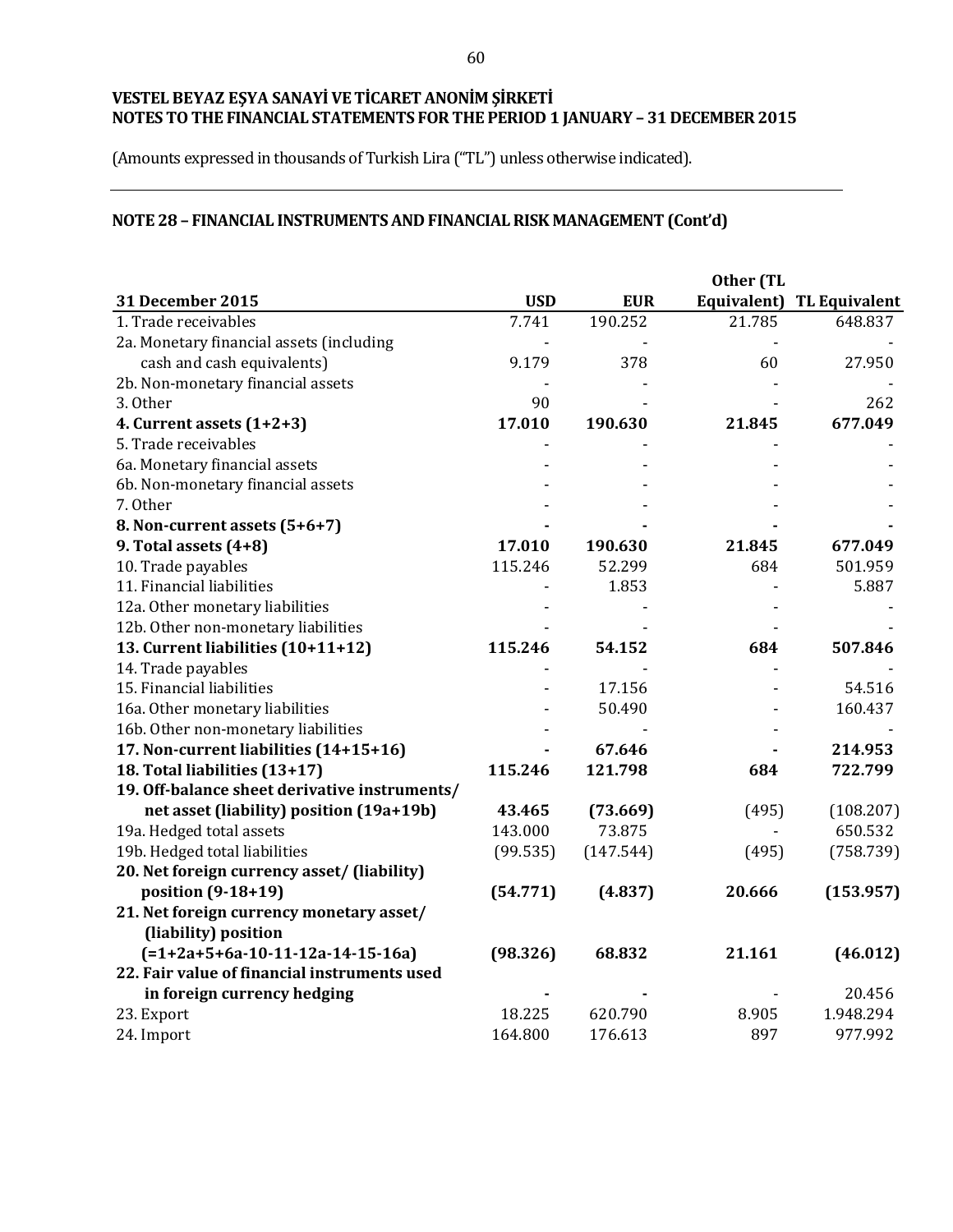**VESTEL BEYAZ EŞYA SANAYİ VE TİCARET ANONİM ŞİRKETİ**
**NOTES TO THE FINANCIAL STATEMENTS FOR THE PERIOD 1 JANUARY – 31 DECEMBER 2015**

(Amounts expressed in thousands of Turkish Lira ("TL") unless otherwise indicated).

## NOTE 28 – FINANCIAL INSTRUMENTS AND FINANCIAL RISK MANAGEMENT (Cont'd)

| 31 December 2015 | USD | EUR | Other (TL Equivalent) | TL Equivalent |
|---|---|---|---|---|
| 1. Trade receivables | 7.741 | 190.252 | 21.785 | 648.837 |
| 2a. Monetary financial assets (including cash and cash equivalents) | 9.179 | 378 | 60 | 27.950 |
| 2b. Non-monetary financial assets | - | - | - | - |
| 3. Other | 90 | - | - | 262 |
| **4. Current assets (1+2+3)** | **17.010** | **190.630** | **21.845** | **677.049** |
| 5. Trade receivables | - | - | - | - |
| 6a. Monetary financial assets | - | - | - | - |
| 6b. Non-monetary financial assets | - | - | - | - |
| 7. Other | - | - | - | - |
| **8. Non-current assets (5+6+7)** | **-** | **-** | **-** | **-** |
| **9. Total assets (4+8)** | **17.010** | **190.630** | **21.845** | **677.049** |
| 10. Trade payables | 115.246 | 52.299 | 684 | 501.959 |
| 11. Financial liabilities | - | 1.853 | - | 5.887 |
| 12a. Other monetary liabilities | - | - | - | - |
| 12b. Other non-monetary liabilities | - | - | - | - |
| **13. Current liabilities (10+11+12)** | **115.246** | **54.152** | **684** | **507.846** |
| 14. Trade payables | - | - | - | - |
| 15. Financial liabilities | - | 17.156 | - | 54.516 |
| 16a. Other monetary liabilities | - | 50.490 | - | 160.437 |
| 16b. Other non-monetary liabilities | - | - | - | - |
| **17. Non-current liabilities (14+15+16)** | **-** | **67.646** | **-** | **214.953** |
| **18. Total liabilities (13+17)** | **115.246** | **121.798** | **684** | **722.799** |
| **19. Off-balance sheet derivative instruments/ net asset (liability) position (19a+19b)** | **43.465** | **(73.669)** | (495) | (108.207) |
| 19a. Hedged total assets | 143.000 | 73.875 | - | 650.532 |
| 19b. Hedged total liabilities | (99.535) | (147.544) | (495) | (758.739) |
| **20. Net foreign currency asset/ (liability) position (9-18+19)** | **(54.771)** | **(4.837)** | **20.666** | **(153.957)** |
| **21. Net foreign currency monetary asset/ (liability) position (=1+2a+5+6a-10-11-12a-14-15-16a)** | **(98.326)** | **68.832** | **21.161** | **(46.012)** |
| **22. Fair value of financial instruments used in foreign currency hedging** | **-** | **-** | - | 20.456 |
| 23. Export | 18.225 | 620.790 | 8.905 | 1.948.294 |
| 24. Import | 164.800 | 176.613 | 897 | 977.992 |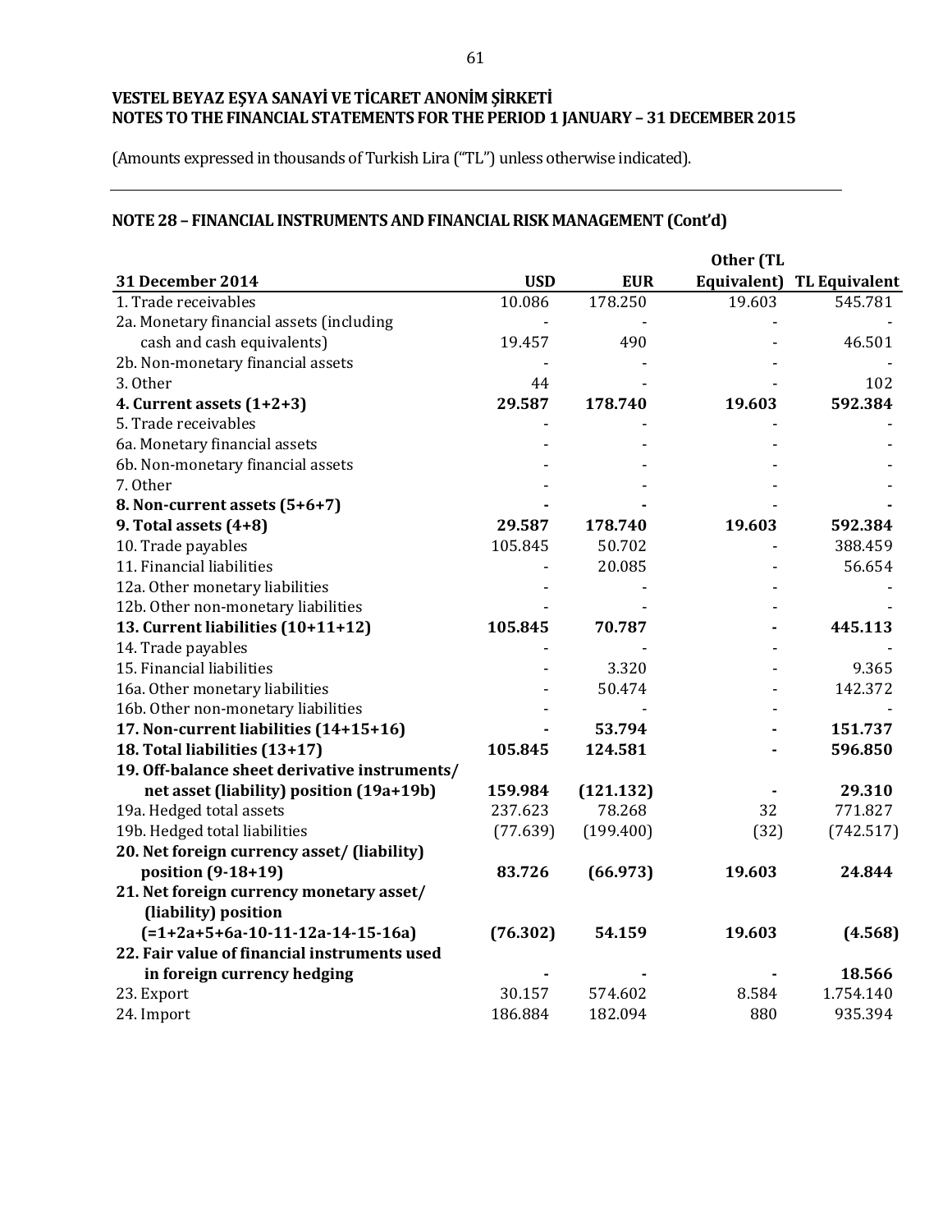**VESTEL BEYAZ EŞYA SANAYİ VE TİCARET ANONİM ŞİRKETİ**
**NOTES TO THE FINANCIAL STATEMENTS FOR THE PERIOD 1 JANUARY – 31 DECEMBER 2015**

(Amounts expressed in thousands of Turkish Lira ("TL") unless otherwise indicated).

## NOTE 28 – FINANCIAL INSTRUMENTS AND FINANCIAL RISK MANAGEMENT (Cont'd)

| 31 December 2014 | USD | EUR | Other (TL Equivalent) | TL Equivalent |
|---|---|---|---|---|
| 1. Trade receivables | 10.086 | 178.250 | 19.603 | 545.781 |
| 2a. Monetary financial assets (including cash and cash equivalents) | 19.457 | 490 | - | 46.501 |
| 2b. Non-monetary financial assets | - | - | - | - |
| 3. Other | 44 | - | - | 102 |
| **4. Current assets (1+2+3)** | **29.587** | **178.740** | **19.603** | **592.384** |
| 5. Trade receivables | - | - | - | - |
| 6a. Monetary financial assets | - | - | - | - |
| 6b. Non-monetary financial assets | - | - | - | - |
| 7. Other | - | - | - | - |
| **8. Non-current assets (5+6+7)** | **-** | **-** | - | **-** |
| **9. Total assets (4+8)** | **29.587** | **178.740** | **19.603** | **592.384** |
| 10. Trade payables | 105.845 | 50.702 | - | 388.459 |
| 11. Financial liabilities | - | 20.085 | - | 56.654 |
| 12a. Other monetary liabilities | - | - | - | - |
| 12b. Other non-monetary liabilities | - | - | - | - |
| **13. Current liabilities (10+11+12)** | **105.845** | **70.787** | **-** | **445.113** |
| 14. Trade payables | - | - | - | - |
| 15. Financial liabilities | - | 3.320 | - | 9.365 |
| 16a. Other monetary liabilities | - | 50.474 | - | 142.372 |
| 16b. Other non-monetary liabilities | - | - | - | - |
| **17. Non-current liabilities (14+15+16)** | **-** | **53.794** | **-** | **151.737** |
| **18. Total liabilities (13+17)** | **105.845** | **124.581** | **-** | **596.850** |
| **19. Off-balance sheet derivative instruments/ net asset (liability) position (19a+19b)** | **159.984** | **(121.132)** | **-** | **29.310** |
| 19a. Hedged total assets | 237.623 | 78.268 | 32 | 771.827 |
| 19b. Hedged total liabilities | (77.639) | (199.400) | (32) | (742.517) |
| **20. Net foreign currency asset/ (liability) position (9-18+19)** | **83.726** | **(66.973)** | **19.603** | **24.844** |
| **21. Net foreign currency monetary asset/ (liability) position (=1+2a+5+6a-10-11-12a-14-15-16a)** | **(76.302)** | **54.159** | **19.603** | **(4.568)** |
| **22. Fair value of financial instruments used in foreign currency hedging** | **-** | **-** | **-** | **18.566** |
| 23. Export | 30.157 | 574.602 | 8.584 | 1.754.140 |
| 24. Import | 186.884 | 182.094 | 880 | 935.394 |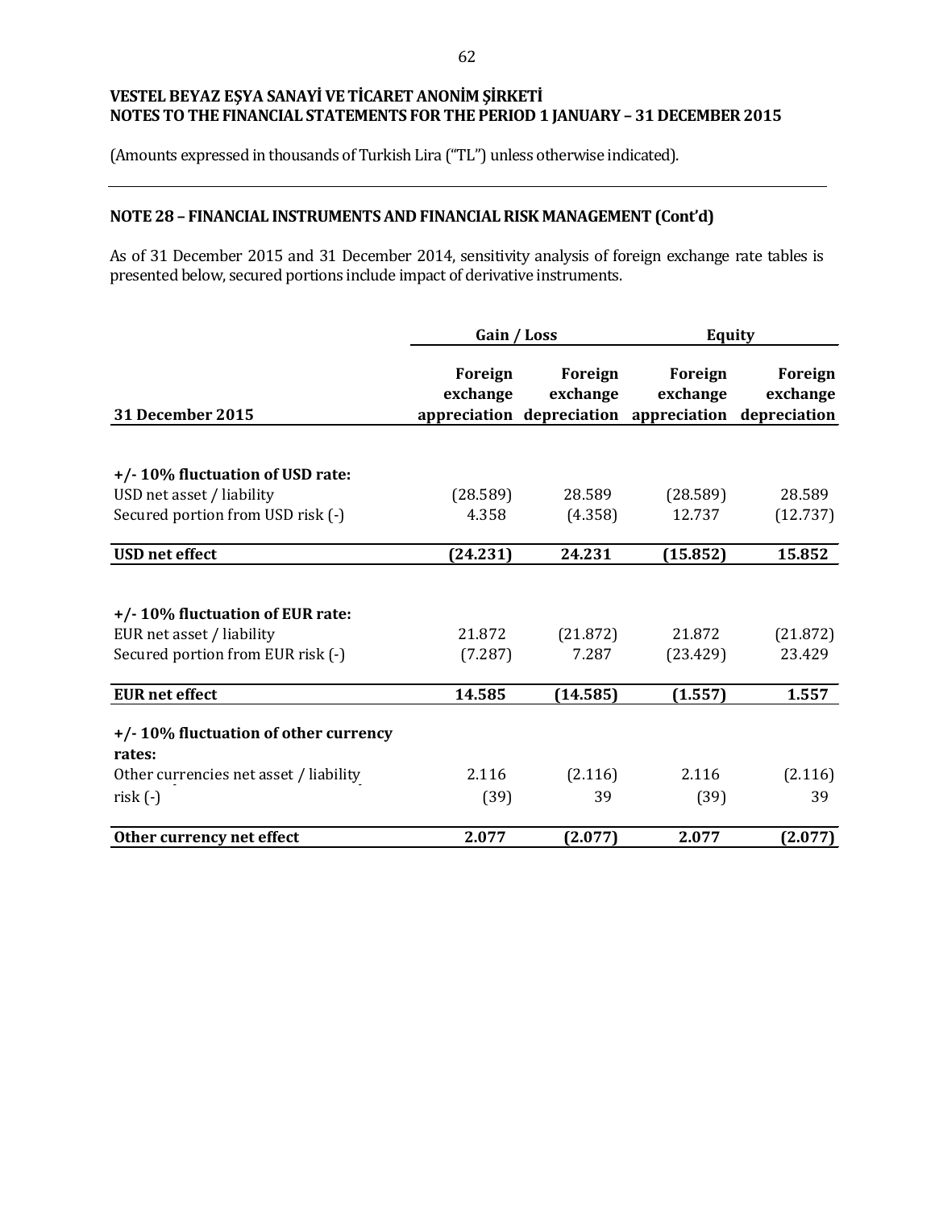VESTEL BEYAZ EŞYA SANAYİ VE TİCARET ANONİM ŞİRKETİ
NOTES TO THE FINANCIAL STATEMENTS FOR THE PERIOD 1 JANUARY – 31 DECEMBER 2015

(Amounts expressed in thousands of Turkish Lira ("TL") unless otherwise indicated).

## NOTE 28 – FINANCIAL INSTRUMENTS AND FINANCIAL RISK MANAGEMENT (Cont'd)

As of 31 December 2015 and 31 December 2014, sensitivity analysis of foreign exchange rate tables is presented below, secured portions include impact of derivative instruments.

| | Gain / Loss | | Equity | |
|---|---|---|---|---|
| **31 December 2015** | **Foreign exchange appreciation** | **Foreign exchange depreciation** | **Foreign exchange appreciation** | **Foreign exchange depreciation** |
| **+/- 10% fluctuation of USD rate:** | | | | |
| USD net asset / liability | (28.589) | 28.589 | (28.589) | 28.589 |
| Secured portion from USD risk (-) | 4.358 | (4.358) | 12.737 | (12.737) |
| **USD net effect** | **(24.231)** | **24.231** | **(15.852)** | **15.852** |
| **+/- 10% fluctuation of EUR rate:** | | | | |
| EUR net asset / liability | 21.872 | (21.872) | 21.872 | (21.872) |
| Secured portion from EUR risk (-) | (7.287) | 7.287 | (23.429) | 23.429 |
| **EUR net effect** | **14.585** | **(14.585)** | **(1.557)** | **1.557** |
| **+/- 10% fluctuation of other currency rates:** | | | | |
| Other currencies net asset / liability | 2.116 | (2.116) | 2.116 | (2.116) |
| risk (-) | (39) | 39 | (39) | 39 |
| **Other currency net effect** | **2.077** | **(2.077)** | **2.077** | **(2.077)** |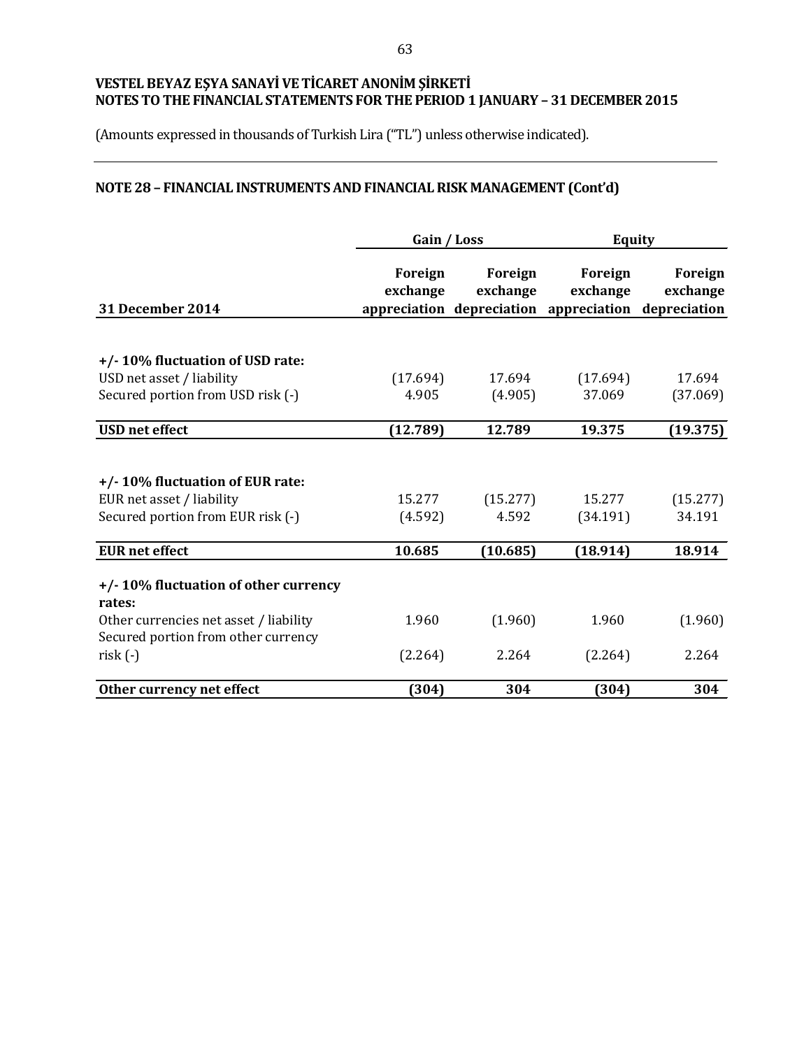**VESTEL BEYAZ EŞYA SANAYİ VE TİCARET ANONİM ŞİRKETİ**
**NOTES TO THE FINANCIAL STATEMENTS FOR THE PERIOD 1 JANUARY – 31 DECEMBER 2015**

(Amounts expressed in thousands of Turkish Lira ("TL") unless otherwise indicated).

## NOTE 28 – FINANCIAL INSTRUMENTS AND FINANCIAL RISK MANAGEMENT (Cont'd)

| | Gain / Loss | | Equity | |
|---|---|---|---|---|
| **31 December 2014** | **Foreign exchange appreciation** | **Foreign exchange depreciation** | **Foreign exchange appreciation** | **Foreign exchange depreciation** |
| **+/- 10% fluctuation of USD rate:** | | | | |
| USD net asset / liability | (17.694) | 17.694 | (17.694) | 17.694 |
| Secured portion from USD risk (-) | 4.905 | (4.905) | 37.069 | (37.069) |
| **USD net effect** | **(12.789)** | **12.789** | **19.375** | **(19.375)** |
| **+/- 10% fluctuation of EUR rate:** | | | | |
| EUR net asset / liability | 15.277 | (15.277) | 15.277 | (15.277) |
| Secured portion from EUR risk (-) | (4.592) | 4.592 | (34.191) | 34.191 |
| **EUR net effect** | **10.685** | **(10.685)** | **(18.914)** | **18.914** |
| **+/- 10% fluctuation of other currency rates:** | | | | |
| Other currencies net asset / liability | 1.960 | (1.960) | 1.960 | (1.960) |
| Secured portion from other currency risk (-) | (2.264) | 2.264 | (2.264) | 2.264 |
| **Other currency net effect** | **(304)** | **304** | **(304)** | **304** |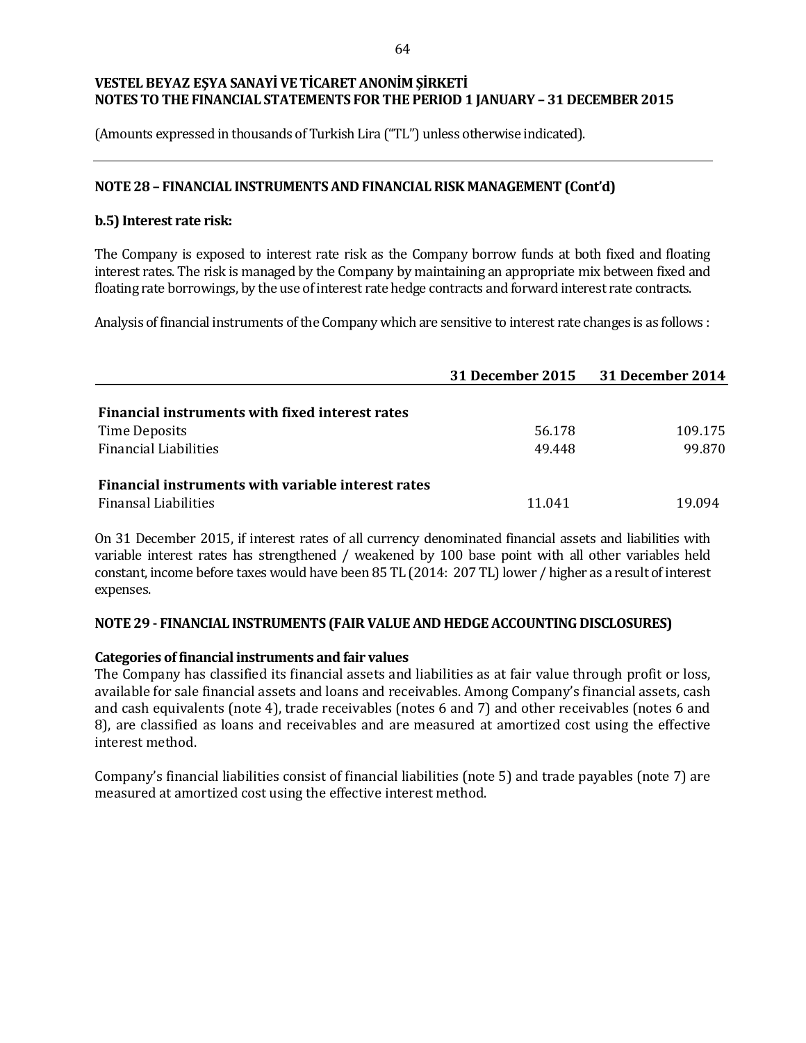VESTEL BEYAZ EŞYA SANAYİ VE TİCARET ANONİM ŞİRKETİ
NOTES TO THE FINANCIAL STATEMENTS FOR THE PERIOD 1 JANUARY – 31 DECEMBER 2015

(Amounts expressed in thousands of Turkish Lira ("TL") unless otherwise indicated).

## NOTE 28 – FINANCIAL INSTRUMENTS AND FINANCIAL RISK MANAGEMENT (Cont'd)

### b.5) Interest rate risk:

The Company is exposed to interest rate risk as the Company borrow funds at both fixed and floating interest rates. The risk is managed by the Company by maintaining an appropriate mix between fixed and floating rate borrowings, by the use of interest rate hedge contracts and forward interest rate contracts.

Analysis of financial instruments of the Company which are sensitive to interest rate changes is as follows :

| | 31 December 2015 | 31 December 2014 |
|---|---|---|
| **Financial instruments with fixed interest rates** | | |
| Time Deposits | 56.178 | 109.175 |
| Financial Liabilities | 49.448 | 99.870 |
| **Financial instruments with variable interest rates** | | |
| Finansal Liabilities | 11.041 | 19.094 |

On 31 December 2015, if interest rates of all currency denominated financial assets and liabilities with variable interest rates has strengthened / weakened by 100 base point with all other variables held constant, income before taxes would have been 85 TL (2014: 207 TL) lower / higher as a result of interest expenses.

## NOTE 29 - FINANCIAL INSTRUMENTS (FAIR VALUE AND HEDGE ACCOUNTING DISCLOSURES)

**Categories of financial instruments and fair values**

The Company has classified its financial assets and liabilities as at fair value through profit or loss, available for sale financial assets and loans and receivables. Among Company's financial assets, cash and cash equivalents (note 4), trade receivables (notes 6 and 7) and other receivables (notes 6 and 8), are classified as loans and receivables and are measured at amortized cost using the effective interest method.

Company's financial liabilities consist of financial liabilities (note 5) and trade payables (note 7) are measured at amortized cost using the effective interest method.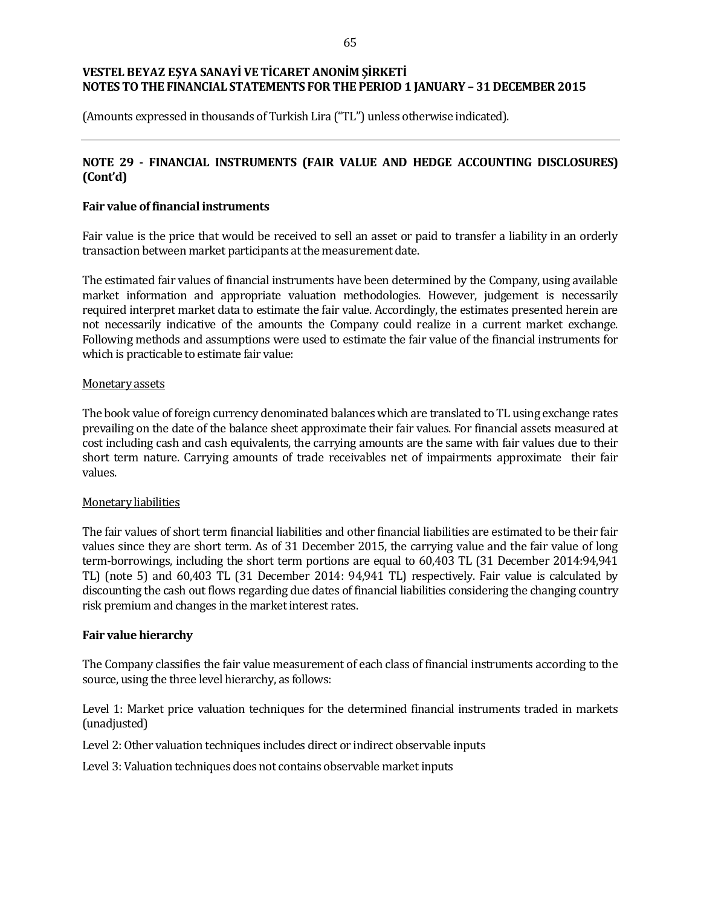(Amounts expressed in thousands of Turkish Lira ("TL") unless otherwise indicated).

## NOTE 29 - FINANCIAL INSTRUMENTS (FAIR VALUE AND HEDGE ACCOUNTING DISCLOSURES) (Cont'd)

### Fair value of financial instruments

Fair value is the price that would be received to sell an asset or paid to transfer a liability in an orderly transaction between market participants at the measurement date.

The estimated fair values of financial instruments have been determined by the Company, using available market information and appropriate valuation methodologies. However, judgement is necessarily required interpret market data to estimate the fair value. Accordingly, the estimates presented herein are not necessarily indicative of the amounts the Company could realize in a current market exchange. Following methods and assumptions were used to estimate the fair value of the financial instruments for which is practicable to estimate fair value:

Monetary assets

The book value of foreign currency denominated balances which are translated to TL using exchange rates prevailing on the date of the balance sheet approximate their fair values. For financial assets measured at cost including cash and cash equivalents, the carrying amounts are the same with fair values due to their short term nature. Carrying amounts of trade receivables net of impairments approximate their fair values.

Monetary liabilities

The fair values of short term financial liabilities and other financial liabilities are estimated to be their fair values since they are short term. As of 31 December 2015, the carrying value and the fair value of long term-borrowings, including the short term portions are equal to 60,403 TL (31 December 2014:94,941 TL) (note 5) and 60,403 TL (31 December 2014: 94,941 TL) respectively. Fair value is calculated by discounting the cash out flows regarding due dates of financial liabilities considering the changing country risk premium and changes in the market interest rates.

### Fair value hierarchy

The Company classifies the fair value measurement of each class of financial instruments according to the source, using the three level hierarchy, as follows:

Level 1: Market price valuation techniques for the determined financial instruments traded in markets (unadjusted)

Level 2: Other valuation techniques includes direct or indirect observable inputs

Level 3: Valuation techniques does not contains observable market inputs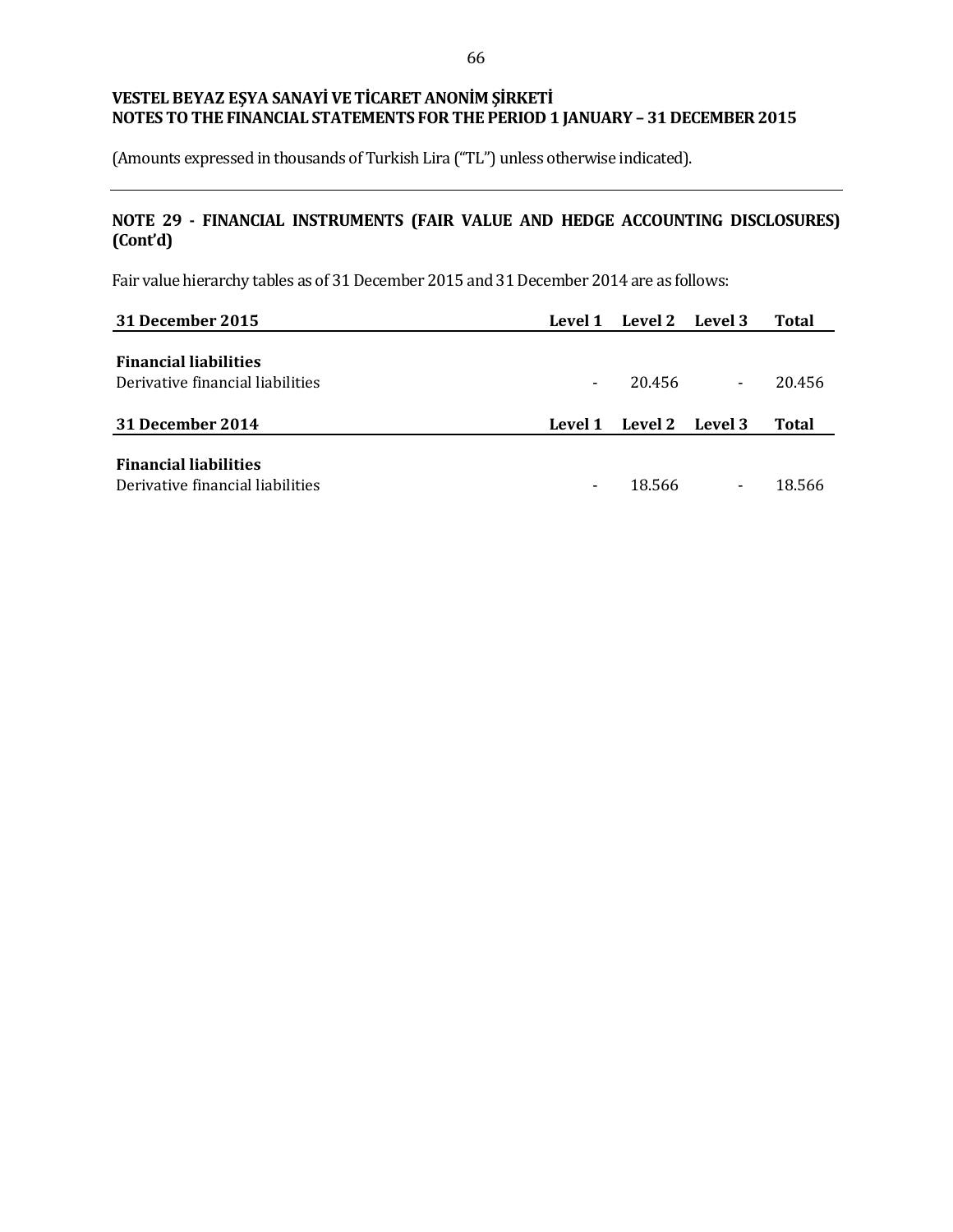## NOTE 29 - FINANCIAL INSTRUMENTS (FAIR VALUE AND HEDGE ACCOUNTING DISCLOSURES) (Cont'd)

Fair value hierarchy tables as of 31 December 2015 and 31 December 2014 are as follows:

| **31 December 2015** | **Level 1** | **Level 2** | **Level 3** | **Total** |
|---|---|---|---|---|
| **Financial liabilities** | | | | |
| Derivative financial liabilities | - | 20.456 | - | 20.456 |

| **31 December 2014** | **Level 1** | **Level 2** | **Level 3** | **Total** |
|---|---|---|---|---|
| **Financial liabilities** | | | | |
| Derivative financial liabilities | - | 18.566 | - | 18.566 |